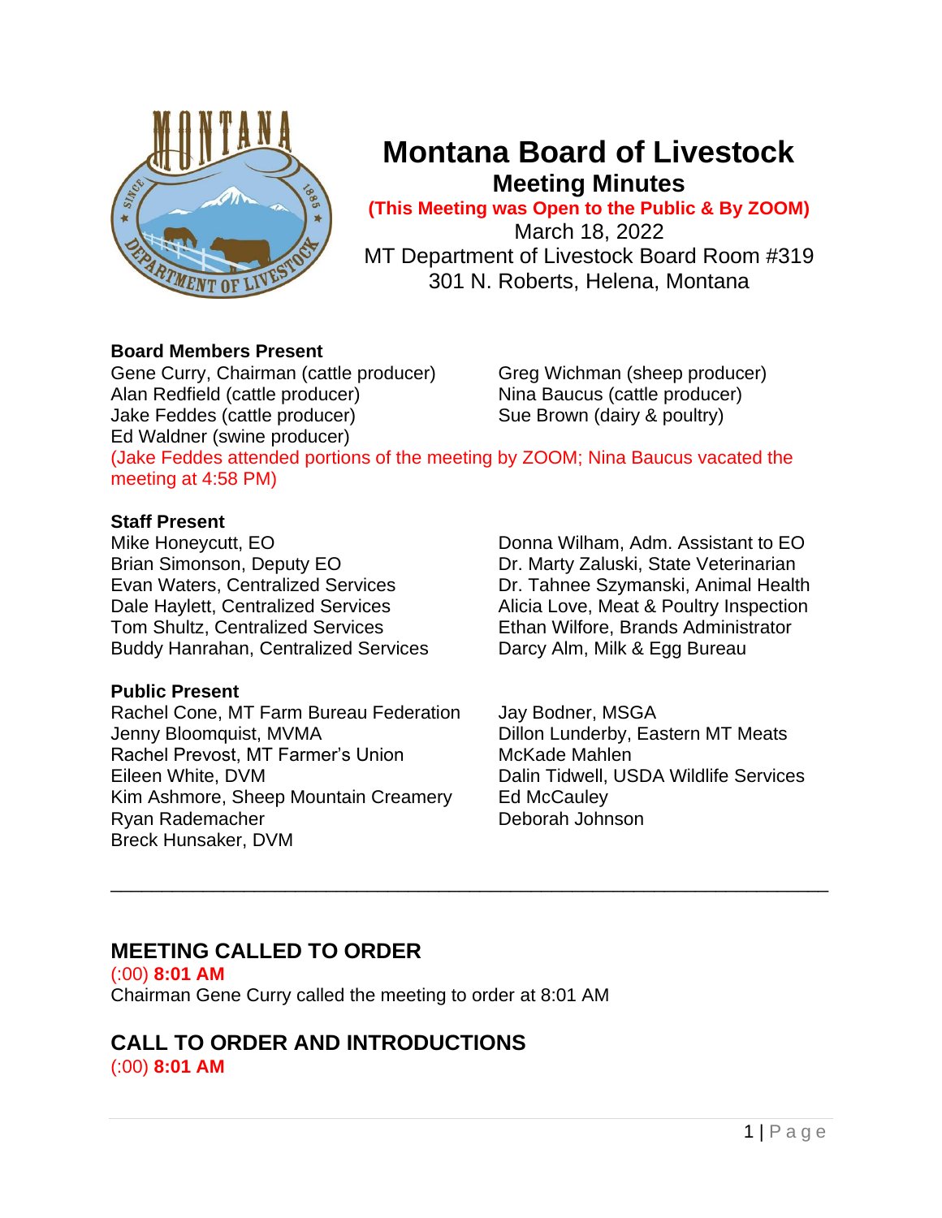# Montana Board of Livestock

## Meeting Minutes

**(This Meeting was Open to the Public & By ZOOM)**

March 18, 2022
MT Department of Livestock Board Room #319
301 N. Roberts, Helena, Montana

**Board Members Present**

Gene Curry, Chairman (cattle producer)
Alan Redfield (cattle producer)
Jake Feddes (cattle producer)
Ed Waldner (swine producer)
Greg Wichman (sheep producer)
Nina Baucus (cattle producer)
Sue Brown (dairy & poultry)

(Jake Feddes attended portions of the meeting by ZOOM; Nina Baucus vacated the meeting at 4:58 PM)

**Staff Present**

Mike Honeycutt, EO
Brian Simonson, Deputy EO
Evan Waters, Centralized Services
Dale Haylett, Centralized Services
Tom Shultz, Centralized Services
Buddy Hanrahan, Centralized Services
Donna Wilham, Adm. Assistant to EO
Dr. Marty Zaluski, State Veterinarian
Dr. Tahnee Szymanski, Animal Health
Alicia Love, Meat & Poultry Inspection
Ethan Wilfore, Brands Administrator
Darcy Alm, Milk & Egg Bureau

**Public Present**

Rachel Cone, MT Farm Bureau Federation
Jenny Bloomquist, MVMA
Rachel Prevost, MT Farmer's Union
Eileen White, DVM
Kim Ashmore, Sheep Mountain Creamery
Ryan Rademacher
Breck Hunsaker, DVM
Jay Bodner, MSGA
Dillon Lunderby, Eastern MT Meats
McKade Mahlen
Dalin Tidwell, USDA Wildlife Services
Ed McCauley
Deborah Johnson

---

## MEETING CALLED TO ORDER

(:00) **8:01 AM**

Chairman Gene Curry called the meeting to order at 8:01 AM

## CALL TO ORDER AND INTRODUCTIONS

(:00) **8:01 AM**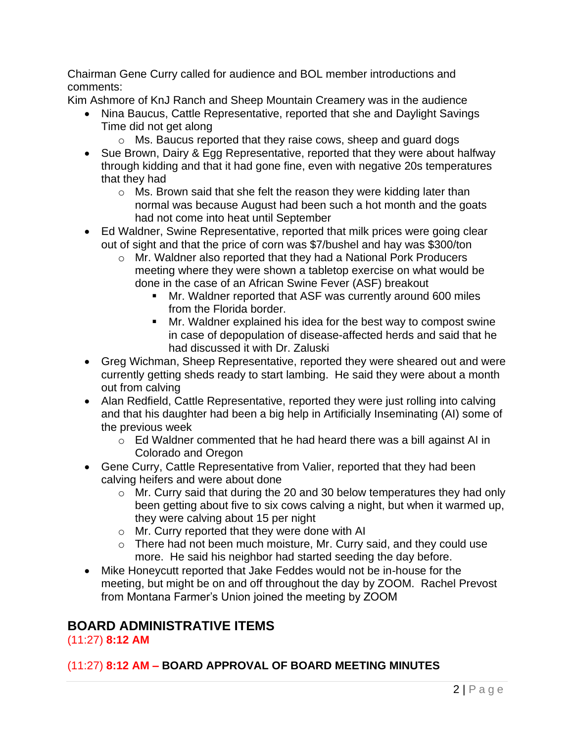Chairman Gene Curry called for audience and BOL member introductions and comments:

Kim Ashmore of KnJ Ranch and Sheep Mountain Creamery was in the audience

- Nina Baucus, Cattle Representative, reported that she and Daylight Savings Time did not get along
  - Ms. Baucus reported that they raise cows, sheep and guard dogs
- Sue Brown, Dairy & Egg Representative, reported that they were about halfway through kidding and that it had gone fine, even with negative 20s temperatures that they had
  - Ms. Brown said that she felt the reason they were kidding later than normal was because August had been such a hot month and the goats had not come into heat until September
- Ed Waldner, Swine Representative, reported that milk prices were going clear out of sight and that the price of corn was $7/bushel and hay was $300/ton
  - Mr. Waldner also reported that they had a National Pork Producers meeting where they were shown a tabletop exercise on what would be done in the case of an African Swine Fever (ASF) breakout
    - Mr. Waldner reported that ASF was currently around 600 miles from the Florida border.
    - Mr. Waldner explained his idea for the best way to compost swine in case of depopulation of disease-affected herds and said that he had discussed it with Dr. Zaluski
- Greg Wichman, Sheep Representative, reported they were sheared out and were currently getting sheds ready to start lambing. He said they were about a month out from calving
- Alan Redfield, Cattle Representative, reported they were just rolling into calving and that his daughter had been a big help in Artificially Inseminating (AI) some of the previous week
  - Ed Waldner commented that he had heard there was a bill against AI in Colorado and Oregon
- Gene Curry, Cattle Representative from Valier, reported that they had been calving heifers and were about done
  - Mr. Curry said that during the 20 and 30 below temperatures they had only been getting about five to six cows calving a night, but when it warmed up, they were calving about 15 per night
  - Mr. Curry reported that they were done with AI
  - There had not been much moisture, Mr. Curry said, and they could use more. He said his neighbor had started seeding the day before.
- Mike Honeycutt reported that Jake Feddes would not be in-house for the meeting, but might be on and off throughout the day by ZOOM. Rachel Prevost from Montana Farmer's Union joined the meeting by ZOOM

## BOARD ADMINISTRATIVE ITEMS

(11:27) **8:12 AM**

### (11:27) **8:12 AM – BOARD APPROVAL OF BOARD MEETING MINUTES**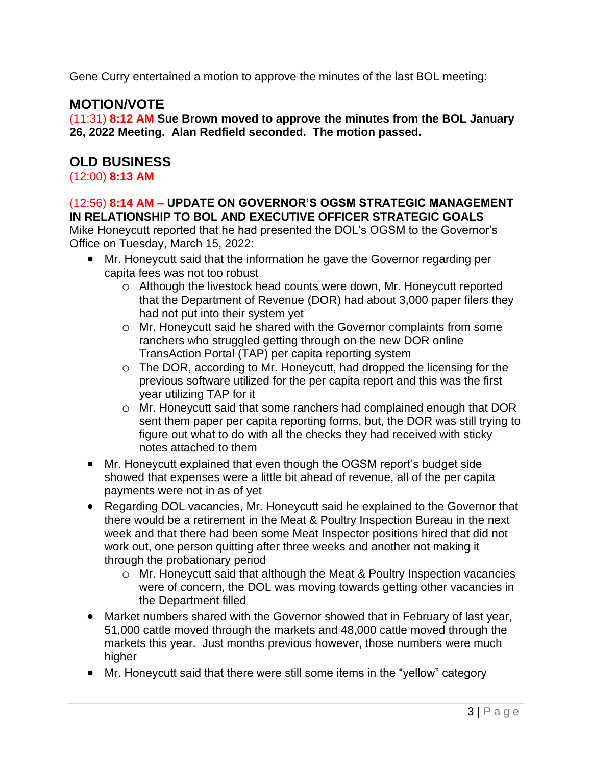Gene Curry entertained a motion to approve the minutes of the last BOL meeting:

## MOTION/VOTE

(11:31) **8:12 AM Sue Brown moved to approve the minutes from the BOL January 26, 2022 Meeting. Alan Redfield seconded. The motion passed.**

## OLD BUSINESS

(12:00) **8:13 AM**

(12:56) **8:14 AM – UPDATE ON GOVERNOR'S OGSM STRATEGIC MANAGEMENT IN RELATIONSHIP TO BOL AND EXECUTIVE OFFICER STRATEGIC GOALS**

Mike Honeycutt reported that he had presented the DOL's OGSM to the Governor's Office on Tuesday, March 15, 2022:

- Mr. Honeycutt said that the information he gave the Governor regarding per capita fees was not too robust
  - Although the livestock head counts were down, Mr. Honeycutt reported that the Department of Revenue (DOR) had about 3,000 paper filers they had not put into their system yet
  - Mr. Honeycutt said he shared with the Governor complaints from some ranchers who struggled getting through on the new DOR online TransAction Portal (TAP) per capita reporting system
  - The DOR, according to Mr. Honeycutt, had dropped the licensing for the previous software utilized for the per capita report and this was the first year utilizing TAP for it
  - Mr. Honeycutt said that some ranchers had complained enough that DOR sent them paper per capita reporting forms, but, the DOR was still trying to figure out what to do with all the checks they had received with sticky notes attached to them
- Mr. Honeycutt explained that even though the OGSM report's budget side showed that expenses were a little bit ahead of revenue, all of the per capita payments were not in as of yet
- Regarding DOL vacancies, Mr. Honeycutt said he explained to the Governor that there would be a retirement in the Meat & Poultry Inspection Bureau in the next week and that there had been some Meat Inspector positions hired that did not work out, one person quitting after three weeks and another not making it through the probationary period
  - Mr. Honeycutt said that although the Meat & Poultry Inspection vacancies were of concern, the DOL was moving towards getting other vacancies in the Department filled
- Market numbers shared with the Governor showed that in February of last year, 51,000 cattle moved through the markets and 48,000 cattle moved through the markets this year. Just months previous however, those numbers were much higher
- Mr. Honeycutt said that there were still some items in the "yellow" category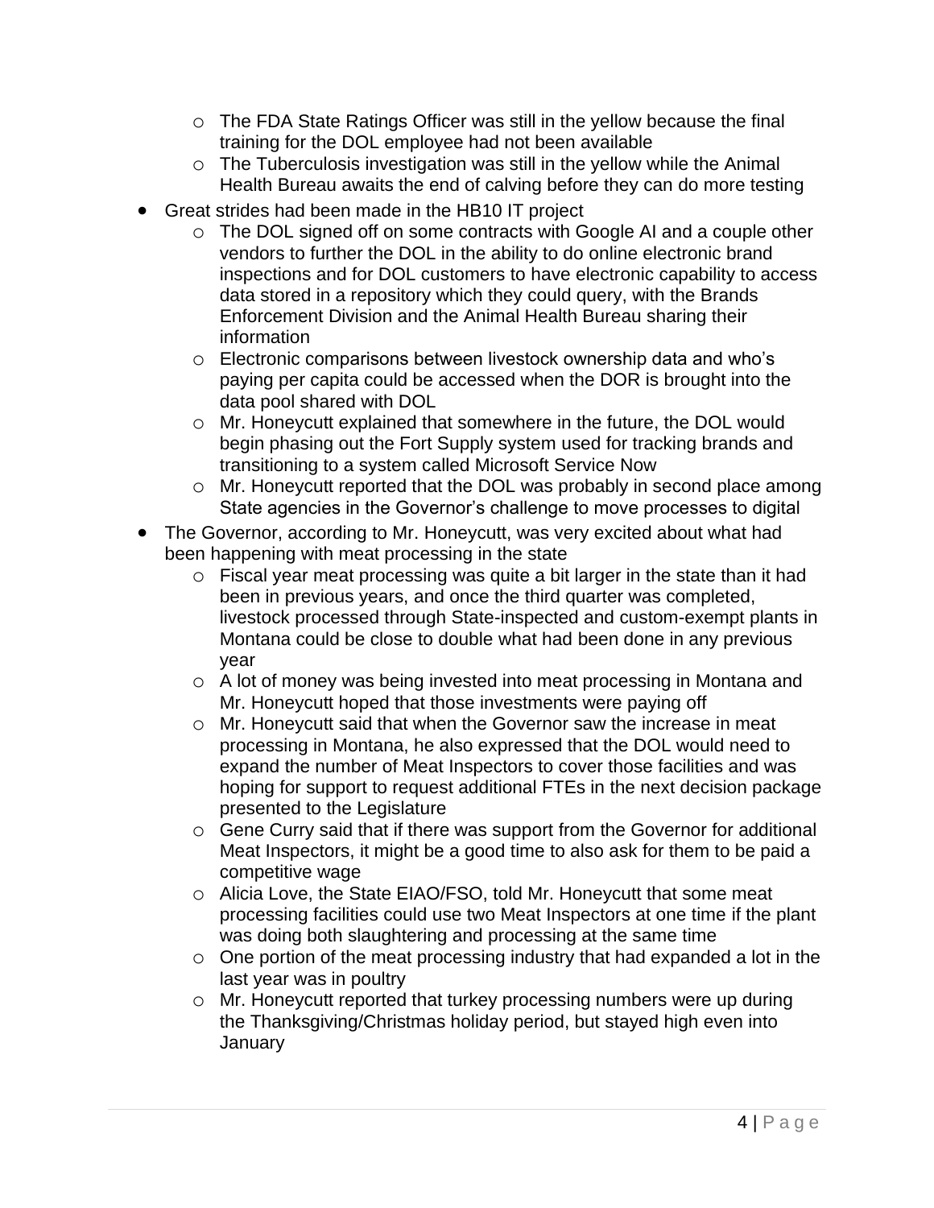- The FDA State Ratings Officer was still in the yellow because the final training for the DOL employee had not been available
  - The Tuberculosis investigation was still in the yellow while the Animal Health Bureau awaits the end of calving before they can do more testing
- Great strides had been made in the HB10 IT project
  - The DOL signed off on some contracts with Google AI and a couple other vendors to further the DOL in the ability to do online electronic brand inspections and for DOL customers to have electronic capability to access data stored in a repository which they could query, with the Brands Enforcement Division and the Animal Health Bureau sharing their information
  - Electronic comparisons between livestock ownership data and who's paying per capita could be accessed when the DOR is brought into the data pool shared with DOL
  - Mr. Honeycutt explained that somewhere in the future, the DOL would begin phasing out the Fort Supply system used for tracking brands and transitioning to a system called Microsoft Service Now
  - Mr. Honeycutt reported that the DOL was probably in second place among State agencies in the Governor's challenge to move processes to digital
- The Governor, according to Mr. Honeycutt, was very excited about what had been happening with meat processing in the state
  - Fiscal year meat processing was quite a bit larger in the state than it had been in previous years, and once the third quarter was completed, livestock processed through State-inspected and custom-exempt plants in Montana could be close to double what had been done in any previous year
  - A lot of money was being invested into meat processing in Montana and Mr. Honeycutt hoped that those investments were paying off
  - Mr. Honeycutt said that when the Governor saw the increase in meat processing in Montana, he also expressed that the DOL would need to expand the number of Meat Inspectors to cover those facilities and was hoping for support to request additional FTEs in the next decision package presented to the Legislature
  - Gene Curry said that if there was support from the Governor for additional Meat Inspectors, it might be a good time to also ask for them to be paid a competitive wage
  - Alicia Love, the State EIAO/FSO, told Mr. Honeycutt that some meat processing facilities could use two Meat Inspectors at one time if the plant was doing both slaughtering and processing at the same time
  - One portion of the meat processing industry that had expanded a lot in the last year was in poultry
  - Mr. Honeycutt reported that turkey processing numbers were up during the Thanksgiving/Christmas holiday period, but stayed high even into January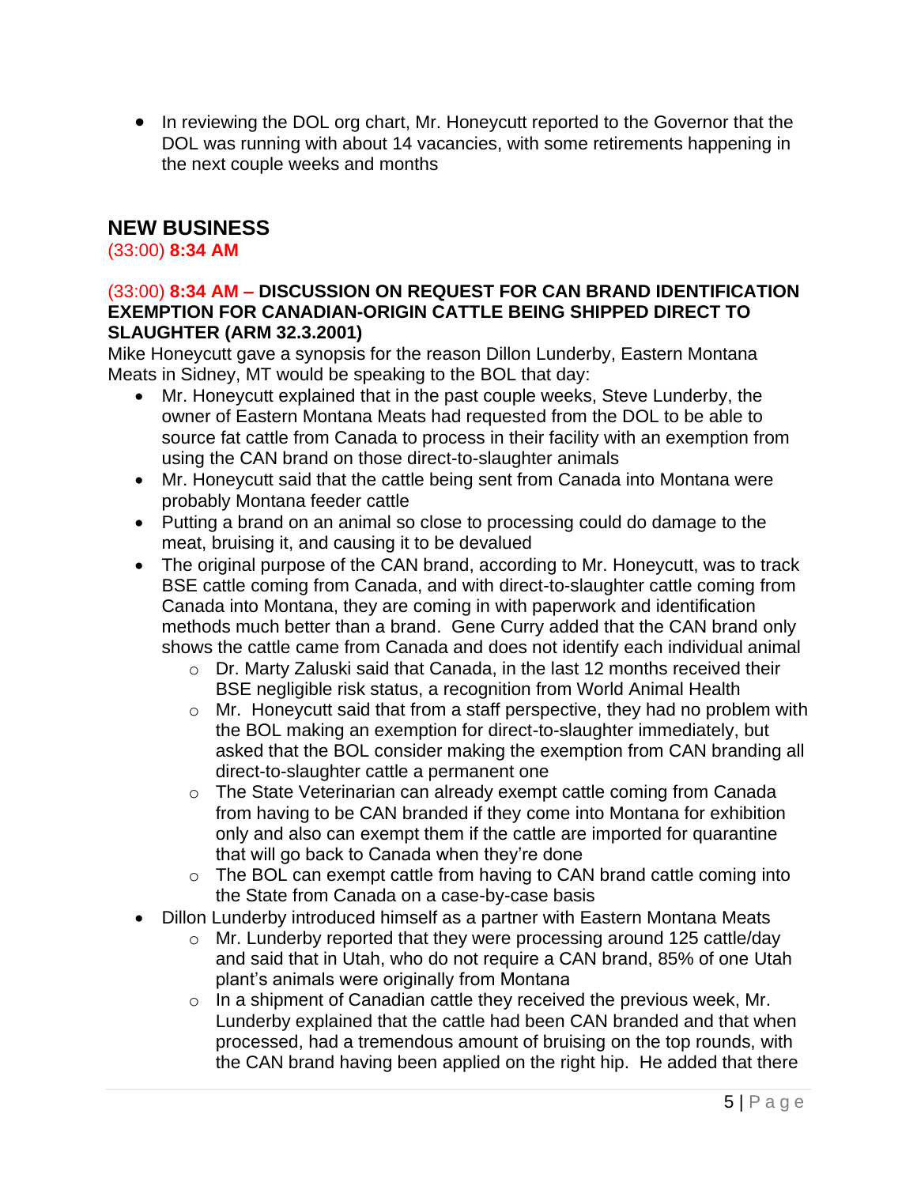- In reviewing the DOL org chart, Mr. Honeycutt reported to the Governor that the DOL was running with about 14 vacancies, with some retirements happening in the next couple weeks and months

## NEW BUSINESS

(33:00) **8:34 AM**

(33:00) **8:34 AM – DISCUSSION ON REQUEST FOR CAN BRAND IDENTIFICATION EXEMPTION FOR CANADIAN-ORIGIN CATTLE BEING SHIPPED DIRECT TO SLAUGHTER (ARM 32.3.2001)**

Mike Honeycutt gave a synopsis for the reason Dillon Lunderby, Eastern Montana Meats in Sidney, MT would be speaking to the BOL that day:

- Mr. Honeycutt explained that in the past couple weeks, Steve Lunderby, the owner of Eastern Montana Meats had requested from the DOL to be able to source fat cattle from Canada to process in their facility with an exemption from using the CAN brand on those direct-to-slaughter animals
- Mr. Honeycutt said that the cattle being sent from Canada into Montana were probably Montana feeder cattle
- Putting a brand on an animal so close to processing could do damage to the meat, bruising it, and causing it to be devalued
- The original purpose of the CAN brand, according to Mr. Honeycutt, was to track BSE cattle coming from Canada, and with direct-to-slaughter cattle coming from Canada into Montana, they are coming in with paperwork and identification methods much better than a brand. Gene Curry added that the CAN brand only shows the cattle came from Canada and does not identify each individual animal
  - Dr. Marty Zaluski said that Canada, in the last 12 months received their BSE negligible risk status, a recognition from World Animal Health
  - Mr. Honeycutt said that from a staff perspective, they had no problem with the BOL making an exemption for direct-to-slaughter immediately, but asked that the BOL consider making the exemption from CAN branding all direct-to-slaughter cattle a permanent one
  - The State Veterinarian can already exempt cattle coming from Canada from having to be CAN branded if they come into Montana for exhibition only and also can exempt them if the cattle are imported for quarantine that will go back to Canada when they're done
  - The BOL can exempt cattle from having to CAN brand cattle coming into the State from Canada on a case-by-case basis
- Dillon Lunderby introduced himself as a partner with Eastern Montana Meats
  - Mr. Lunderby reported that they were processing around 125 cattle/day and said that in Utah, who do not require a CAN brand, 85% of one Utah plant's animals were originally from Montana
  - In a shipment of Canadian cattle they received the previous week, Mr. Lunderby explained that the cattle had been CAN branded and that when processed, had a tremendous amount of bruising on the top rounds, with the CAN brand having been applied on the right hip. He added that there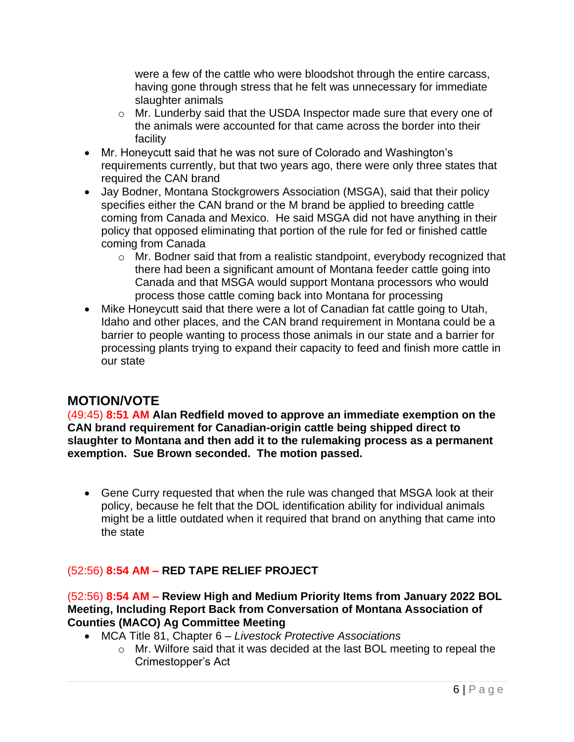were a few of the cattle who were bloodshot through the entire carcass, having gone through stress that he felt was unnecessary for immediate slaughter animals
    - Mr. Lunderby said that the USDA Inspector made sure that every one of the animals were accounted for that came across the border into their facility
- Mr. Honeycutt said that he was not sure of Colorado and Washington's requirements currently, but that two years ago, there were only three states that required the CAN brand
- Jay Bodner, Montana Stockgrowers Association (MSGA), said that their policy specifies either the CAN brand or the M brand be applied to breeding cattle coming from Canada and Mexico. He said MSGA did not have anything in their policy that opposed eliminating that portion of the rule for fed or finished cattle coming from Canada
    - Mr. Bodner said that from a realistic standpoint, everybody recognized that there had been a significant amount of Montana feeder cattle going into Canada and that MSGA would support Montana processors who would process those cattle coming back into Montana for processing
- Mike Honeycutt said that there were a lot of Canadian fat cattle going to Utah, Idaho and other places, and the CAN brand requirement in Montana could be a barrier to people wanting to process those animals in our state and a barrier for processing plants trying to expand their capacity to feed and finish more cattle in our state

## MOTION/VOTE

(49:45) **8:51 AM Alan Redfield moved to approve an immediate exemption on the CAN brand requirement for Canadian-origin cattle being shipped direct to slaughter to Montana and then add it to the rulemaking process as a permanent exemption. Sue Brown seconded. The motion passed.**

- Gene Curry requested that when the rule was changed that MSGA look at their policy, because he felt that the DOL identification ability for individual animals might be a little outdated when it required that brand on anything that came into the state

(52:56) **8:54 AM – RED TAPE RELIEF PROJECT**

(52:56) **8:54 AM – Review High and Medium Priority Items from January 2022 BOL Meeting, Including Report Back from Conversation of Montana Association of Counties (MACO) Ag Committee Meeting**

- MCA Title 81, Chapter 6 – *Livestock Protective Associations*
    - Mr. Wilfore said that it was decided at the last BOL meeting to repeal the Crimestopper's Act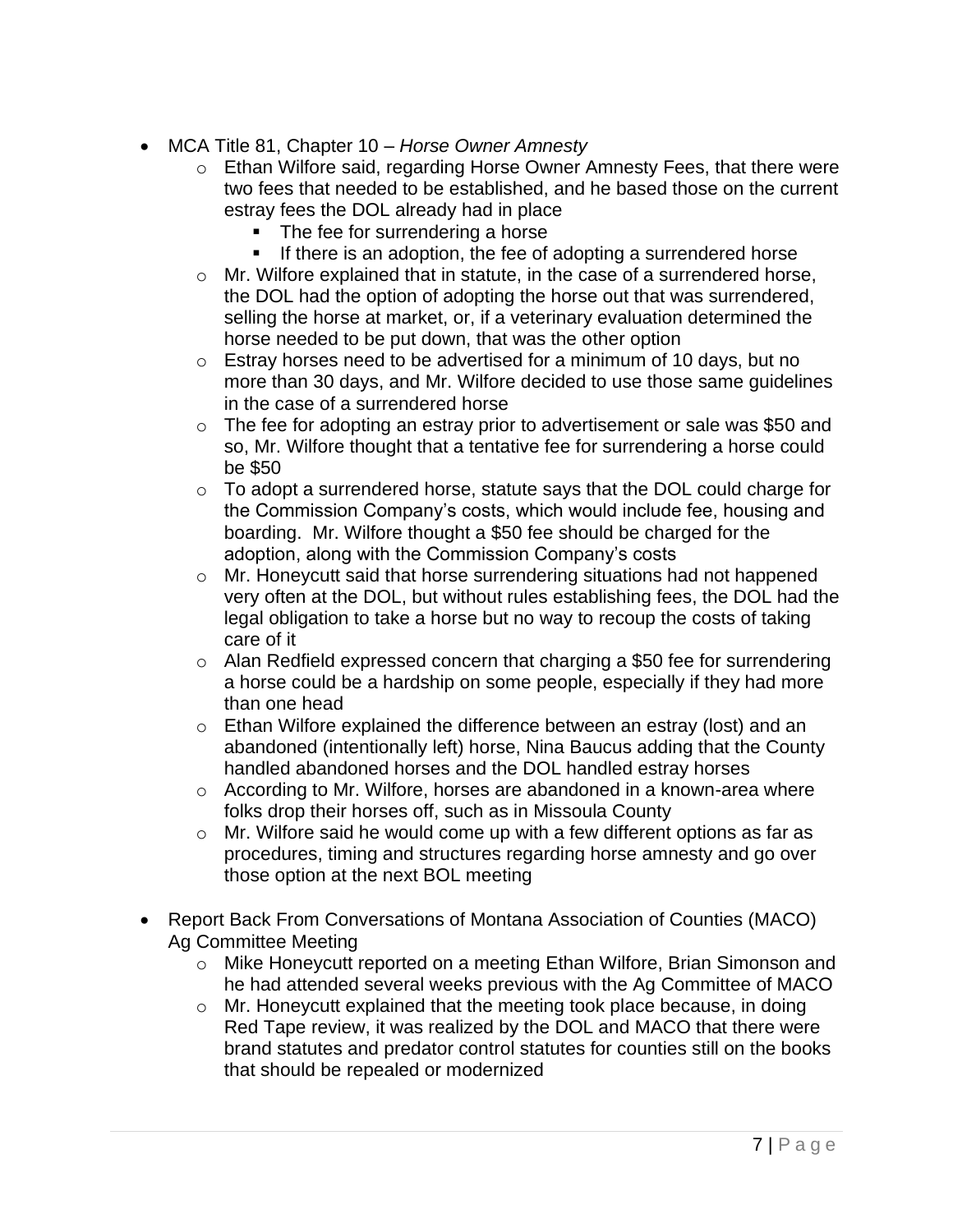- MCA Title 81, Chapter 10 – *Horse Owner Amnesty*
  - Ethan Wilfore said, regarding Horse Owner Amnesty Fees, that there were two fees that needed to be established, and he based those on the current estray fees the DOL already had in place
    - The fee for surrendering a horse
    - If there is an adoption, the fee of adopting a surrendered horse
  - Mr. Wilfore explained that in statute, in the case of a surrendered horse, the DOL had the option of adopting the horse out that was surrendered, selling the horse at market, or, if a veterinary evaluation determined the horse needed to be put down, that was the other option
  - Estray horses need to be advertised for a minimum of 10 days, but no more than 30 days, and Mr. Wilfore decided to use those same guidelines in the case of a surrendered horse
  - The fee for adopting an estray prior to advertisement or sale was $50 and so, Mr. Wilfore thought that a tentative fee for surrendering a horse could be $50
  - To adopt a surrendered horse, statute says that the DOL could charge for the Commission Company's costs, which would include fee, housing and boarding. Mr. Wilfore thought a $50 fee should be charged for the adoption, along with the Commission Company's costs
  - Mr. Honeycutt said that horse surrendering situations had not happened very often at the DOL, but without rules establishing fees, the DOL had the legal obligation to take a horse but no way to recoup the costs of taking care of it
  - Alan Redfield expressed concern that charging a $50 fee for surrendering a horse could be a hardship on some people, especially if they had more than one head
  - Ethan Wilfore explained the difference between an estray (lost) and an abandoned (intentionally left) horse, Nina Baucus adding that the County handled abandoned horses and the DOL handled estray horses
  - According to Mr. Wilfore, horses are abandoned in a known-area where folks drop their horses off, such as in Missoula County
  - Mr. Wilfore said he would come up with a few different options as far as procedures, timing and structures regarding horse amnesty and go over those option at the next BOL meeting

- Report Back From Conversations of Montana Association of Counties (MACO) Ag Committee Meeting
  - Mike Honeycutt reported on a meeting Ethan Wilfore, Brian Simonson and he had attended several weeks previous with the Ag Committee of MACO
  - Mr. Honeycutt explained that the meeting took place because, in doing Red Tape review, it was realized by the DOL and MACO that there were brand statutes and predator control statutes for counties still on the books that should be repealed or modernized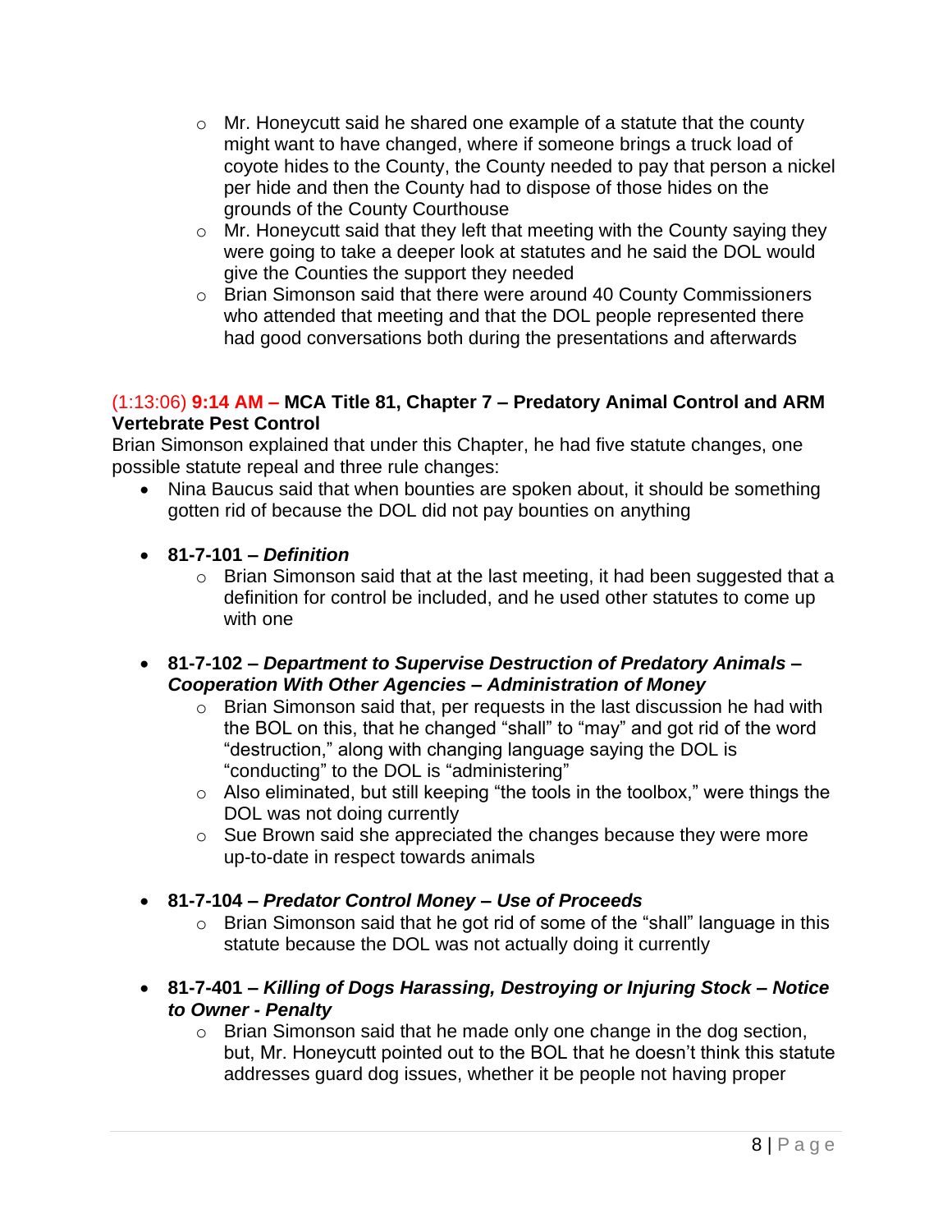- Mr. Honeycutt said he shared one example of a statute that the county might want to have changed, where if someone brings a truck load of coyote hides to the County, the County needed to pay that person a nickel per hide and then the County had to dispose of those hides on the grounds of the County Courthouse
- Mr. Honeycutt said that they left that meeting with the County saying they were going to take a deeper look at statutes and he said the DOL would give the Counties the support they needed
- Brian Simonson said that there were around 40 County Commissioners who attended that meeting and that the DOL people represented there had good conversations both during the presentations and afterwards

**(1:13:06) 9:14 AM – MCA Title 81, Chapter 7 – Predatory Animal Control and ARM Vertebrate Pest Control**

Brian Simonson explained that under this Chapter, he had five statute changes, one possible statute repeal and three rule changes:

- Nina Baucus said that when bounties are spoken about, it should be something gotten rid of because the DOL did not pay bounties on anything

- **81-7-101 – *Definition***
  - Brian Simonson said that at the last meeting, it had been suggested that a definition for control be included, and he used other statutes to come up with one

- **81-7-102 – *Department to Supervise Destruction of Predatory Animals – Cooperation With Other Agencies – Administration of Money***
  - Brian Simonson said that, per requests in the last discussion he had with the BOL on this, that he changed "shall" to "may" and got rid of the word "destruction," along with changing language saying the DOL is "conducting" to the DOL is "administering"
  - Also eliminated, but still keeping "the tools in the toolbox," were things the DOL was not doing currently
  - Sue Brown said she appreciated the changes because they were more up-to-date in respect towards animals

- **81-7-104 – *Predator Control Money – Use of Proceeds***
  - Brian Simonson said that he got rid of some of the "shall" language in this statute because the DOL was not actually doing it currently

- **81-7-401 – *Killing of Dogs Harassing, Destroying or Injuring Stock – Notice to Owner - Penalty***
  - Brian Simonson said that he made only one change in the dog section, but, Mr. Honeycutt pointed out to the BOL that he doesn't think this statute addresses guard dog issues, whether it be people not having proper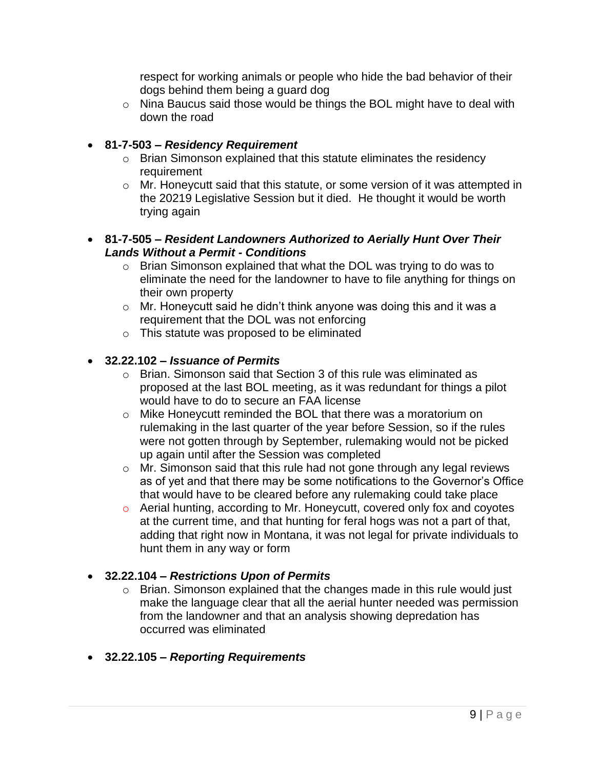respect for working animals or people who hide the bad behavior of their dogs behind them being a guard dog
  - Nina Baucus said those would be things the BOL might have to deal with down the road

- **81-7-503 – *Residency Requirement***
  - Brian Simonson explained that this statute eliminates the residency requirement
  - Mr. Honeycutt said that this statute, or some version of it was attempted in the 20219 Legislative Session but it died. He thought it would be worth trying again

- **81-7-505 – *Resident Landowners Authorized to Aerially Hunt Over Their Lands Without a Permit - Conditions***
  - Brian Simonson explained that what the DOL was trying to do was to eliminate the need for the landowner to have to file anything for things on their own property
  - Mr. Honeycutt said he didn't think anyone was doing this and it was a requirement that the DOL was not enforcing
  - This statute was proposed to be eliminated

- **32.22.102 – *Issuance of Permits***
  - Brian. Simonson said that Section 3 of this rule was eliminated as proposed at the last BOL meeting, as it was redundant for things a pilot would have to do to secure an FAA license
  - Mike Honeycutt reminded the BOL that there was a moratorium on rulemaking in the last quarter of the year before Session, so if the rules were not gotten through by September, rulemaking would not be picked up again until after the Session was completed
  - Mr. Simonson said that this rule had not gone through any legal reviews as of yet and that there may be some notifications to the Governor's Office that would have to be cleared before any rulemaking could take place
  - Aerial hunting, according to Mr. Honeycutt, covered only fox and coyotes at the current time, and that hunting for feral hogs was not a part of that, adding that right now in Montana, it was not legal for private individuals to hunt them in any way or form

- **32.22.104 – *Restrictions Upon of Permits***
  - Brian. Simonson explained that the changes made in this rule would just make the language clear that all the aerial hunter needed was permission from the landowner and that an analysis showing depredation has occurred was eliminated

- **32.22.105 – *Reporting Requirements***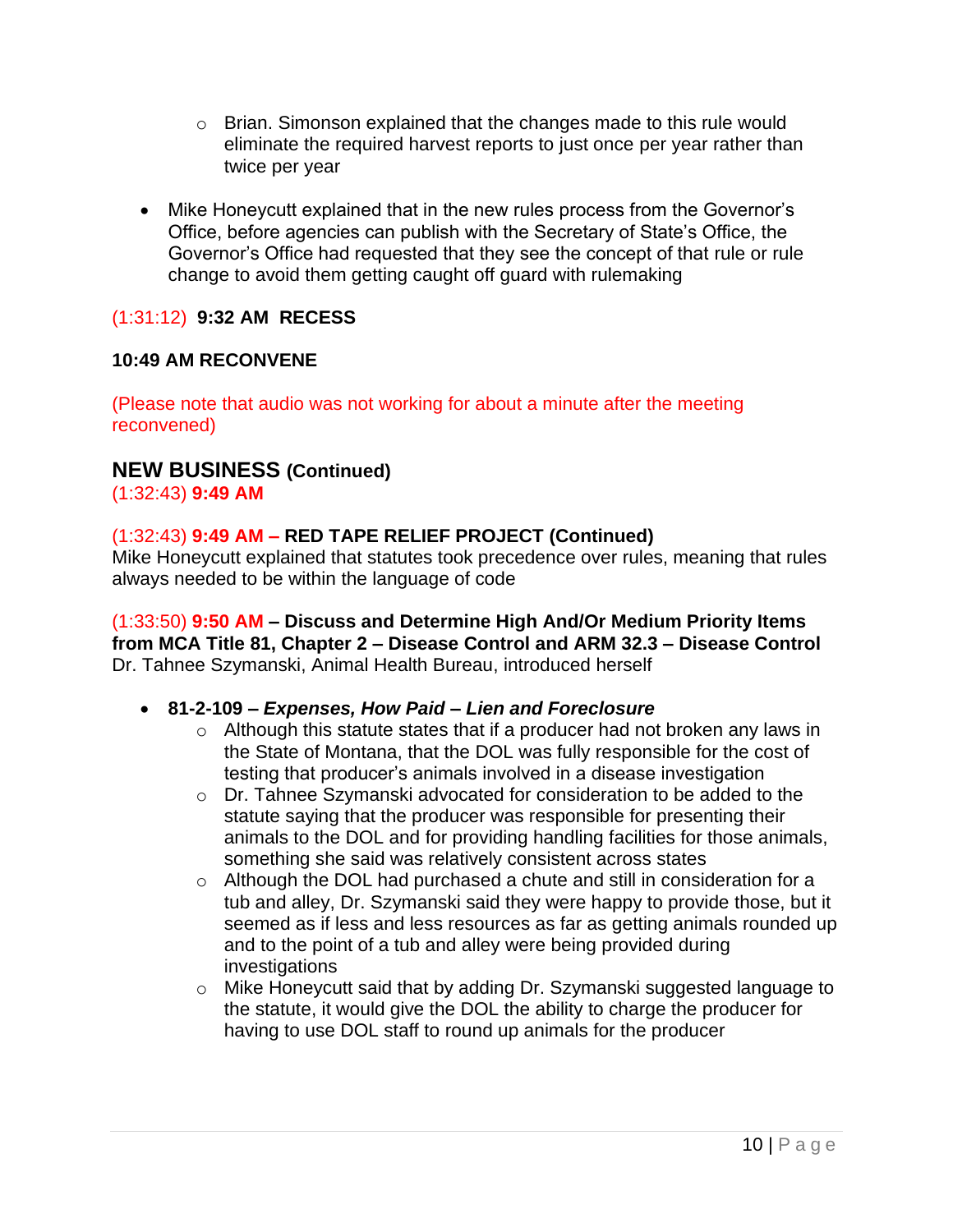- Brian. Simonson explained that the changes made to this rule would eliminate the required harvest reports to just once per year rather than twice per year

- Mike Honeycutt explained that in the new rules process from the Governor's Office, before agencies can publish with the Secretary of State's Office, the Governor's Office had requested that they see the concept of that rule or rule change to avoid them getting caught off guard with rulemaking

(1:31:12) **9:32 AM RECESS**

**10:49 AM RECONVENE**

(Please note that audio was not working for about a minute after the meeting reconvened)

## NEW BUSINESS (Continued)

(1:32:43) **9:49 AM**

(1:32:43) **9:49 AM – RED TAPE RELIEF PROJECT (Continued)**
Mike Honeycutt explained that statutes took precedence over rules, meaning that rules always needed to be within the language of code

(1:33:50) **9:50 AM – Discuss and Determine High And/Or Medium Priority Items from MCA Title 81, Chapter 2 – Disease Control and ARM 32.3 – Disease Control**
Dr. Tahnee Szymanski, Animal Health Bureau, introduced herself

- **81-2-109 – *Expenses, How Paid – Lien and Foreclosure***
  - Although this statute states that if a producer had not broken any laws in the State of Montana, that the DOL was fully responsible for the cost of testing that producer's animals involved in a disease investigation
  - Dr. Tahnee Szymanski advocated for consideration to be added to the statute saying that the producer was responsible for presenting their animals to the DOL and for providing handling facilities for those animals, something she said was relatively consistent across states
  - Although the DOL had purchased a chute and still in consideration for a tub and alley, Dr. Szymanski said they were happy to provide those, but it seemed as if less and less resources as far as getting animals rounded up and to the point of a tub and alley were being provided during investigations
  - Mike Honeycutt said that by adding Dr. Szymanski suggested language to the statute, it would give the DOL the ability to charge the producer for having to use DOL staff to round up animals for the producer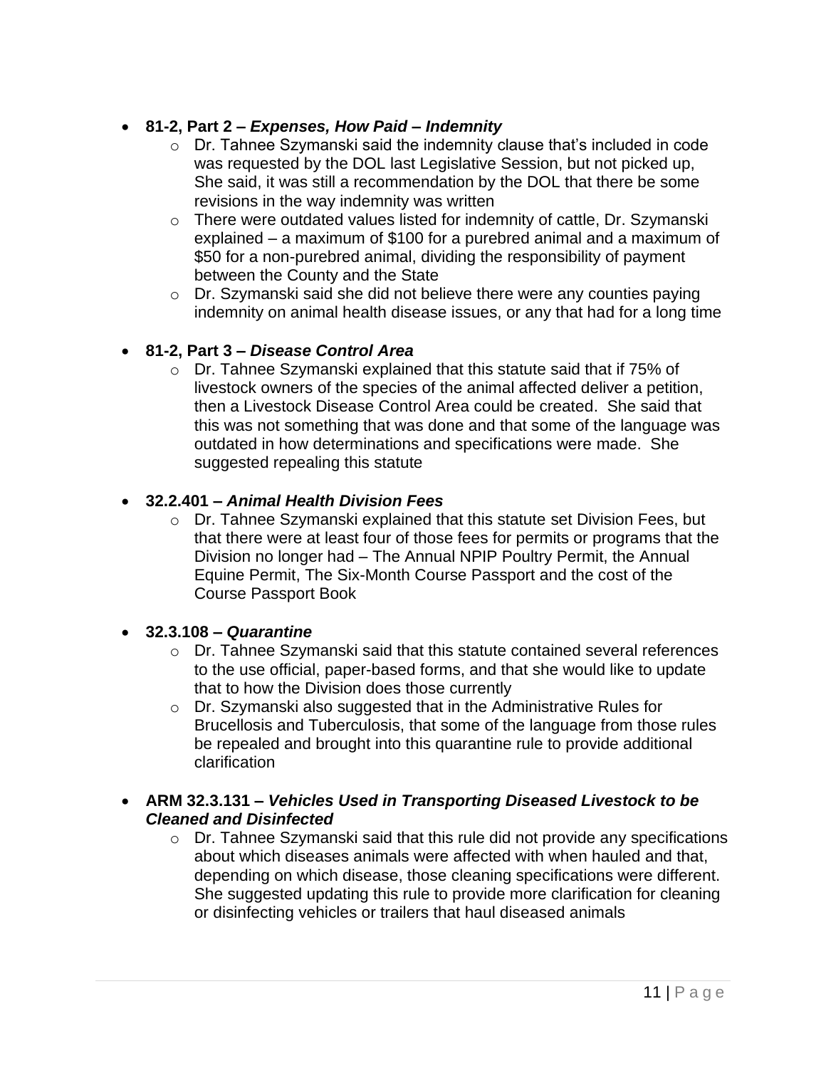- **81-2, Part 2 – *Expenses, How Paid – Indemnity***
    - Dr. Tahnee Szymanski said the indemnity clause that's included in code was requested by the DOL last Legislative Session, but not picked up, She said, it was still a recommendation by the DOL that there be some revisions in the way indemnity was written
    - There were outdated values listed for indemnity of cattle, Dr. Szymanski explained – a maximum of $100 for a purebred animal and a maximum of $50 for a non-purebred animal, dividing the responsibility of payment between the County and the State
    - Dr. Szymanski said she did not believe there were any counties paying indemnity on animal health disease issues, or any that had for a long time

- **81-2, Part 3 – *Disease Control Area***
    - Dr. Tahnee Szymanski explained that this statute said that if 75% of livestock owners of the species of the animal affected deliver a petition, then a Livestock Disease Control Area could be created. She said that this was not something that was done and that some of the language was outdated in how determinations and specifications were made. She suggested repealing this statute

- **32.2.401 – *Animal Health Division Fees***
    - Dr. Tahnee Szymanski explained that this statute set Division Fees, but that there were at least four of those fees for permits or programs that the Division no longer had – The Annual NPIP Poultry Permit, the Annual Equine Permit, The Six-Month Course Passport and the cost of the Course Passport Book

- **32.3.108 – *Quarantine***
    - Dr. Tahnee Szymanski said that this statute contained several references to the use official, paper-based forms, and that she would like to update that to how the Division does those currently
    - Dr. Szymanski also suggested that in the Administrative Rules for Brucellosis and Tuberculosis, that some of the language from those rules be repealed and brought into this quarantine rule to provide additional clarification

- **ARM 32.3.131 – *Vehicles Used in Transporting Diseased Livestock to be Cleaned and Disinfected***
    - Dr. Tahnee Szymanski said that this rule did not provide any specifications about which diseases animals were affected with when hauled and that, depending on which disease, those cleaning specifications were different. She suggested updating this rule to provide more clarification for cleaning or disinfecting vehicles or trailers that haul diseased animals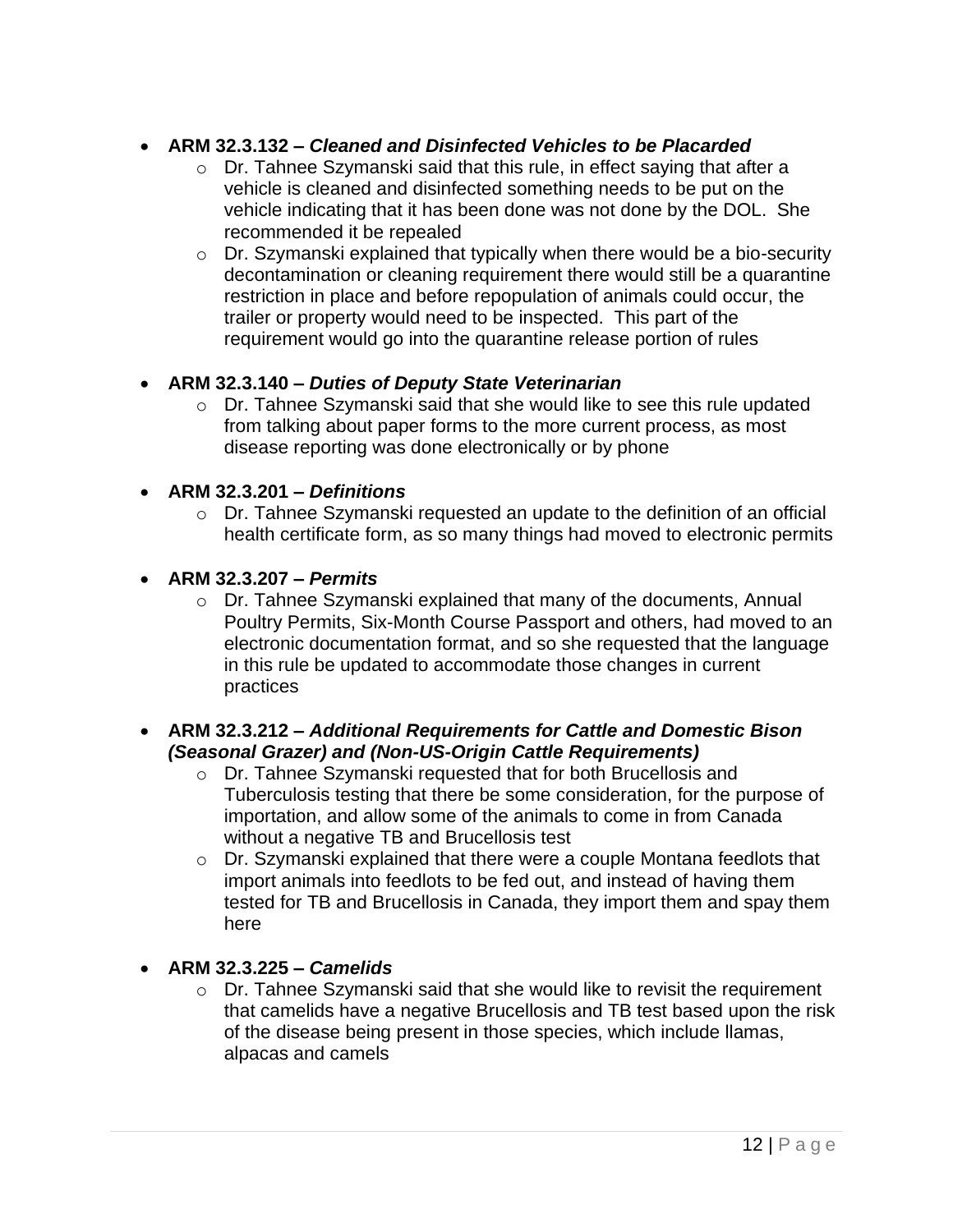- **ARM 32.3.132 – *Cleaned and Disinfected Vehicles to be Placarded***
    - Dr. Tahnee Szymanski said that this rule, in effect saying that after a vehicle is cleaned and disinfected something needs to be put on the vehicle indicating that it has been done was not done by the DOL. She recommended it be repealed
    - Dr. Szymanski explained that typically when there would be a bio-security decontamination or cleaning requirement there would still be a quarantine restriction in place and before repopulation of animals could occur, the trailer or property would need to be inspected. This part of the requirement would go into the quarantine release portion of rules

- **ARM 32.3.140 – *Duties of Deputy State Veterinarian***
    - Dr. Tahnee Szymanski said that she would like to see this rule updated from talking about paper forms to the more current process, as most disease reporting was done electronically or by phone

- **ARM 32.3.201 – *Definitions***
    - Dr. Tahnee Szymanski requested an update to the definition of an official health certificate form, as so many things had moved to electronic permits

- **ARM 32.3.207 – *Permits***
    - Dr. Tahnee Szymanski explained that many of the documents, Annual Poultry Permits, Six-Month Course Passport and others, had moved to an electronic documentation format, and so she requested that the language in this rule be updated to accommodate those changes in current practices

- **ARM 32.3.212 – *Additional Requirements for Cattle and Domestic Bison (Seasonal Grazer) and (Non-US-Origin Cattle Requirements)***
    - Dr. Tahnee Szymanski requested that for both Brucellosis and Tuberculosis testing that there be some consideration, for the purpose of importation, and allow some of the animals to come in from Canada without a negative TB and Brucellosis test
    - Dr. Szymanski explained that there were a couple Montana feedlots that import animals into feedlots to be fed out, and instead of having them tested for TB and Brucellosis in Canada, they import them and spay them here

- **ARM 32.3.225 – *Camelids***
    - Dr. Tahnee Szymanski said that she would like to revisit the requirement that camelids have a negative Brucellosis and TB test based upon the risk of the disease being present in those species, which include llamas, alpacas and camels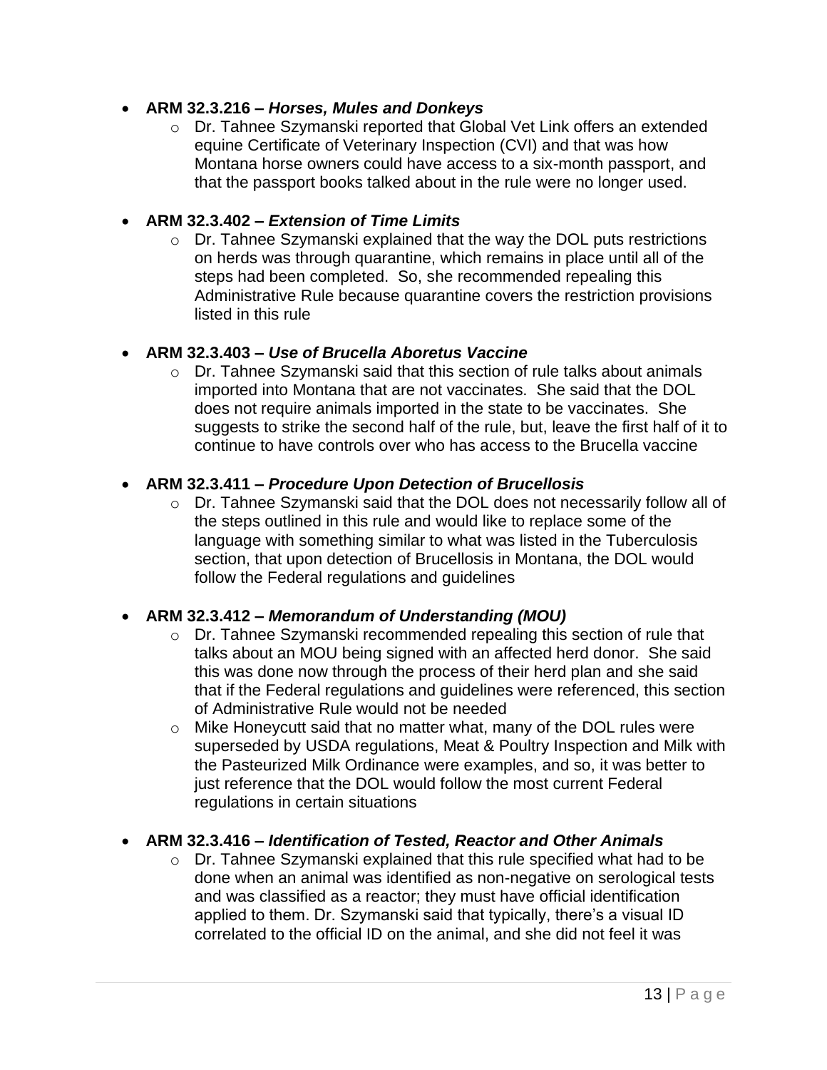- **ARM 32.3.216 –** ***Horses, Mules and Donkeys***
  - Dr. Tahnee Szymanski reported that Global Vet Link offers an extended equine Certificate of Veterinary Inspection (CVI) and that was how Montana horse owners could have access to a six-month passport, and that the passport books talked about in the rule were no longer used.

- **ARM 32.3.402 –** ***Extension of Time Limits***
  - Dr. Tahnee Szymanski explained that the way the DOL puts restrictions on herds was through quarantine, which remains in place until all of the steps had been completed. So, she recommended repealing this Administrative Rule because quarantine covers the restriction provisions listed in this rule

- **ARM 32.3.403 –** ***Use of Brucella Aboretus Vaccine***
  - Dr. Tahnee Szymanski said that this section of rule talks about animals imported into Montana that are not vaccinates. She said that the DOL does not require animals imported in the state to be vaccinates. She suggests to strike the second half of the rule, but, leave the first half of it to continue to have controls over who has access to the Brucella vaccine

- **ARM 32.3.411 –** ***Procedure Upon Detection of Brucellosis***
  - Dr. Tahnee Szymanski said that the DOL does not necessarily follow all of the steps outlined in this rule and would like to replace some of the language with something similar to what was listed in the Tuberculosis section, that upon detection of Brucellosis in Montana, the DOL would follow the Federal regulations and guidelines

- **ARM 32.3.412 –** ***Memorandum of Understanding (MOU)***
  - Dr. Tahnee Szymanski recommended repealing this section of rule that talks about an MOU being signed with an affected herd donor. She said this was done now through the process of their herd plan and she said that if the Federal regulations and guidelines were referenced, this section of Administrative Rule would not be needed
  - Mike Honeycutt said that no matter what, many of the DOL rules were superseded by USDA regulations, Meat & Poultry Inspection and Milk with the Pasteurized Milk Ordinance were examples, and so, it was better to just reference that the DOL would follow the most current Federal regulations in certain situations

- **ARM 32.3.416 –** ***Identification of Tested, Reactor and Other Animals***
  - Dr. Tahnee Szymanski explained that this rule specified what had to be done when an animal was identified as non-negative on serological tests and was classified as a reactor; they must have official identification applied to them. Dr. Szymanski said that typically, there's a visual ID correlated to the official ID on the animal, and she did not feel it was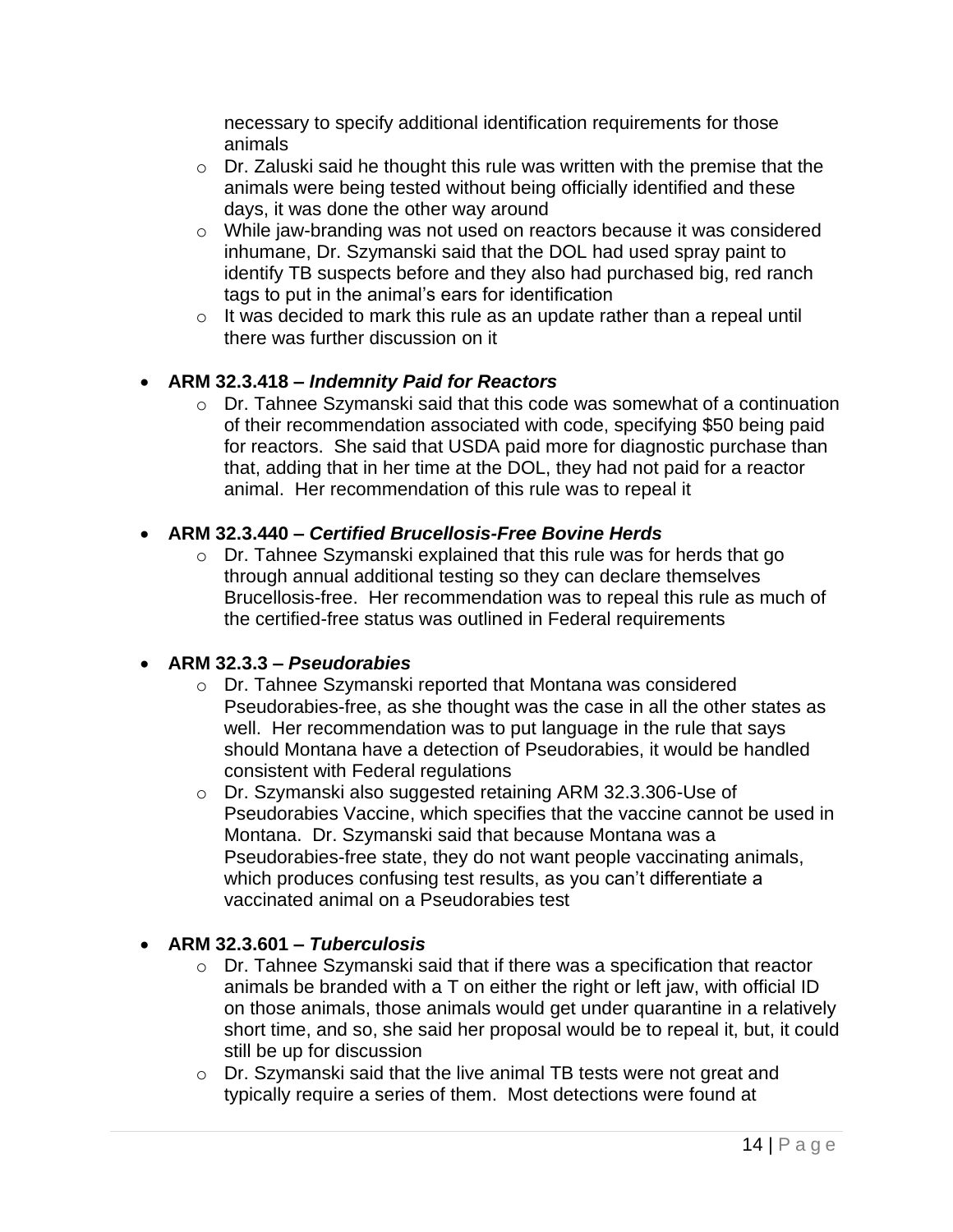necessary to specify additional identification requirements for those animals
    - Dr. Zaluski said he thought this rule was written with the premise that the animals were being tested without being officially identified and these days, it was done the other way around
    - While jaw-branding was not used on reactors because it was considered inhumane, Dr. Szymanski said that the DOL had used spray paint to identify TB suspects before and they also had purchased big, red ranch tags to put in the animal's ears for identification
    - It was decided to mark this rule as an update rather than a repeal until there was further discussion on it

- **ARM 32.3.418 –** ***Indemnity Paid for Reactors***
    - Dr. Tahnee Szymanski said that this code was somewhat of a continuation of their recommendation associated with code, specifying $50 being paid for reactors. She said that USDA paid more for diagnostic purchase than that, adding that in her time at the DOL, they had not paid for a reactor animal. Her recommendation of this rule was to repeal it

- **ARM 32.3.440 –** ***Certified Brucellosis-Free Bovine Herds***
    - Dr. Tahnee Szymanski explained that this rule was for herds that go through annual additional testing so they can declare themselves Brucellosis-free. Her recommendation was to repeal this rule as much of the certified-free status was outlined in Federal requirements

- **ARM 32.3.3 –** ***Pseudorabies***
    - Dr. Tahnee Szymanski reported that Montana was considered Pseudorabies-free, as she thought was the case in all the other states as well. Her recommendation was to put language in the rule that says should Montana have a detection of Pseudorabies, it would be handled consistent with Federal regulations
    - Dr. Szymanski also suggested retaining ARM 32.3.306-Use of Pseudorabies Vaccine, which specifies that the vaccine cannot be used in Montana. Dr. Szymanski said that because Montana was a Pseudorabies-free state, they do not want people vaccinating animals, which produces confusing test results, as you can't differentiate a vaccinated animal on a Pseudorabies test

- **ARM 32.3.601 –** ***Tuberculosis***
    - Dr. Tahnee Szymanski said that if there was a specification that reactor animals be branded with a T on either the right or left jaw, with official ID on those animals, those animals would get under quarantine in a relatively short time, and so, she said her proposal would be to repeal it, but, it could still be up for discussion
    - Dr. Szymanski said that the live animal TB tests were not great and typically require a series of them. Most detections were found at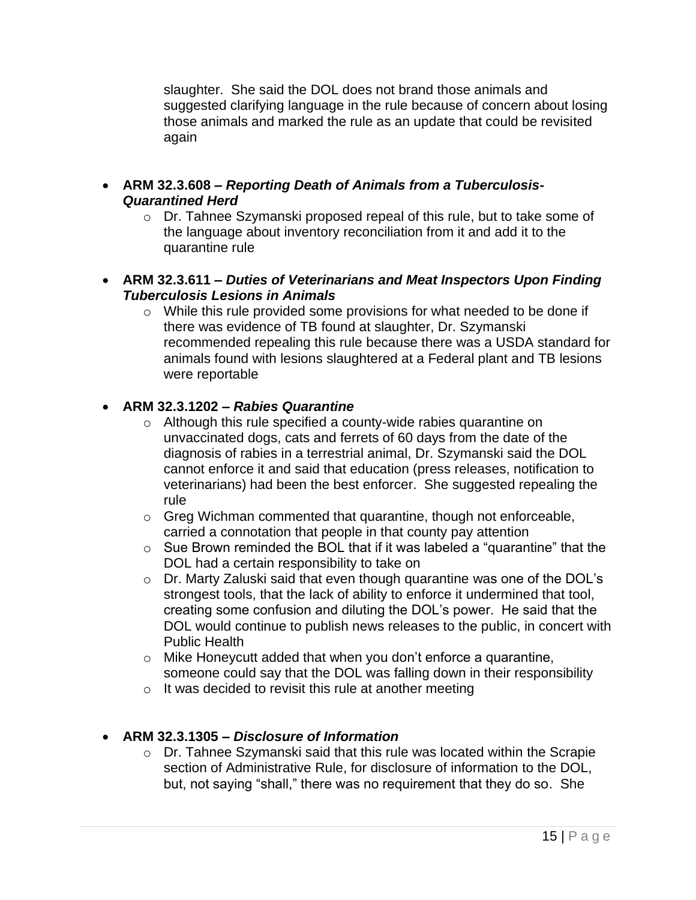slaughter. She said the DOL does not brand those animals and suggested clarifying language in the rule because of concern about losing those animals and marked the rule as an update that could be revisited again

- **ARM 32.3.608 –** ***Reporting Death of Animals from a Tuberculosis-Quarantined Herd***
  - Dr. Tahnee Szymanski proposed repeal of this rule, but to take some of the language about inventory reconciliation from it and add it to the quarantine rule

- **ARM 32.3.611 –** ***Duties of Veterinarians and Meat Inspectors Upon Finding Tuberculosis Lesions in Animals***
  - While this rule provided some provisions for what needed to be done if there was evidence of TB found at slaughter, Dr. Szymanski recommended repealing this rule because there was a USDA standard for animals found with lesions slaughtered at a Federal plant and TB lesions were reportable

- **ARM 32.3.1202 –** ***Rabies Quarantine***
  - Although this rule specified a county-wide rabies quarantine on unvaccinated dogs, cats and ferrets of 60 days from the date of the diagnosis of rabies in a terrestrial animal, Dr. Szymanski said the DOL cannot enforce it and said that education (press releases, notification to veterinarians) had been the best enforcer. She suggested repealing the rule
  - Greg Wichman commented that quarantine, though not enforceable, carried a connotation that people in that county pay attention
  - Sue Brown reminded the BOL that if it was labeled a "quarantine" that the DOL had a certain responsibility to take on
  - Dr. Marty Zaluski said that even though quarantine was one of the DOL's strongest tools, that the lack of ability to enforce it undermined that tool, creating some confusion and diluting the DOL's power. He said that the DOL would continue to publish news releases to the public, in concert with Public Health
  - Mike Honeycutt added that when you don't enforce a quarantine, someone could say that the DOL was falling down in their responsibility
  - It was decided to revisit this rule at another meeting

- **ARM 32.3.1305 –** ***Disclosure of Information***
  - Dr. Tahnee Szymanski said that this rule was located within the Scrapie section of Administrative Rule, for disclosure of information to the DOL, but, not saying "shall," there was no requirement that they do so. She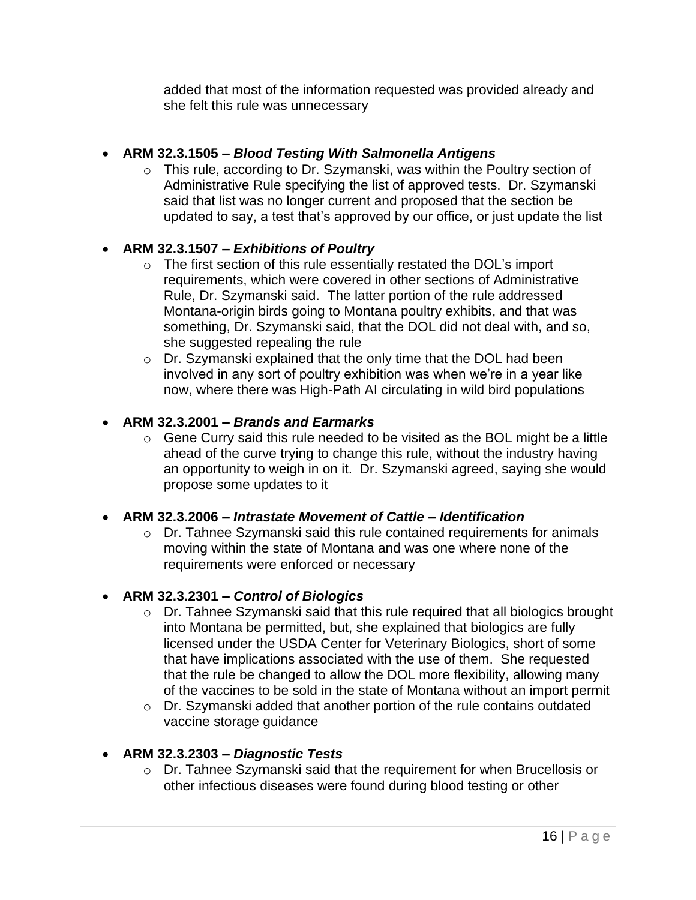added that most of the information requested was provided already and she felt this rule was unnecessary

- **ARM 32.3.1505 –** ***Blood Testing With Salmonella Antigens***
  - This rule, according to Dr. Szymanski, was within the Poultry section of Administrative Rule specifying the list of approved tests. Dr. Szymanski said that list was no longer current and proposed that the section be updated to say, a test that's approved by our office, or just update the list

- **ARM 32.3.1507 –** ***Exhibitions of Poultry***
  - The first section of this rule essentially restated the DOL's import requirements, which were covered in other sections of Administrative Rule, Dr. Szymanski said. The latter portion of the rule addressed Montana-origin birds going to Montana poultry exhibits, and that was something, Dr. Szymanski said, that the DOL did not deal with, and so, she suggested repealing the rule
  - Dr. Szymanski explained that the only time that the DOL had been involved in any sort of poultry exhibition was when we're in a year like now, where there was High-Path AI circulating in wild bird populations

- **ARM 32.3.2001 –** ***Brands and Earmarks***
  - Gene Curry said this rule needed to be visited as the BOL might be a little ahead of the curve trying to change this rule, without the industry having an opportunity to weigh in on it. Dr. Szymanski agreed, saying she would propose some updates to it

- **ARM 32.3.2006 –** ***Intrastate Movement of Cattle – Identification***
  - Dr. Tahnee Szymanski said this rule contained requirements for animals moving within the state of Montana and was one where none of the requirements were enforced or necessary

- **ARM 32.3.2301 –** ***Control of Biologics***
  - Dr. Tahnee Szymanski said that this rule required that all biologics brought into Montana be permitted, but, she explained that biologics are fully licensed under the USDA Center for Veterinary Biologics, short of some that have implications associated with the use of them. She requested that the rule be changed to allow the DOL more flexibility, allowing many of the vaccines to be sold in the state of Montana without an import permit
  - Dr. Szymanski added that another portion of the rule contains outdated vaccine storage guidance

- **ARM 32.3.2303 –** ***Diagnostic Tests***
  - Dr. Tahnee Szymanski said that the requirement for when Brucellosis or other infectious diseases were found during blood testing or other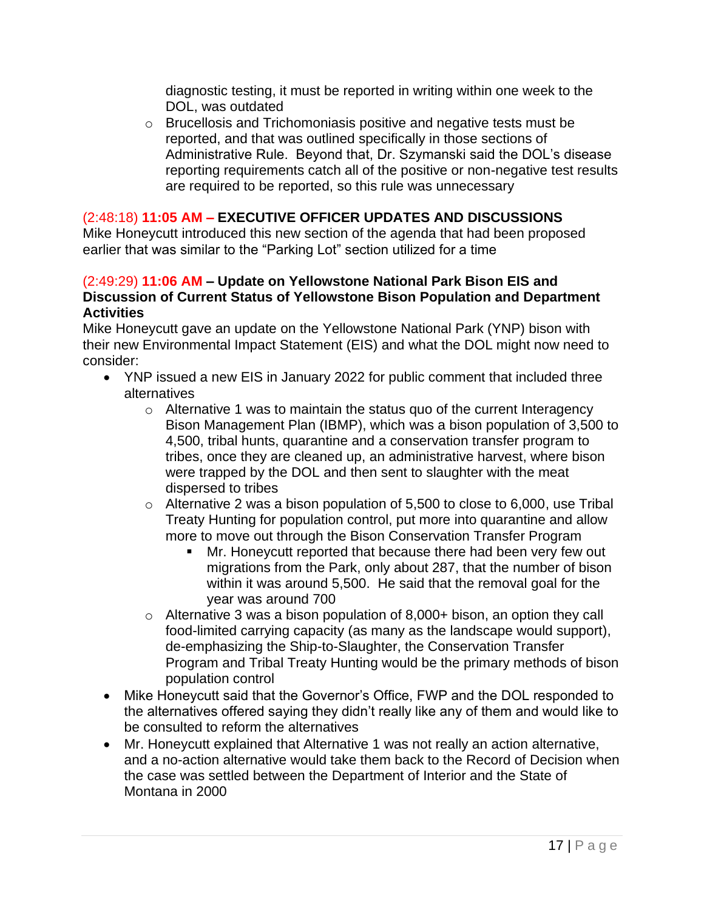diagnostic testing, it must be reported in writing within one week to the DOL, was outdated

- Brucellosis and Trichomoniasis positive and negative tests must be reported, and that was outlined specifically in those sections of Administrative Rule. Beyond that, Dr. Szymanski said the DOL's disease reporting requirements catch all of the positive or non-negative test results are required to be reported, so this rule was unnecessary

### (2:48:18) **11:05 AM – EXECUTIVE OFFICER UPDATES AND DISCUSSIONS**

Mike Honeycutt introduced this new section of the agenda that had been proposed earlier that was similar to the "Parking Lot" section utilized for a time

### (2:49:29) **11:06 AM – Update on Yellowstone National Park Bison EIS and Discussion of Current Status of Yellowstone Bison Population and Department Activities**

Mike Honeycutt gave an update on the Yellowstone National Park (YNP) bison with their new Environmental Impact Statement (EIS) and what the DOL might now need to consider:

- YNP issued a new EIS in January 2022 for public comment that included three alternatives
  - Alternative 1 was to maintain the status quo of the current Interagency Bison Management Plan (IBMP), which was a bison population of 3,500 to 4,500, tribal hunts, quarantine and a conservation transfer program to tribes, once they are cleaned up, an administrative harvest, where bison were trapped by the DOL and then sent to slaughter with the meat dispersed to tribes
  - Alternative 2 was a bison population of 5,500 to close to 6,000, use Tribal Treaty Hunting for population control, put more into quarantine and allow more to move out through the Bison Conservation Transfer Program
    - Mr. Honeycutt reported that because there had been very few out migrations from the Park, only about 287, that the number of bison within it was around 5,500. He said that the removal goal for the year was around 700
  - Alternative 3 was a bison population of 8,000+ bison, an option they call food-limited carrying capacity (as many as the landscape would support), de-emphasizing the Ship-to-Slaughter, the Conservation Transfer Program and Tribal Treaty Hunting would be the primary methods of bison population control
- Mike Honeycutt said that the Governor's Office, FWP and the DOL responded to the alternatives offered saying they didn't really like any of them and would like to be consulted to reform the alternatives
- Mr. Honeycutt explained that Alternative 1 was not really an action alternative, and a no-action alternative would take them back to the Record of Decision when the case was settled between the Department of Interior and the State of Montana in 2000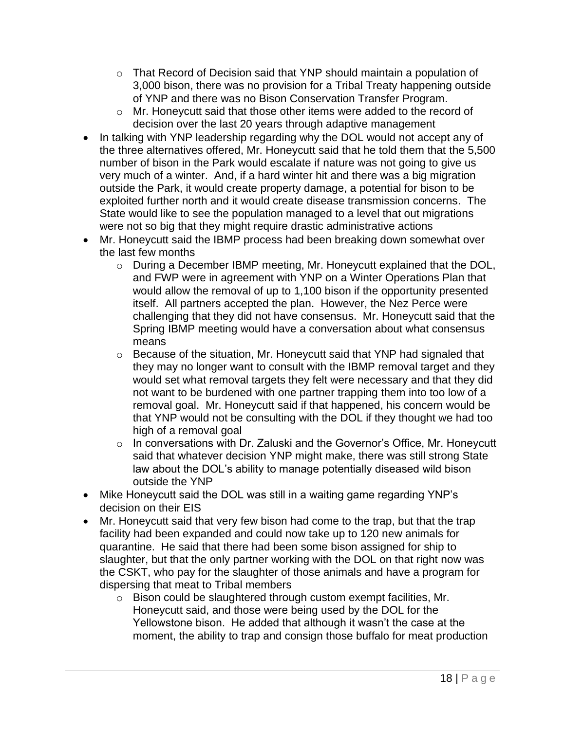- That Record of Decision said that YNP should maintain a population of 3,000 bison, there was no provision for a Tribal Treaty happening outside of YNP and there was no Bison Conservation Transfer Program.
  - Mr. Honeycutt said that those other items were added to the record of decision over the last 20 years through adaptive management
- In talking with YNP leadership regarding why the DOL would not accept any of the three alternatives offered, Mr. Honeycutt said that he told them that the 5,500 number of bison in the Park would escalate if nature was not going to give us very much of a winter. And, if a hard winter hit and there was a big migration outside the Park, it would create property damage, a potential for bison to be exploited further north and it would create disease transmission concerns. The State would like to see the population managed to a level that out migrations were not so big that they might require drastic administrative actions
- Mr. Honeycutt said the IBMP process had been breaking down somewhat over the last few months
  - During a December IBMP meeting, Mr. Honeycutt explained that the DOL, and FWP were in agreement with YNP on a Winter Operations Plan that would allow the removal of up to 1,100 bison if the opportunity presented itself. All partners accepted the plan. However, the Nez Perce were challenging that they did not have consensus. Mr. Honeycutt said that the Spring IBMP meeting would have a conversation about what consensus means
  - Because of the situation, Mr. Honeycutt said that YNP had signaled that they may no longer want to consult with the IBMP removal target and they would set what removal targets they felt were necessary and that they did not want to be burdened with one partner trapping them into too low of a removal goal. Mr. Honeycutt said if that happened, his concern would be that YNP would not be consulting with the DOL if they thought we had too high of a removal goal
  - In conversations with Dr. Zaluski and the Governor's Office, Mr. Honeycutt said that whatever decision YNP might make, there was still strong State law about the DOL's ability to manage potentially diseased wild bison outside the YNP
- Mike Honeycutt said the DOL was still in a waiting game regarding YNP's decision on their EIS
- Mr. Honeycutt said that very few bison had come to the trap, but that the trap facility had been expanded and could now take up to 120 new animals for quarantine. He said that there had been some bison assigned for ship to slaughter, but that the only partner working with the DOL on that right now was the CSKT, who pay for the slaughter of those animals and have a program for dispersing that meat to Tribal members
  - Bison could be slaughtered through custom exempt facilities, Mr. Honeycutt said, and those were being used by the DOL for the Yellowstone bison. He added that although it wasn't the case at the moment, the ability to trap and consign those buffalo for meat production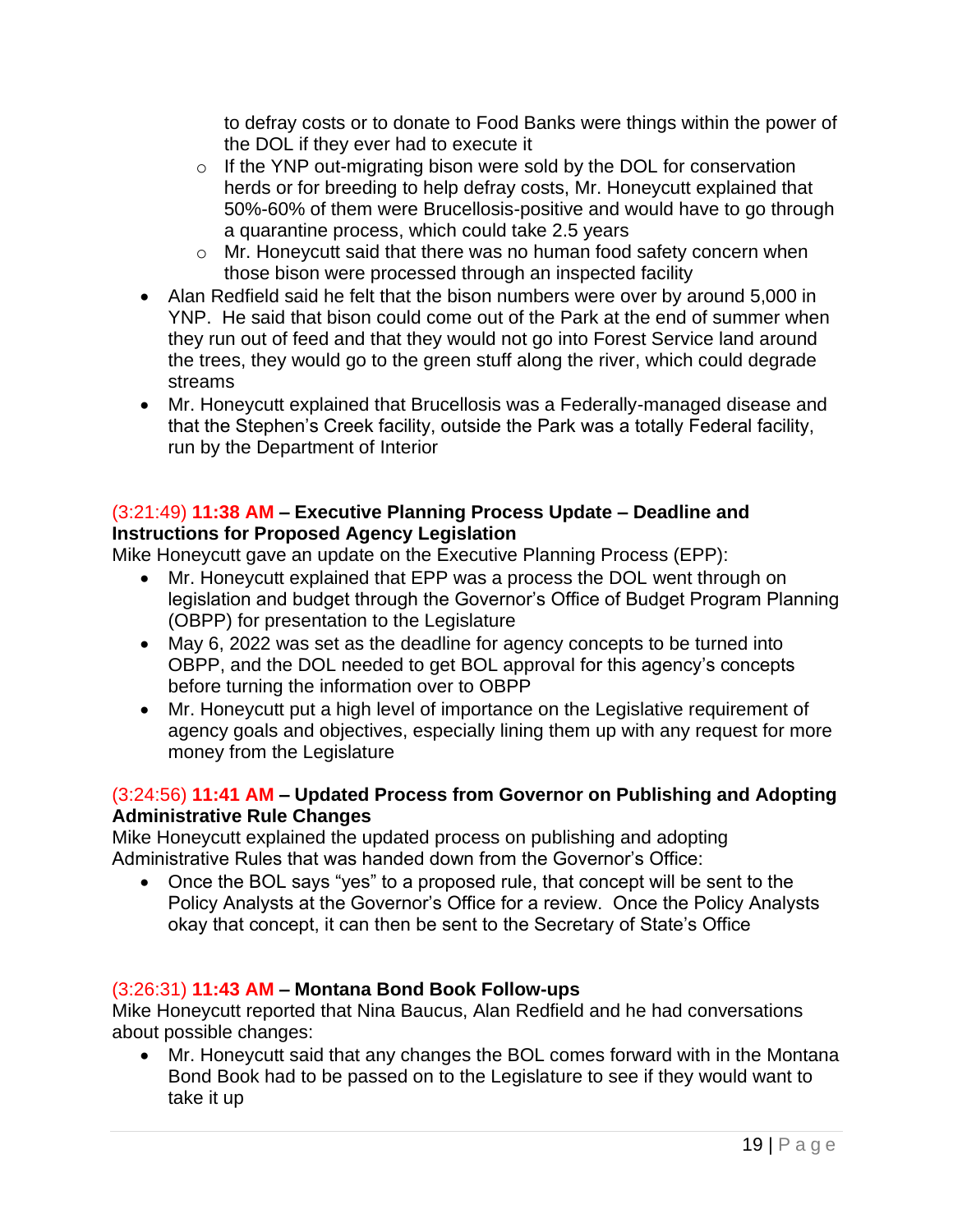to defray costs or to donate to Food Banks were things within the power of the DOL if they ever had to execute it
  - If the YNP out-migrating bison were sold by the DOL for conservation herds or for breeding to help defray costs, Mr. Honeycutt explained that 50%-60% of them were Brucellosis-positive and would have to go through a quarantine process, which could take 2.5 years
  - Mr. Honeycutt said that there was no human food safety concern when those bison were processed through an inspected facility
- Alan Redfield said he felt that the bison numbers were over by around 5,000 in YNP. He said that bison could come out of the Park at the end of summer when they run out of feed and that they would not go into Forest Service land around the trees, they would go to the green stuff along the river, which could degrade streams
- Mr. Honeycutt explained that Brucellosis was a Federally-managed disease and that the Stephen's Creek facility, outside the Park was a totally Federal facility, run by the Department of Interior

### (3:21:49) **11:38 AM** – Executive Planning Process Update – Deadline and Instructions for Proposed Agency Legislation

Mike Honeycutt gave an update on the Executive Planning Process (EPP):

- Mr. Honeycutt explained that EPP was a process the DOL went through on legislation and budget through the Governor's Office of Budget Program Planning (OBPP) for presentation to the Legislature
- May 6, 2022 was set as the deadline for agency concepts to be turned into OBPP, and the DOL needed to get BOL approval for this agency's concepts before turning the information over to OBPP
- Mr. Honeycutt put a high level of importance on the Legislative requirement of agency goals and objectives, especially lining them up with any request for more money from the Legislature

### (3:24:56) **11:41 AM** – Updated Process from Governor on Publishing and Adopting Administrative Rule Changes

Mike Honeycutt explained the updated process on publishing and adopting Administrative Rules that was handed down from the Governor's Office:

- Once the BOL says "yes" to a proposed rule, that concept will be sent to the Policy Analysts at the Governor's Office for a review. Once the Policy Analysts okay that concept, it can then be sent to the Secretary of State's Office

### (3:26:31) **11:43 AM** – Montana Bond Book Follow-ups

Mike Honeycutt reported that Nina Baucus, Alan Redfield and he had conversations about possible changes:

- Mr. Honeycutt said that any changes the BOL comes forward with in the Montana Bond Book had to be passed on to the Legislature to see if they would want to take it up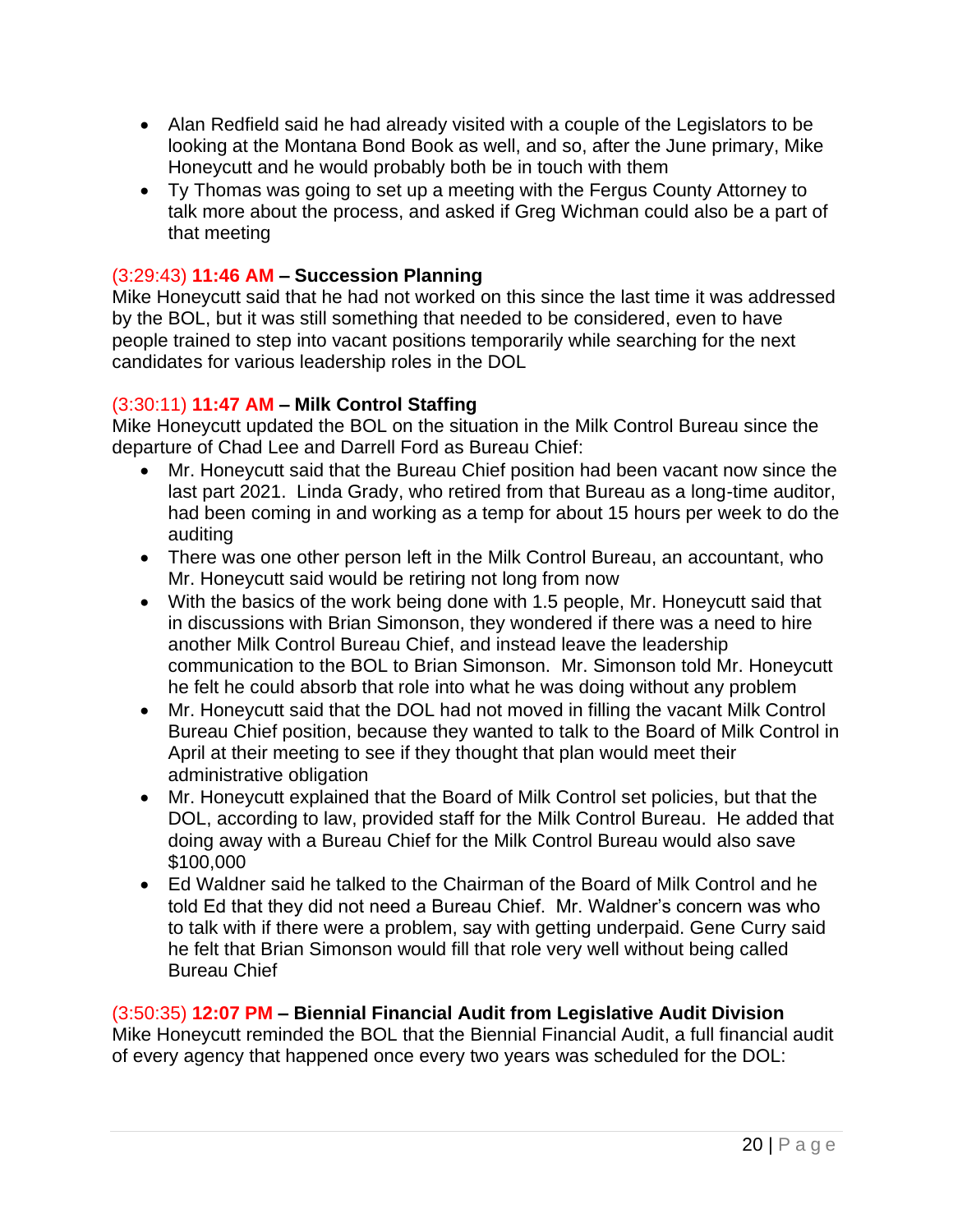- Alan Redfield said he had already visited with a couple of the Legislators to be looking at the Montana Bond Book as well, and so, after the June primary, Mike Honeycutt and he would probably both be in touch with them
- Ty Thomas was going to set up a meeting with the Fergus County Attorney to talk more about the process, and asked if Greg Wichman could also be a part of that meeting

**(3:29:43) 11:46 AM – Succession Planning**

Mike Honeycutt said that he had not worked on this since the last time it was addressed by the BOL, but it was still something that needed to be considered, even to have people trained to step into vacant positions temporarily while searching for the next candidates for various leadership roles in the DOL

**(3:30:11) 11:47 AM – Milk Control Staffing**

Mike Honeycutt updated the BOL on the situation in the Milk Control Bureau since the departure of Chad Lee and Darrell Ford as Bureau Chief:

- Mr. Honeycutt said that the Bureau Chief position had been vacant now since the last part 2021. Linda Grady, who retired from that Bureau as a long-time auditor, had been coming in and working as a temp for about 15 hours per week to do the auditing
- There was one other person left in the Milk Control Bureau, an accountant, who Mr. Honeycutt said would be retiring not long from now
- With the basics of the work being done with 1.5 people, Mr. Honeycutt said that in discussions with Brian Simonson, they wondered if there was a need to hire another Milk Control Bureau Chief, and instead leave the leadership communication to the BOL to Brian Simonson. Mr. Simonson told Mr. Honeycutt he felt he could absorb that role into what he was doing without any problem
- Mr. Honeycutt said that the DOL had not moved in filling the vacant Milk Control Bureau Chief position, because they wanted to talk to the Board of Milk Control in April at their meeting to see if they thought that plan would meet their administrative obligation
- Mr. Honeycutt explained that the Board of Milk Control set policies, but that the DOL, according to law, provided staff for the Milk Control Bureau. He added that doing away with a Bureau Chief for the Milk Control Bureau would also save $100,000
- Ed Waldner said he talked to the Chairman of the Board of Milk Control and he told Ed that they did not need a Bureau Chief. Mr. Waldner's concern was who to talk with if there were a problem, say with getting underpaid. Gene Curry said he felt that Brian Simonson would fill that role very well without being called Bureau Chief

**(3:50:35) 12:07 PM – Biennial Financial Audit from Legislative Audit Division**

Mike Honeycutt reminded the BOL that the Biennial Financial Audit, a full financial audit of every agency that happened once every two years was scheduled for the DOL: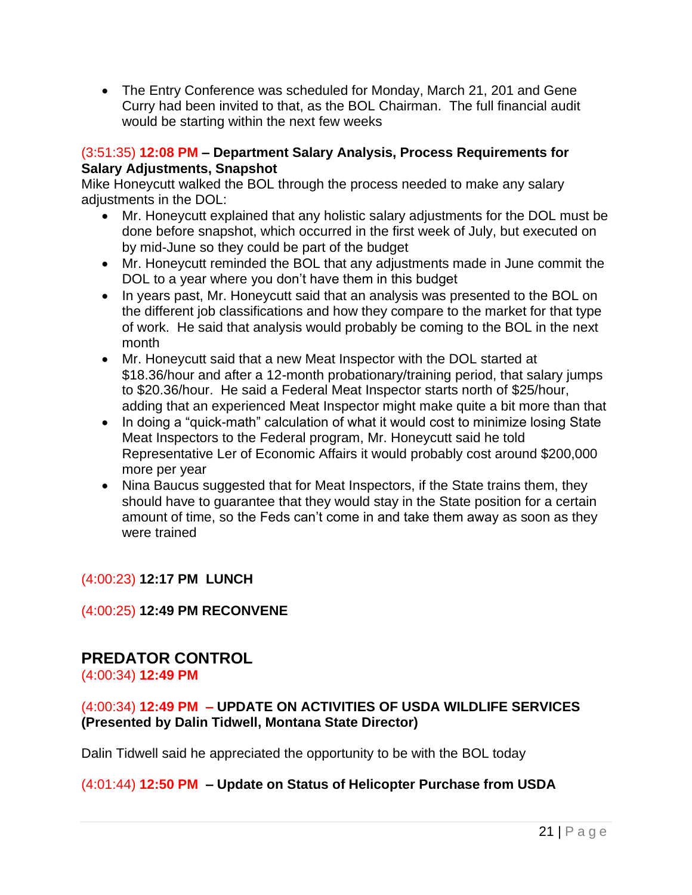- The Entry Conference was scheduled for Monday, March 21, 201 and Gene Curry had been invited to that, as the BOL Chairman. The full financial audit would be starting within the next few weeks

(3:51:35) **12:08 PM – Department Salary Analysis, Process Requirements for Salary Adjustments, Snapshot**

Mike Honeycutt walked the BOL through the process needed to make any salary adjustments in the DOL:

- Mr. Honeycutt explained that any holistic salary adjustments for the DOL must be done before snapshot, which occurred in the first week of July, but executed on by mid-June so they could be part of the budget
- Mr. Honeycutt reminded the BOL that any adjustments made in June commit the DOL to a year where you don't have them in this budget
- In years past, Mr. Honeycutt said that an analysis was presented to the BOL on the different job classifications and how they compare to the market for that type of work. He said that analysis would probably be coming to the BOL in the next month
- Mr. Honeycutt said that a new Meat Inspector with the DOL started at $18.36/hour and after a 12-month probationary/training period, that salary jumps to $20.36/hour. He said a Federal Meat Inspector starts north of $25/hour, adding that an experienced Meat Inspector might make quite a bit more than that
- In doing a "quick-math" calculation of what it would cost to minimize losing State Meat Inspectors to the Federal program, Mr. Honeycutt said he told Representative Ler of Economic Affairs it would probably cost around $200,000 more per year
- Nina Baucus suggested that for Meat Inspectors, if the State trains them, they should have to guarantee that they would stay in the State position for a certain amount of time, so the Feds can't come in and take them away as soon as they were trained

(4:00:23) **12:17 PM LUNCH**

(4:00:25) **12:49 PM RECONVENE**

## PREDATOR CONTROL

(4:00:34) **12:49 PM**

(4:00:34) **12:49 PM – UPDATE ON ACTIVITIES OF USDA WILDLIFE SERVICES (Presented by Dalin Tidwell, Montana State Director)**

Dalin Tidwell said he appreciated the opportunity to be with the BOL today

(4:01:44) **12:50 PM – Update on Status of Helicopter Purchase from USDA**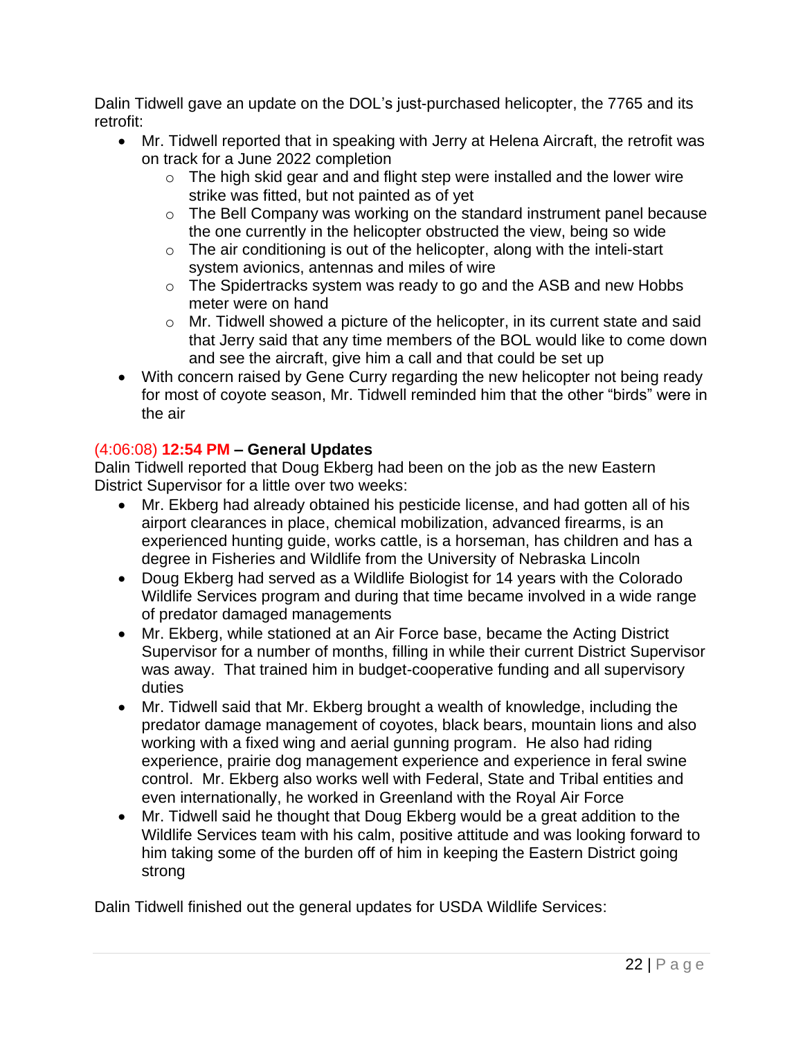Dalin Tidwell gave an update on the DOL's just-purchased helicopter, the 7765 and its retrofit:

- Mr. Tidwell reported that in speaking with Jerry at Helena Aircraft, the retrofit was on track for a June 2022 completion
  - The high skid gear and and flight step were installed and the lower wire strike was fitted, but not painted as of yet
  - The Bell Company was working on the standard instrument panel because the one currently in the helicopter obstructed the view, being so wide
  - The air conditioning is out of the helicopter, along with the inteli-start system avionics, antennas and miles of wire
  - The Spidertracks system was ready to go and the ASB and new Hobbs meter were on hand
  - Mr. Tidwell showed a picture of the helicopter, in its current state and said that Jerry said that any time members of the BOL would like to come down and see the aircraft, give him a call and that could be set up
- With concern raised by Gene Curry regarding the new helicopter not being ready for most of coyote season, Mr. Tidwell reminded him that the other "birds" were in the air

(4:06:08) **12:54 PM – General Updates**

Dalin Tidwell reported that Doug Ekberg had been on the job as the new Eastern District Supervisor for a little over two weeks:

- Mr. Ekberg had already obtained his pesticide license, and had gotten all of his airport clearances in place, chemical mobilization, advanced firearms, is an experienced hunting guide, works cattle, is a horseman, has children and has a degree in Fisheries and Wildlife from the University of Nebraska Lincoln
- Doug Ekberg had served as a Wildlife Biologist for 14 years with the Colorado Wildlife Services program and during that time became involved in a wide range of predator damaged managements
- Mr. Ekberg, while stationed at an Air Force base, became the Acting District Supervisor for a number of months, filling in while their current District Supervisor was away. That trained him in budget-cooperative funding and all supervisory duties
- Mr. Tidwell said that Mr. Ekberg brought a wealth of knowledge, including the predator damage management of coyotes, black bears, mountain lions and also working with a fixed wing and aerial gunning program. He also had riding experience, prairie dog management experience and experience in feral swine control. Mr. Ekberg also works well with Federal, State and Tribal entities and even internationally, he worked in Greenland with the Royal Air Force
- Mr. Tidwell said he thought that Doug Ekberg would be a great addition to the Wildlife Services team with his calm, positive attitude and was looking forward to him taking some of the burden off of him in keeping the Eastern District going strong

Dalin Tidwell finished out the general updates for USDA Wildlife Services: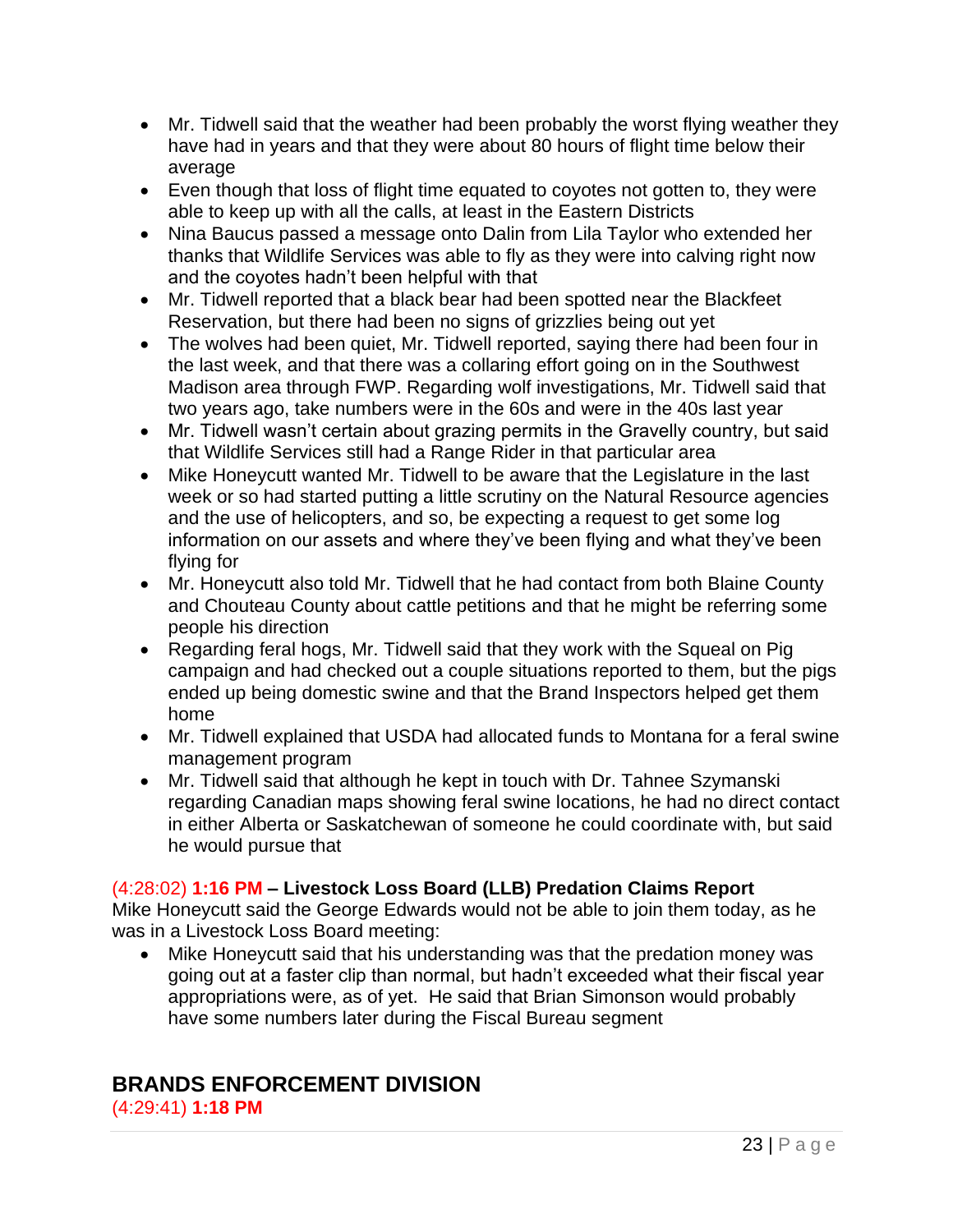- Mr. Tidwell said that the weather had been probably the worst flying weather they have had in years and that they were about 80 hours of flight time below their average
- Even though that loss of flight time equated to coyotes not gotten to, they were able to keep up with all the calls, at least in the Eastern Districts
- Nina Baucus passed a message onto Dalin from Lila Taylor who extended her thanks that Wildlife Services was able to fly as they were into calving right now and the coyotes hadn't been helpful with that
- Mr. Tidwell reported that a black bear had been spotted near the Blackfeet Reservation, but there had been no signs of grizzlies being out yet
- The wolves had been quiet, Mr. Tidwell reported, saying there had been four in the last week, and that there was a collaring effort going on in the Southwest Madison area through FWP. Regarding wolf investigations, Mr. Tidwell said that two years ago, take numbers were in the 60s and were in the 40s last year
- Mr. Tidwell wasn't certain about grazing permits in the Gravelly country, but said that Wildlife Services still had a Range Rider in that particular area
- Mike Honeycutt wanted Mr. Tidwell to be aware that the Legislature in the last week or so had started putting a little scrutiny on the Natural Resource agencies and the use of helicopters, and so, be expecting a request to get some log information on our assets and where they've been flying and what they've been flying for
- Mr. Honeycutt also told Mr. Tidwell that he had contact from both Blaine County and Chouteau County about cattle petitions and that he might be referring some people his direction
- Regarding feral hogs, Mr. Tidwell said that they work with the Squeal on Pig campaign and had checked out a couple situations reported to them, but the pigs ended up being domestic swine and that the Brand Inspectors helped get them home
- Mr. Tidwell explained that USDA had allocated funds to Montana for a feral swine management program
- Mr. Tidwell said that although he kept in touch with Dr. Tahnee Szymanski regarding Canadian maps showing feral swine locations, he had no direct contact in either Alberta or Saskatchewan of someone he could coordinate with, but said he would pursue that

(4:28:02) **1:16 PM – Livestock Loss Board (LLB) Predation Claims Report**
Mike Honeycutt said the George Edwards would not be able to join them today, as he was in a Livestock Loss Board meeting:

- Mike Honeycutt said that his understanding was that the predation money was going out at a faster clip than normal, but hadn't exceeded what their fiscal year appropriations were, as of yet. He said that Brian Simonson would probably have some numbers later during the Fiscal Bureau segment

## BRANDS ENFORCEMENT DIVISION

(4:29:41) **1:18 PM**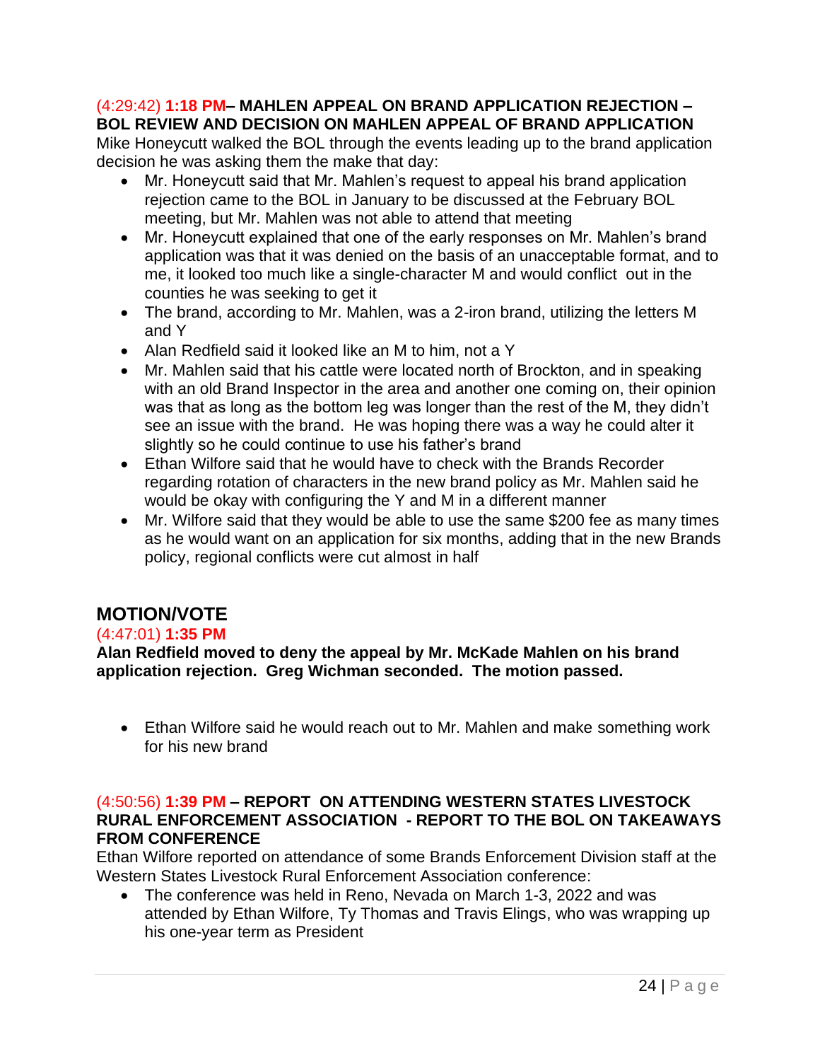**(4:29:42) 1:18 PM– MAHLEN APPEAL ON BRAND APPLICATION REJECTION – BOL REVIEW AND DECISION ON MAHLEN APPEAL OF BRAND APPLICATION**

Mike Honeycutt walked the BOL through the events leading up to the brand application decision he was asking them the make that day:

- Mr. Honeycutt said that Mr. Mahlen's request to appeal his brand application rejection came to the BOL in January to be discussed at the February BOL meeting, but Mr. Mahlen was not able to attend that meeting
- Mr. Honeycutt explained that one of the early responses on Mr. Mahlen's brand application was that it was denied on the basis of an unacceptable format, and to me, it looked too much like a single-character M and would conflict out in the counties he was seeking to get it
- The brand, according to Mr. Mahlen, was a 2-iron brand, utilizing the letters M and Y
- Alan Redfield said it looked like an M to him, not a Y
- Mr. Mahlen said that his cattle were located north of Brockton, and in speaking with an old Brand Inspector in the area and another one coming on, their opinion was that as long as the bottom leg was longer than the rest of the M, they didn't see an issue with the brand. He was hoping there was a way he could alter it slightly so he could continue to use his father's brand
- Ethan Wilfore said that he would have to check with the Brands Recorder regarding rotation of characters in the new brand policy as Mr. Mahlen said he would be okay with configuring the Y and M in a different manner
- Mr. Wilfore said that they would be able to use the same $200 fee as many times as he would want on an application for six months, adding that in the new Brands policy, regional conflicts were cut almost in half

## MOTION/VOTE

**(4:47:01) 1:35 PM**

**Alan Redfield moved to deny the appeal by Mr. McKade Mahlen on his brand application rejection. Greg Wichman seconded. The motion passed.**

- Ethan Wilfore said he would reach out to Mr. Mahlen and make something work for his new brand

**(4:50:56) 1:39 PM – REPORT ON ATTENDING WESTERN STATES LIVESTOCK RURAL ENFORCEMENT ASSOCIATION - REPORT TO THE BOL ON TAKEAWAYS FROM CONFERENCE**

Ethan Wilfore reported on attendance of some Brands Enforcement Division staff at the Western States Livestock Rural Enforcement Association conference:

- The conference was held in Reno, Nevada on March 1-3, 2022 and was attended by Ethan Wilfore, Ty Thomas and Travis Elings, who was wrapping up his one-year term as President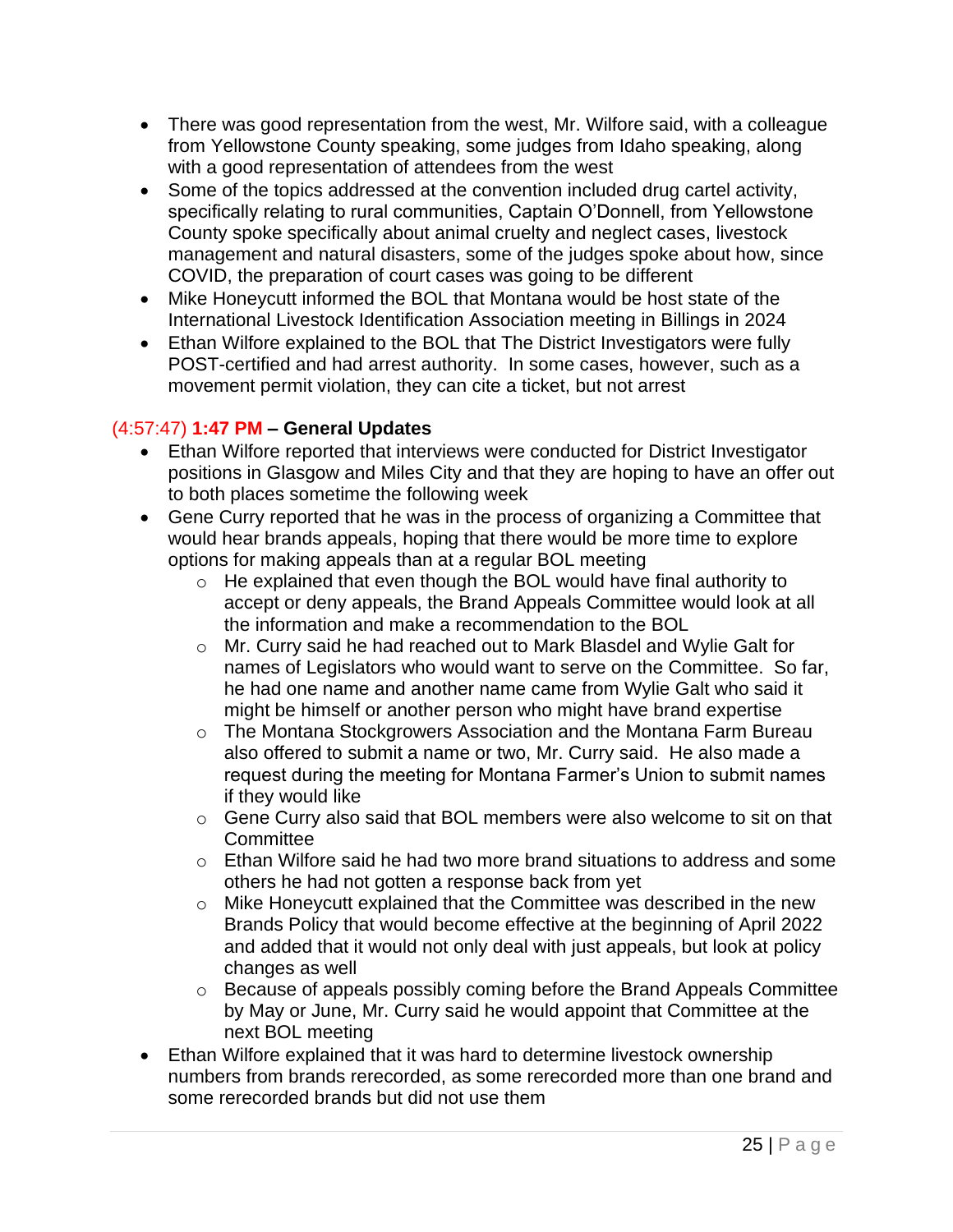- There was good representation from the west, Mr. Wilfore said, with a colleague from Yellowstone County speaking, some judges from Idaho speaking, along with a good representation of attendees from the west
- Some of the topics addressed at the convention included drug cartel activity, specifically relating to rural communities, Captain O'Donnell, from Yellowstone County spoke specifically about animal cruelty and neglect cases, livestock management and natural disasters, some of the judges spoke about how, since COVID, the preparation of court cases was going to be different
- Mike Honeycutt informed the BOL that Montana would be host state of the International Livestock Identification Association meeting in Billings in 2024
- Ethan Wilfore explained to the BOL that The District Investigators were fully POST-certified and had arrest authority. In some cases, however, such as a movement permit violation, they can cite a ticket, but not arrest

### (4:57:47) **1:47 PM – General Updates**

- Ethan Wilfore reported that interviews were conducted for District Investigator positions in Glasgow and Miles City and that they are hoping to have an offer out to both places sometime the following week
- Gene Curry reported that he was in the process of organizing a Committee that would hear brands appeals, hoping that there would be more time to explore options for making appeals than at a regular BOL meeting
  - He explained that even though the BOL would have final authority to accept or deny appeals, the Brand Appeals Committee would look at all the information and make a recommendation to the BOL
  - Mr. Curry said he had reached out to Mark Blasdel and Wylie Galt for names of Legislators who would want to serve on the Committee. So far, he had one name and another name came from Wylie Galt who said it might be himself or another person who might have brand expertise
  - The Montana Stockgrowers Association and the Montana Farm Bureau also offered to submit a name or two, Mr. Curry said. He also made a request during the meeting for Montana Farmer's Union to submit names if they would like
  - Gene Curry also said that BOL members were also welcome to sit on that Committee
  - Ethan Wilfore said he had two more brand situations to address and some others he had not gotten a response back from yet
  - Mike Honeycutt explained that the Committee was described in the new Brands Policy that would become effective at the beginning of April 2022 and added that it would not only deal with just appeals, but look at policy changes as well
  - Because of appeals possibly coming before the Brand Appeals Committee by May or June, Mr. Curry said he would appoint that Committee at the next BOL meeting
- Ethan Wilfore explained that it was hard to determine livestock ownership numbers from brands rerecorded, as some rerecorded more than one brand and some rerecorded brands but did not use them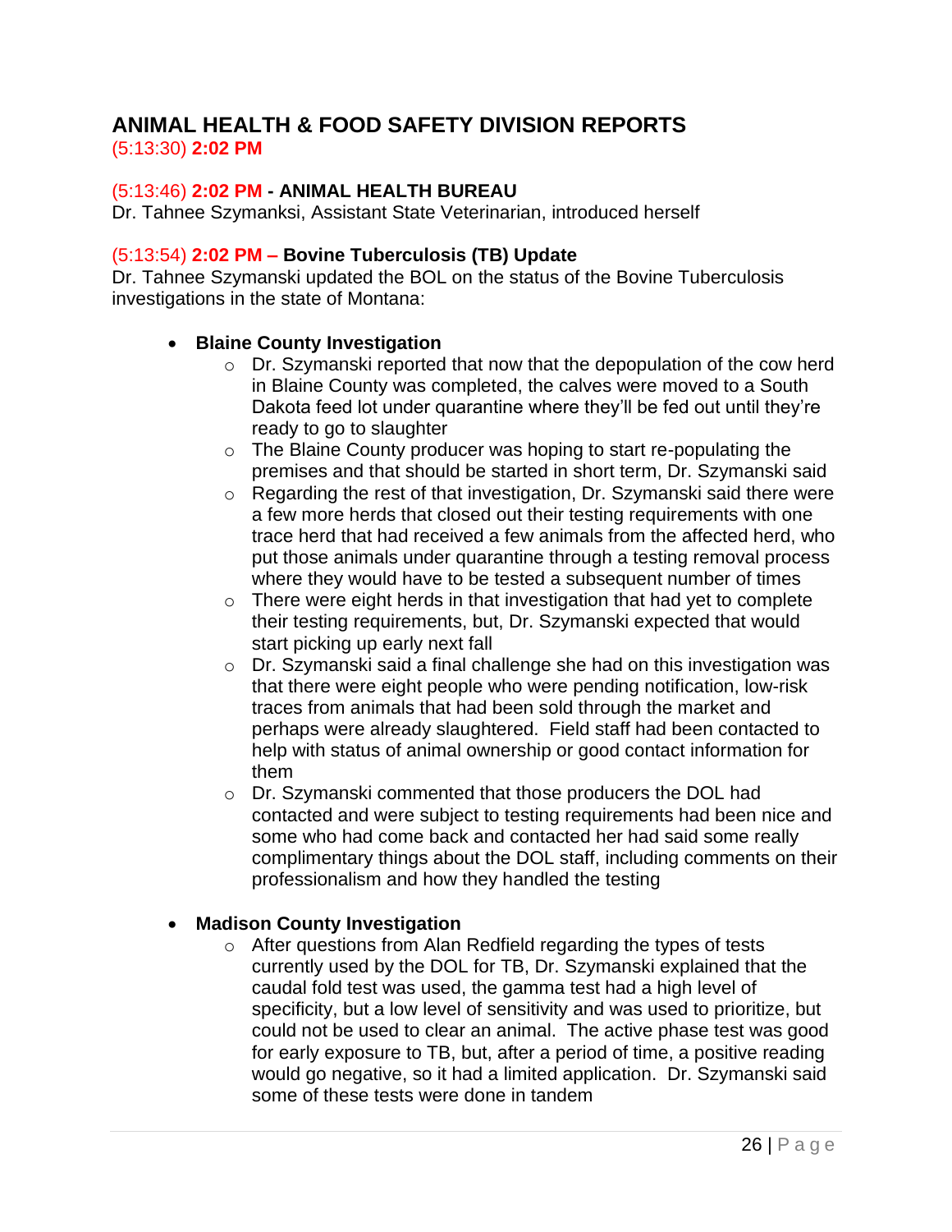## ANIMAL HEALTH & FOOD SAFETY DIVISION REPORTS

(5:13:30) **2:02 PM**

### (5:13:46) **2:02 PM** - **ANIMAL HEALTH BUREAU**

Dr. Tahnee Szymanksi, Assistant State Veterinarian, introduced herself

### (5:13:54) **2:02 PM – Bovine Tuberculosis (TB) Update**

Dr. Tahnee Szymanski updated the BOL on the status of the Bovine Tuberculosis investigations in the state of Montana:

- **Blaine County Investigation**
  - Dr. Szymanski reported that now that the depopulation of the cow herd in Blaine County was completed, the calves were moved to a South Dakota feed lot under quarantine where they'll be fed out until they're ready to go to slaughter
  - The Blaine County producer was hoping to start re-populating the premises and that should be started in short term, Dr. Szymanski said
  - Regarding the rest of that investigation, Dr. Szymanski said there were a few more herds that closed out their testing requirements with one trace herd that had received a few animals from the affected herd, who put those animals under quarantine through a testing removal process where they would have to be tested a subsequent number of times
  - There were eight herds in that investigation that had yet to complete their testing requirements, but, Dr. Szymanski expected that would start picking up early next fall
  - Dr. Szymanski said a final challenge she had on this investigation was that there were eight people who were pending notification, low-risk traces from animals that had been sold through the market and perhaps were already slaughtered. Field staff had been contacted to help with status of animal ownership or good contact information for them
  - Dr. Szymanski commented that those producers the DOL had contacted and were subject to testing requirements had been nice and some who had come back and contacted her had said some really complimentary things about the DOL staff, including comments on their professionalism and how they handled the testing

- **Madison County Investigation**
  - After questions from Alan Redfield regarding the types of tests currently used by the DOL for TB, Dr. Szymanski explained that the caudal fold test was used, the gamma test had a high level of specificity, but a low level of sensitivity and was used to prioritize, but could not be used to clear an animal. The active phase test was good for early exposure to TB, but, after a period of time, a positive reading would go negative, so it had a limited application. Dr. Szymanski said some of these tests were done in tandem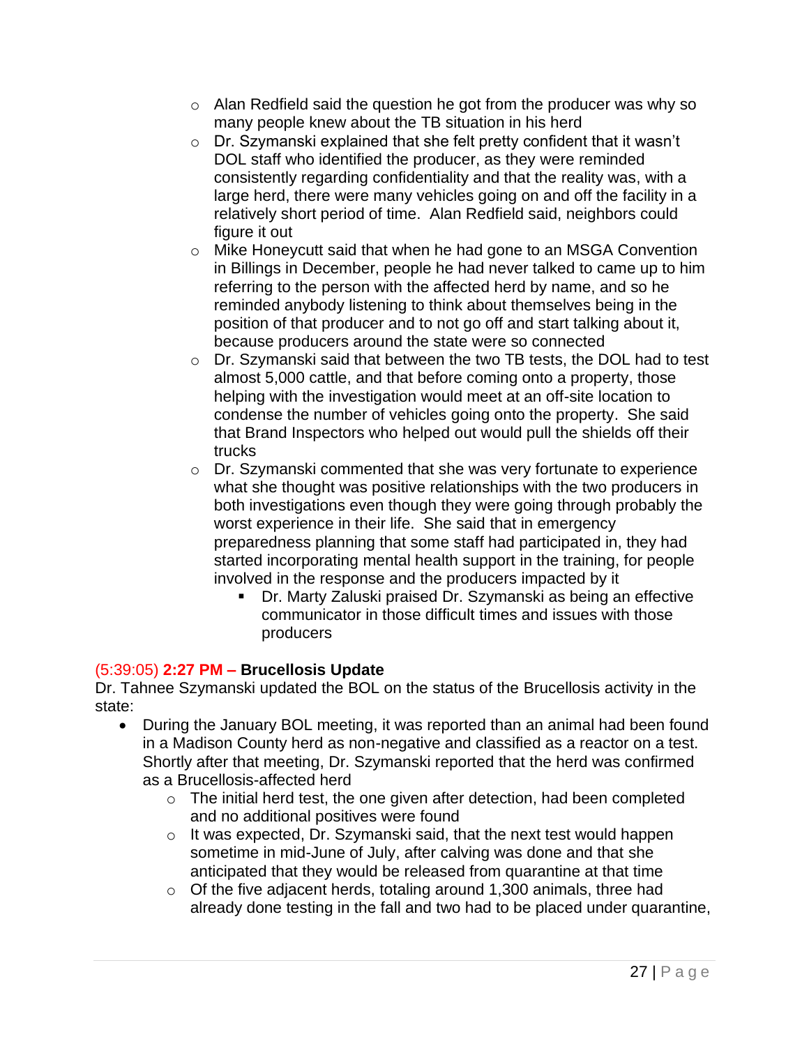- Alan Redfield said the question he got from the producer was why so many people knew about the TB situation in his herd
- Dr. Szymanski explained that she felt pretty confident that it wasn't DOL staff who identified the producer, as they were reminded consistently regarding confidentiality and that the reality was, with a large herd, there were many vehicles going on and off the facility in a relatively short period of time. Alan Redfield said, neighbors could figure it out
- Mike Honeycutt said that when he had gone to an MSGA Convention in Billings in December, people he had never talked to came up to him referring to the person with the affected herd by name, and so he reminded anybody listening to think about themselves being in the position of that producer and to not go off and start talking about it, because producers around the state were so connected
- Dr. Szymanski said that between the two TB tests, the DOL had to test almost 5,000 cattle, and that before coming onto a property, those helping with the investigation would meet at an off-site location to condense the number of vehicles going onto the property. She said that Brand Inspectors who helped out would pull the shields off their trucks
- Dr. Szymanski commented that she was very fortunate to experience what she thought was positive relationships with the two producers in both investigations even though they were going through probably the worst experience in their life. She said that in emergency preparedness planning that some staff had participated in, they had started incorporating mental health support in the training, for people involved in the response and the producers impacted by it
  - Dr. Marty Zaluski praised Dr. Szymanski as being an effective communicator in those difficult times and issues with those producers

### (5:39:05) **2:27 PM – Brucellosis Update**

Dr. Tahnee Szymanski updated the BOL on the status of the Brucellosis activity in the state:

- During the January BOL meeting, it was reported than an animal had been found in a Madison County herd as non-negative and classified as a reactor on a test. Shortly after that meeting, Dr. Szymanski reported that the herd was confirmed as a Brucellosis-affected herd
  - The initial herd test, the one given after detection, had been completed and no additional positives were found
  - It was expected, Dr. Szymanski said, that the next test would happen sometime in mid-June of July, after calving was done and that she anticipated that they would be released from quarantine at that time
  - Of the five adjacent herds, totaling around 1,300 animals, three had already done testing in the fall and two had to be placed under quarantine,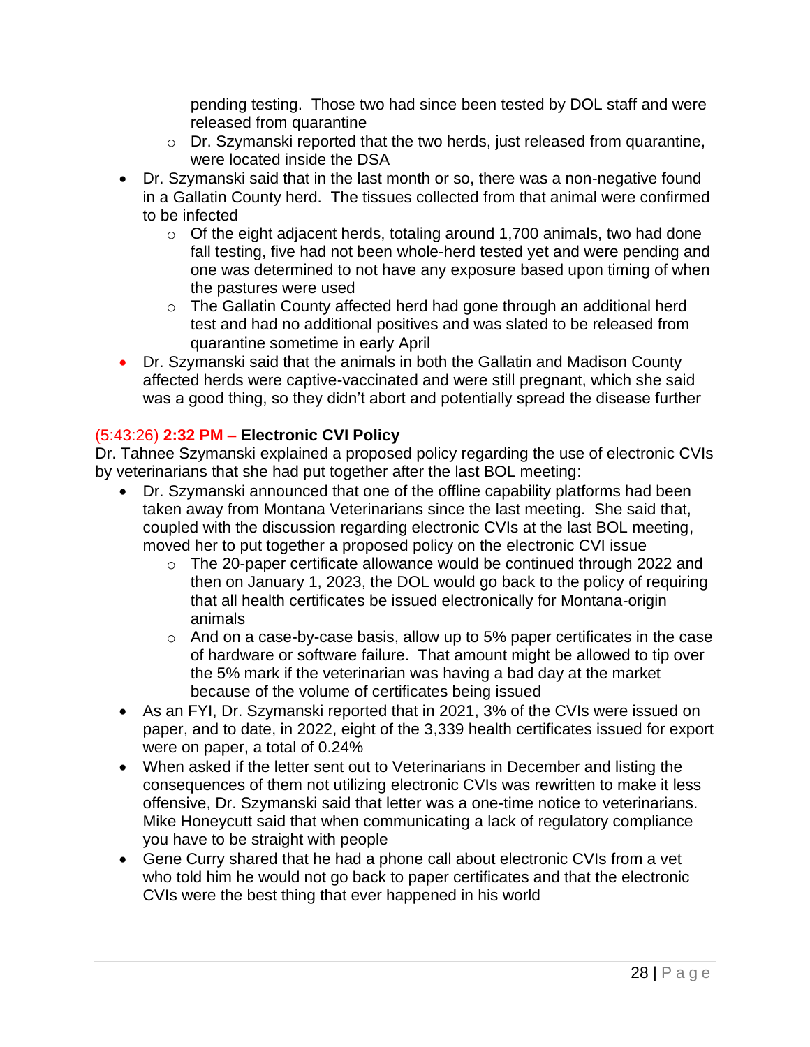pending testing.  Those two had since been tested by DOL staff and were released from quarantine
  - Dr. Szymanski reported that the two herds, just released from quarantine, were located inside the DSA
- Dr. Szymanski said that in the last month or so, there was a non-negative found in a Gallatin County herd.  The tissues collected from that animal were confirmed to be infected
  - Of the eight adjacent herds, totaling around 1,700 animals, two had done fall testing, five had not been whole-herd tested yet and were pending and one was determined to not have any exposure based upon timing of when the pastures were used
  - The Gallatin County affected herd had gone through an additional herd test and had no additional positives and was slated to be released from quarantine sometime in early April
- Dr. Szymanski said that the animals in both the Gallatin and Madison County affected herds were captive-vaccinated and were still pregnant, which she said was a good thing, so they didn't abort and potentially spread the disease further

(5:43:26) **2:32 PM – Electronic CVI Policy**

Dr. Tahnee Szymanski explained a proposed policy regarding the use of electronic CVIs by veterinarians that she had put together after the last BOL meeting:

- Dr. Szymanski announced that one of the offline capability platforms had been taken away from Montana Veterinarians since the last meeting.  She said that, coupled with the discussion regarding electronic CVIs at the last BOL meeting, moved her to put together a proposed policy on the electronic CVI issue
  - The 20-paper certificate allowance would be continued through 2022 and then on January 1, 2023, the DOL would go back to the policy of requiring that all health certificates be issued electronically for Montana-origin animals
  - And on a case-by-case basis, allow up to 5% paper certificates in the case of hardware or software failure.  That amount might be allowed to tip over the 5% mark if the veterinarian was having a bad day at the market because of the volume of certificates being issued
- As an FYI, Dr. Szymanski reported that in 2021, 3% of the CVIs were issued on paper, and to date, in 2022, eight of the 3,339 health certificates issued for export were on paper, a total of 0.24%
- When asked if the letter sent out to Veterinarians in December and listing the consequences of them not utilizing electronic CVIs was rewritten to make it less offensive, Dr. Szymanski said that letter was a one-time notice to veterinarians. Mike Honeycutt said that when communicating a lack of regulatory compliance you have to be straight with people
- Gene Curry shared that he had a phone call about electronic CVIs from a vet who told him he would not go back to paper certificates and that the electronic CVIs were the best thing that ever happened in his world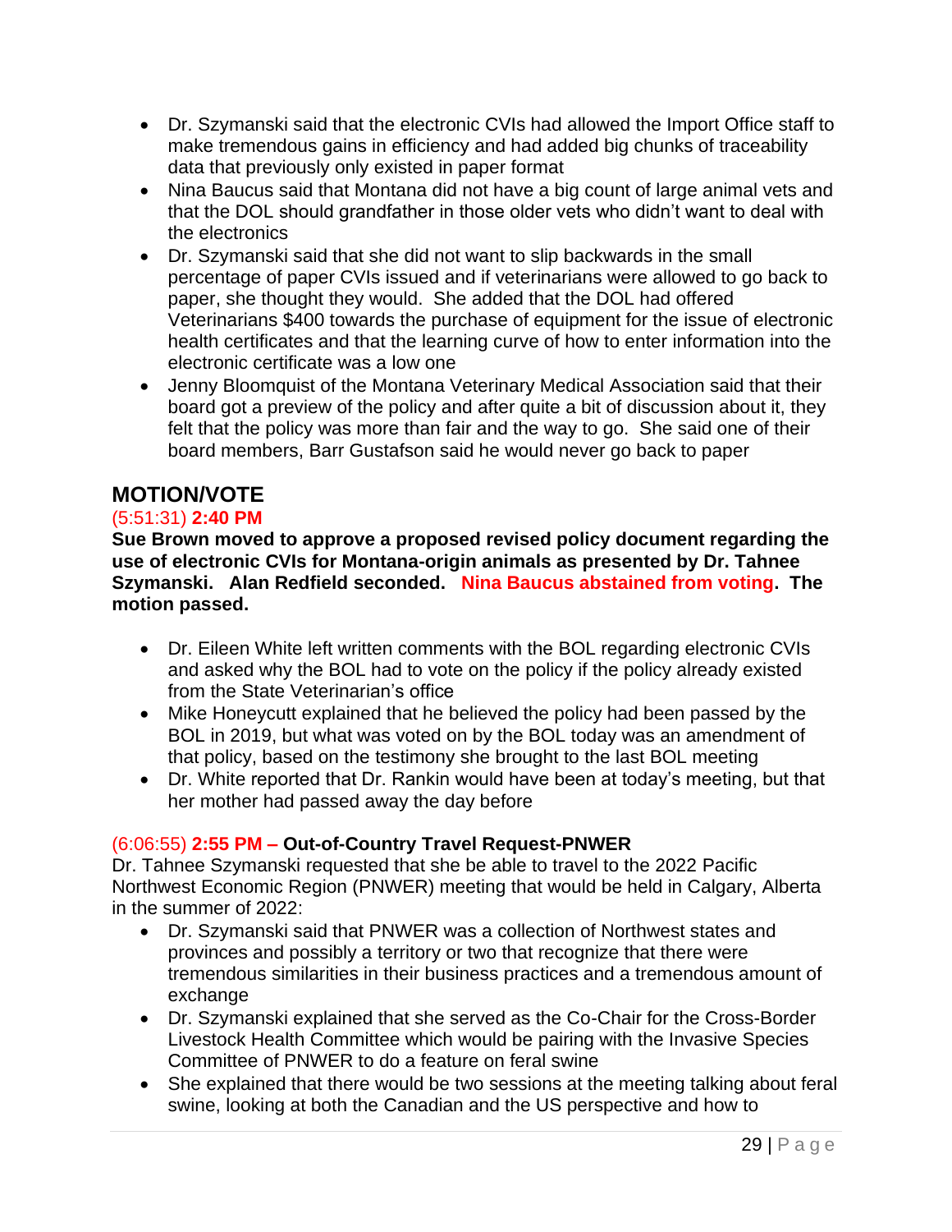- Dr. Szymanski said that the electronic CVIs had allowed the Import Office staff to make tremendous gains in efficiency and had added big chunks of traceability data that previously only existed in paper format
- Nina Baucus said that Montana did not have a big count of large animal vets and that the DOL should grandfather in those older vets who didn't want to deal with the electronics
- Dr. Szymanski said that she did not want to slip backwards in the small percentage of paper CVIs issued and if veterinarians were allowed to go back to paper, she thought they would. She added that the DOL had offered Veterinarians $400 towards the purchase of equipment for the issue of electronic health certificates and that the learning curve of how to enter information into the electronic certificate was a low one
- Jenny Bloomquist of the Montana Veterinary Medical Association said that their board got a preview of the policy and after quite a bit of discussion about it, they felt that the policy was more than fair and the way to go. She said one of their board members, Barr Gustafson said he would never go back to paper

## MOTION/VOTE

(5:51:31) **2:40 PM**

**Sue Brown moved to approve a proposed revised policy document regarding the use of electronic CVIs for Montana-origin animals as presented by Dr. Tahnee Szymanski. Alan Redfield seconded. Nina Baucus abstained from voting. The motion passed.**

- Dr. Eileen White left written comments with the BOL regarding electronic CVIs and asked why the BOL had to vote on the policy if the policy already existed from the State Veterinarian's office
- Mike Honeycutt explained that he believed the policy had been passed by the BOL in 2019, but what was voted on by the BOL today was an amendment of that policy, based on the testimony she brought to the last BOL meeting
- Dr. White reported that Dr. Rankin would have been at today's meeting, but that her mother had passed away the day before

(6:06:55) **2:55 PM – Out-of-Country Travel Request-PNWER**

Dr. Tahnee Szymanski requested that she be able to travel to the 2022 Pacific Northwest Economic Region (PNWER) meeting that would be held in Calgary, Alberta in the summer of 2022:

- Dr. Szymanski said that PNWER was a collection of Northwest states and provinces and possibly a territory or two that recognize that there were tremendous similarities in their business practices and a tremendous amount of exchange
- Dr. Szymanski explained that she served as the Co-Chair for the Cross-Border Livestock Health Committee which would be pairing with the Invasive Species Committee of PNWER to do a feature on feral swine
- She explained that there would be two sessions at the meeting talking about feral swine, looking at both the Canadian and the US perspective and how to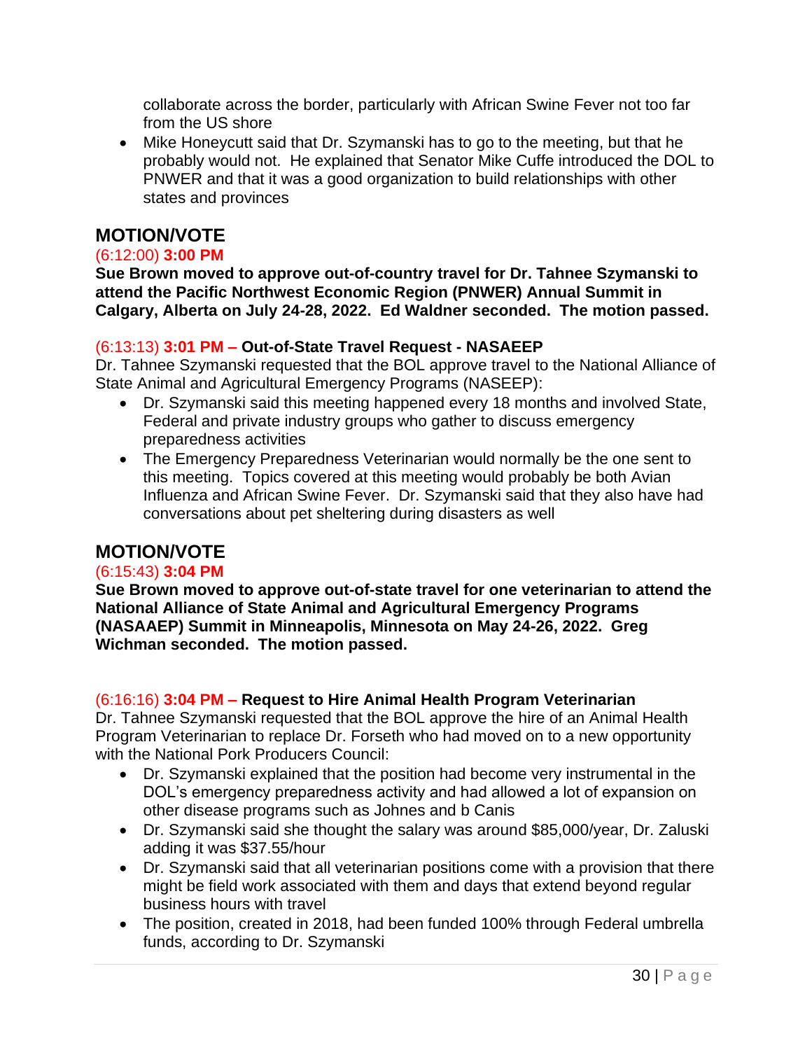collaborate across the border, particularly with African Swine Fever not too far from the US shore

- Mike Honeycutt said that Dr. Szymanski has to go to the meeting, but that he probably would not. He explained that Senator Mike Cuffe introduced the DOL to PNWER and that it was a good organization to build relationships with other states and provinces

## MOTION/VOTE

(6:12:00) **3:00 PM**

**Sue Brown moved to approve out-of-country travel for Dr. Tahnee Szymanski to attend the Pacific Northwest Economic Region (PNWER) Annual Summit in Calgary, Alberta on July 24-28, 2022. Ed Waldner seconded. The motion passed.**

(6:13:13) **3:01 PM – Out-of-State Travel Request - NASAEEP**

Dr. Tahnee Szymanski requested that the BOL approve travel to the National Alliance of State Animal and Agricultural Emergency Programs (NASEEP):

- Dr. Szymanski said this meeting happened every 18 months and involved State, Federal and private industry groups who gather to discuss emergency preparedness activities
- The Emergency Preparedness Veterinarian would normally be the one sent to this meeting. Topics covered at this meeting would probably be both Avian Influenza and African Swine Fever. Dr. Szymanski said that they also have had conversations about pet sheltering during disasters as well

## MOTION/VOTE

(6:15:43) **3:04 PM**

**Sue Brown moved to approve out-of-state travel for one veterinarian to attend the National Alliance of State Animal and Agricultural Emergency Programs (NASAAEP) Summit in Minneapolis, Minnesota on May 24-26, 2022. Greg Wichman seconded. The motion passed.**

(6:16:16) **3:04 PM – Request to Hire Animal Health Program Veterinarian**

Dr. Tahnee Szymanski requested that the BOL approve the hire of an Animal Health Program Veterinarian to replace Dr. Forseth who had moved on to a new opportunity with the National Pork Producers Council:

- Dr. Szymanski explained that the position had become very instrumental in the DOL's emergency preparedness activity and had allowed a lot of expansion on other disease programs such as Johnes and b Canis
- Dr. Szymanski said she thought the salary was around $85,000/year, Dr. Zaluski adding it was $37.55/hour
- Dr. Szymanski said that all veterinarian positions come with a provision that there might be field work associated with them and days that extend beyond regular business hours with travel
- The position, created in 2018, had been funded 100% through Federal umbrella funds, according to Dr. Szymanski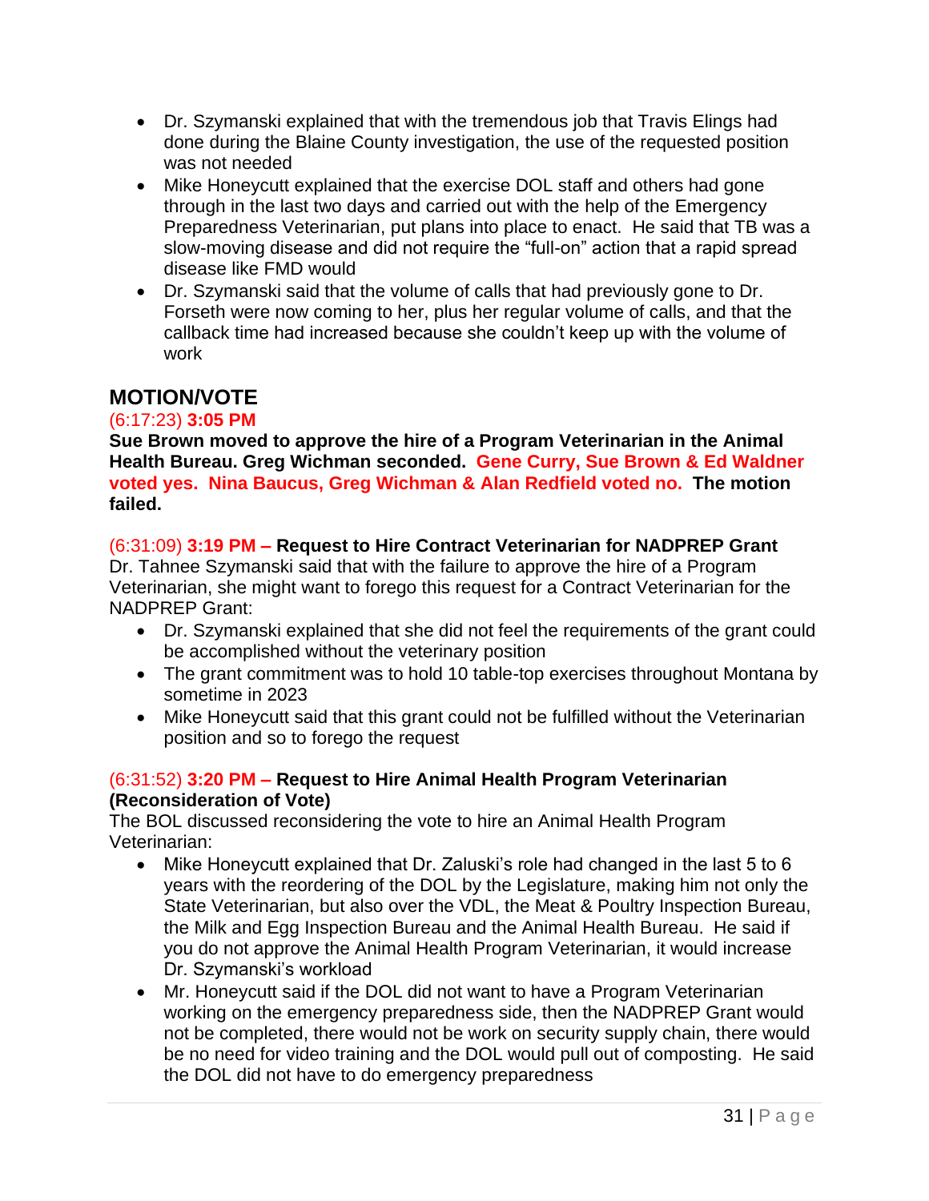- Dr. Szymanski explained that with the tremendous job that Travis Elings had done during the Blaine County investigation, the use of the requested position was not needed
- Mike Honeycutt explained that the exercise DOL staff and others had gone through in the last two days and carried out with the help of the Emergency Preparedness Veterinarian, put plans into place to enact. He said that TB was a slow-moving disease and did not require the "full-on" action that a rapid spread disease like FMD would
- Dr. Szymanski said that the volume of calls that had previously gone to Dr. Forseth were now coming to her, plus her regular volume of calls, and that the callback time had increased because she couldn't keep up with the volume of work

## MOTION/VOTE

(6:17:23) **3:05 PM**

**Sue Brown moved to approve the hire of a Program Veterinarian in the Animal Health Bureau. Greg Wichman seconded. Gene Curry, Sue Brown & Ed Waldner voted yes. Nina Baucus, Greg Wichman & Alan Redfield voted no. The motion failed.**

(6:31:09) **3:19 PM – Request to Hire Contract Veterinarian for NADPREP Grant**

Dr. Tahnee Szymanski said that with the failure to approve the hire of a Program Veterinarian, she might want to forego this request for a Contract Veterinarian for the NADPREP Grant:

- Dr. Szymanski explained that she did not feel the requirements of the grant could be accomplished without the veterinary position
- The grant commitment was to hold 10 table-top exercises throughout Montana by sometime in 2023
- Mike Honeycutt said that this grant could not be fulfilled without the Veterinarian position and so to forego the request

(6:31:52) **3:20 PM – Request to Hire Animal Health Program Veterinarian (Reconsideration of Vote)**

The BOL discussed reconsidering the vote to hire an Animal Health Program Veterinarian:

- Mike Honeycutt explained that Dr. Zaluski's role had changed in the last 5 to 6 years with the reordering of the DOL by the Legislature, making him not only the State Veterinarian, but also over the VDL, the Meat & Poultry Inspection Bureau, the Milk and Egg Inspection Bureau and the Animal Health Bureau. He said if you do not approve the Animal Health Program Veterinarian, it would increase Dr. Szymanski's workload
- Mr. Honeycutt said if the DOL did not want to have a Program Veterinarian working on the emergency preparedness side, then the NADPREP Grant would not be completed, there would not be work on security supply chain, there would be no need for video training and the DOL would pull out of composting. He said the DOL did not have to do emergency preparedness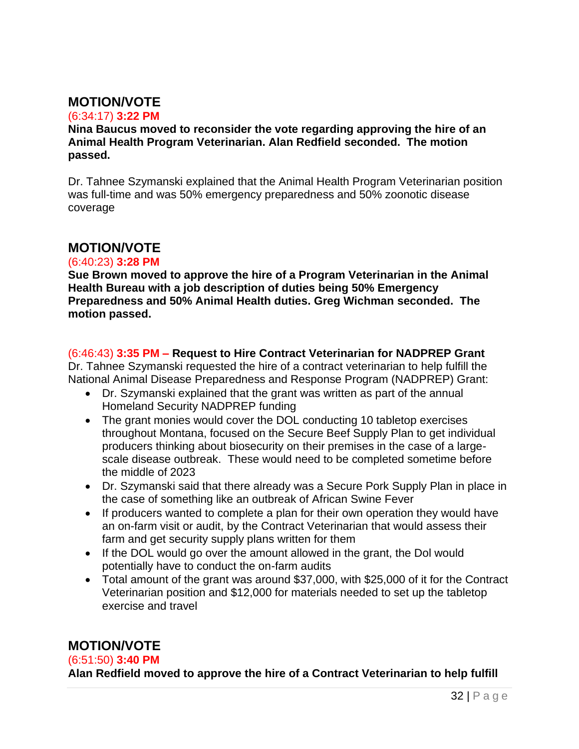## MOTION/VOTE

(6:34:17) **3:22 PM**

**Nina Baucus moved to reconsider the vote regarding approving the hire of an Animal Health Program Veterinarian. Alan Redfield seconded. The motion passed.**

Dr. Tahnee Szymanski explained that the Animal Health Program Veterinarian position was full-time and was 50% emergency preparedness and 50% zoonotic disease coverage

## MOTION/VOTE

(6:40:23) **3:28 PM**

**Sue Brown moved to approve the hire of a Program Veterinarian in the Animal Health Bureau with a job description of duties being 50% Emergency Preparedness and 50% Animal Health duties. Greg Wichman seconded. The motion passed.**

(6:46:43) **3:35 PM – Request to Hire Contract Veterinarian for NADPREP Grant**

Dr. Tahnee Szymanski requested the hire of a contract veterinarian to help fulfill the National Animal Disease Preparedness and Response Program (NADPREP) Grant:

- Dr. Szymanski explained that the grant was written as part of the annual Homeland Security NADPREP funding
- The grant monies would cover the DOL conducting 10 tabletop exercises throughout Montana, focused on the Secure Beef Supply Plan to get individual producers thinking about biosecurity on their premises in the case of a large-scale disease outbreak. These would need to be completed sometime before the middle of 2023
- Dr. Szymanski said that there already was a Secure Pork Supply Plan in place in the case of something like an outbreak of African Swine Fever
- If producers wanted to complete a plan for their own operation they would have an on-farm visit or audit, by the Contract Veterinarian that would assess their farm and get security supply plans written for them
- If the DOL would go over the amount allowed in the grant, the Dol would potentially have to conduct the on-farm audits
- Total amount of the grant was around $37,000, with $25,000 of it for the Contract Veterinarian position and $12,000 for materials needed to set up the tabletop exercise and travel

## MOTION/VOTE

(6:51:50) **3:40 PM**

**Alan Redfield moved to approve the hire of a Contract Veterinarian to help fulfill**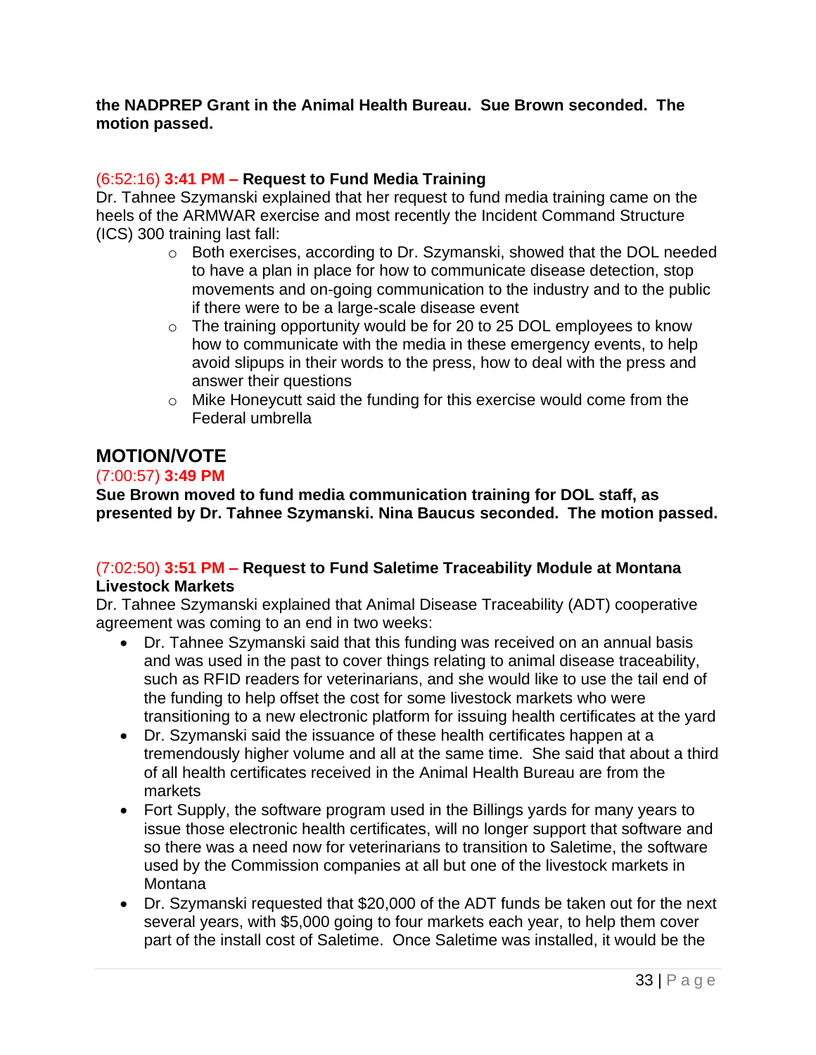**the NADPREP Grant in the Animal Health Bureau. Sue Brown seconded. The motion passed.**

(6:52:16) **3:41 PM – Request to Fund Media Training**

Dr. Tahnee Szymanski explained that her request to fund media training came on the heels of the ARMWAR exercise and most recently the Incident Command Structure (ICS) 300 training last fall:

- Both exercises, according to Dr. Szymanski, showed that the DOL needed to have a plan in place for how to communicate disease detection, stop movements and on-going communication to the industry and to the public if there were to be a large-scale disease event
- The training opportunity would be for 20 to 25 DOL employees to know how to communicate with the media in these emergency events, to help avoid slipups in their words to the press, how to deal with the press and answer their questions
- Mike Honeycutt said the funding for this exercise would come from the Federal umbrella

## MOTION/VOTE

(7:00:57) **3:49 PM**

**Sue Brown moved to fund media communication training for DOL staff, as presented by Dr. Tahnee Szymanski. Nina Baucus seconded. The motion passed.**

(7:02:50) **3:51 PM – Request to Fund Saletime Traceability Module at Montana Livestock Markets**

Dr. Tahnee Szymanski explained that Animal Disease Traceability (ADT) cooperative agreement was coming to an end in two weeks:

- Dr. Tahnee Szymanski said that this funding was received on an annual basis and was used in the past to cover things relating to animal disease traceability, such as RFID readers for veterinarians, and she would like to use the tail end of the funding to help offset the cost for some livestock markets who were transitioning to a new electronic platform for issuing health certificates at the yard
- Dr. Szymanski said the issuance of these health certificates happen at a tremendously higher volume and all at the same time. She said that about a third of all health certificates received in the Animal Health Bureau are from the markets
- Fort Supply, the software program used in the Billings yards for many years to issue those electronic health certificates, will no longer support that software and so there was a need now for veterinarians to transition to Saletime, the software used by the Commission companies at all but one of the livestock markets in Montana
- Dr. Szymanski requested that $20,000 of the ADT funds be taken out for the next several years, with $5,000 going to four markets each year, to help them cover part of the install cost of Saletime. Once Saletime was installed, it would be the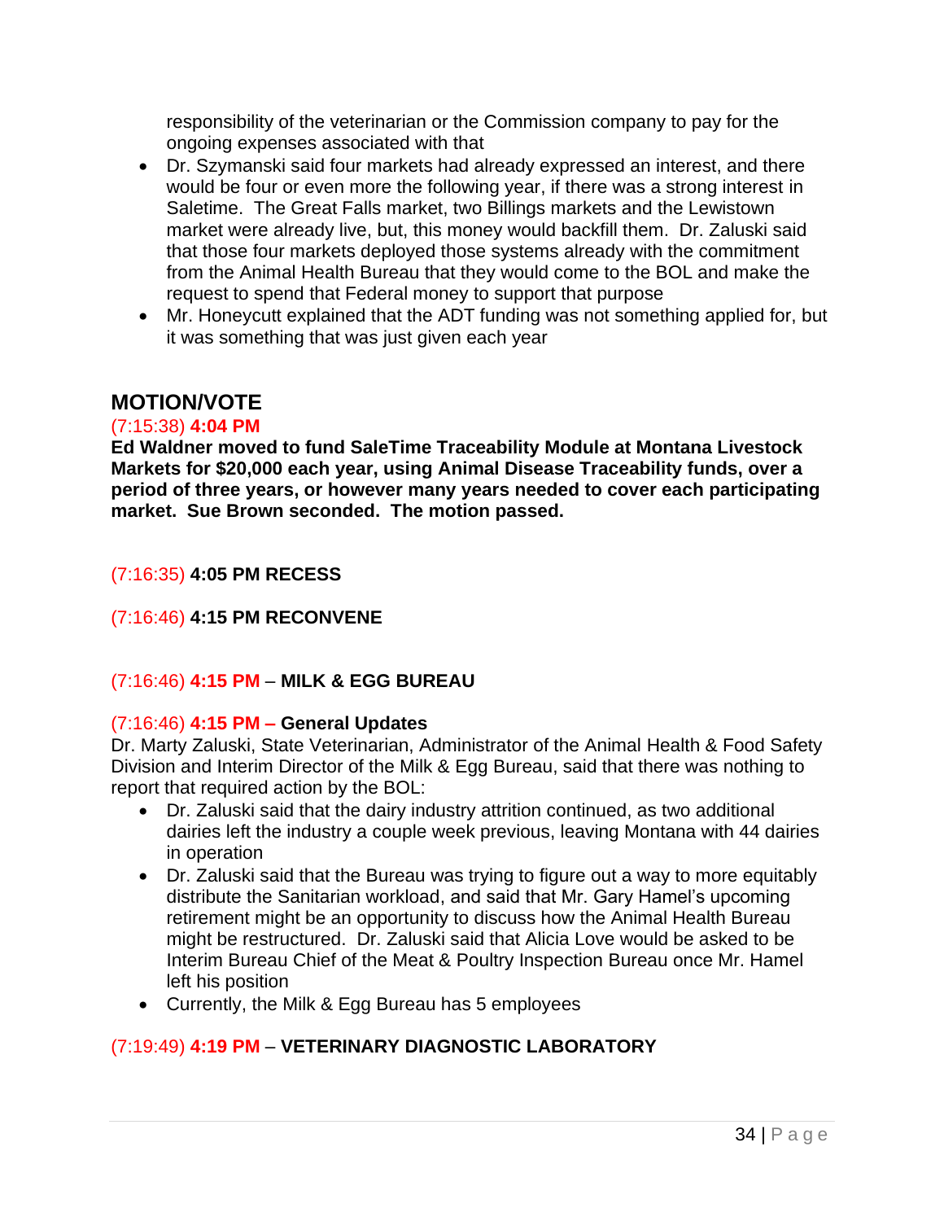responsibility of the veterinarian or the Commission company to pay for the ongoing expenses associated with that

- Dr. Szymanski said four markets had already expressed an interest, and there would be four or even more the following year, if there was a strong interest in Saletime. The Great Falls market, two Billings markets and the Lewistown market were already live, but, this money would backfill them. Dr. Zaluski said that those four markets deployed those systems already with the commitment from the Animal Health Bureau that they would come to the BOL and make the request to spend that Federal money to support that purpose
- Mr. Honeycutt explained that the ADT funding was not something applied for, but it was something that was just given each year

## MOTION/VOTE

(7:15:38) **4:04 PM**

**Ed Waldner moved to fund SaleTime Traceability Module at Montana Livestock Markets for $20,000 each year, using Animal Disease Traceability funds, over a period of three years, or however many years needed to cover each participating market. Sue Brown seconded. The motion passed.**

(7:16:35) **4:05 PM RECESS**

(7:16:46) **4:15 PM RECONVENE**

(7:16:46) **4:15 PM** – **MILK & EGG BUREAU**

(7:16:46) **4:15 PM – General Updates**

Dr. Marty Zaluski, State Veterinarian, Administrator of the Animal Health & Food Safety Division and Interim Director of the Milk & Egg Bureau, said that there was nothing to report that required action by the BOL:

- Dr. Zaluski said that the dairy industry attrition continued, as two additional dairies left the industry a couple week previous, leaving Montana with 44 dairies in operation
- Dr. Zaluski said that the Bureau was trying to figure out a way to more equitably distribute the Sanitarian workload, and said that Mr. Gary Hamel's upcoming retirement might be an opportunity to discuss how the Animal Health Bureau might be restructured. Dr. Zaluski said that Alicia Love would be asked to be Interim Bureau Chief of the Meat & Poultry Inspection Bureau once Mr. Hamel left his position
- Currently, the Milk & Egg Bureau has 5 employees

(7:19:49) **4:19 PM** – **VETERINARY DIAGNOSTIC LABORATORY**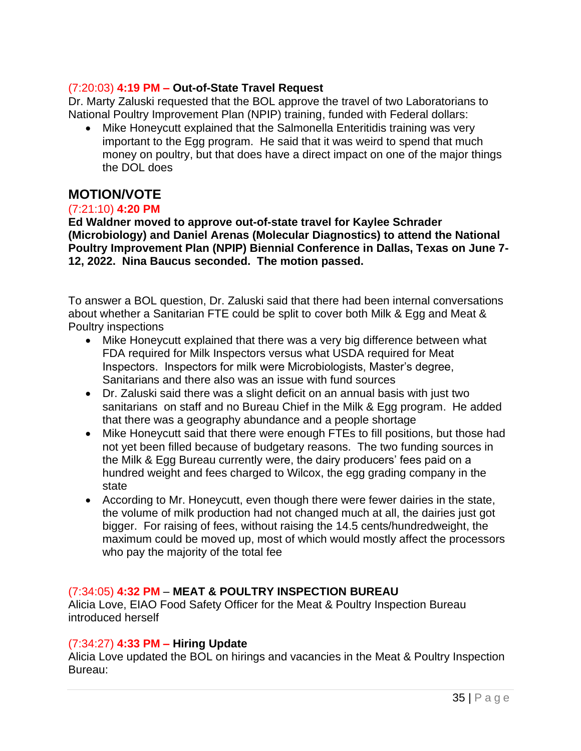(7:20:03) **4:19 PM – Out-of-State Travel Request**

Dr. Marty Zaluski requested that the BOL approve the travel of two Laboratorians to National Poultry Improvement Plan (NPIP) training, funded with Federal dollars:

- Mike Honeycutt explained that the Salmonella Enteritidis training was very important to the Egg program. He said that it was weird to spend that much money on poultry, but that does have a direct impact on one of the major things the DOL does

## MOTION/VOTE

(7:21:10) **4:20 PM**

**Ed Waldner moved to approve out-of-state travel for Kaylee Schrader (Microbiology) and Daniel Arenas (Molecular Diagnostics) to attend the National Poultry Improvement Plan (NPIP) Biennial Conference in Dallas, Texas on June 7-12, 2022. Nina Baucus seconded. The motion passed.**

To answer a BOL question, Dr. Zaluski said that there had been internal conversations about whether a Sanitarian FTE could be split to cover both Milk & Egg and Meat & Poultry inspections

- Mike Honeycutt explained that there was a very big difference between what FDA required for Milk Inspectors versus what USDA required for Meat Inspectors. Inspectors for milk were Microbiologists, Master's degree, Sanitarians and there also was an issue with fund sources
- Dr. Zaluski said there was a slight deficit on an annual basis with just two sanitarians on staff and no Bureau Chief in the Milk & Egg program. He added that there was a geography abundance and a people shortage
- Mike Honeycutt said that there were enough FTEs to fill positions, but those had not yet been filled because of budgetary reasons. The two funding sources in the Milk & Egg Bureau currently were, the dairy producers' fees paid on a hundred weight and fees charged to Wilcox, the egg grading company in the state
- According to Mr. Honeycutt, even though there were fewer dairies in the state, the volume of milk production had not changed much at all, the dairies just got bigger. For raising of fees, without raising the 14.5 cents/hundredweight, the maximum could be moved up, most of which would mostly affect the processors who pay the majority of the total fee

(7:34:05) **4:32 PM** – **MEAT & POULTRY INSPECTION BUREAU**

Alicia Love, EIAO Food Safety Officer for the Meat & Poultry Inspection Bureau introduced herself

(7:34:27) **4:33 PM – Hiring Update**

Alicia Love updated the BOL on hirings and vacancies in the Meat & Poultry Inspection Bureau: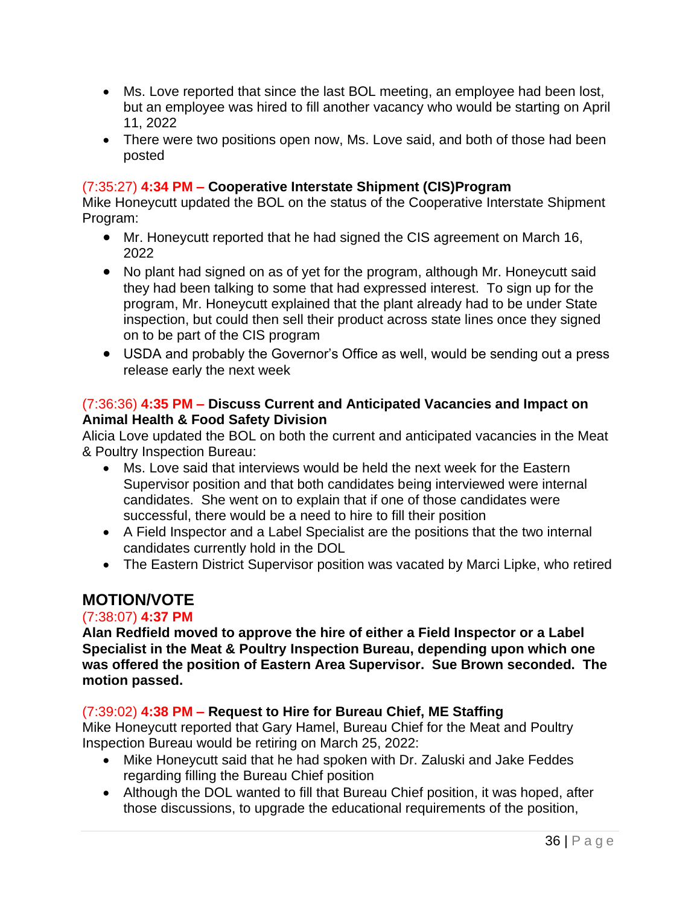- Ms. Love reported that since the last BOL meeting, an employee had been lost, but an employee was hired to fill another vacancy who would be starting on April 11, 2022
- There were two positions open now, Ms. Love said, and both of those had been posted

(7:35:27) **4:34 PM – Cooperative Interstate Shipment (CIS)Program**
Mike Honeycutt updated the BOL on the status of the Cooperative Interstate Shipment Program:

- Mr. Honeycutt reported that he had signed the CIS agreement on March 16, 2022
- No plant had signed on as of yet for the program, although Mr. Honeycutt said they had been talking to some that had expressed interest. To sign up for the program, Mr. Honeycutt explained that the plant already had to be under State inspection, but could then sell their product across state lines once they signed on to be part of the CIS program
- USDA and probably the Governor's Office as well, would be sending out a press release early the next week

(7:36:36) **4:35 PM – Discuss Current and Anticipated Vacancies and Impact on Animal Health & Food Safety Division**
Alicia Love updated the BOL on both the current and anticipated vacancies in the Meat & Poultry Inspection Bureau:

- Ms. Love said that interviews would be held the next week for the Eastern Supervisor position and that both candidates being interviewed were internal candidates. She went on to explain that if one of those candidates were successful, there would be a need to hire to fill their position
- A Field Inspector and a Label Specialist are the positions that the two internal candidates currently hold in the DOL
- The Eastern District Supervisor position was vacated by Marci Lipke, who retired

## MOTION/VOTE

(7:38:07) **4:37 PM**
**Alan Redfield moved to approve the hire of either a Field Inspector or a Label Specialist in the Meat & Poultry Inspection Bureau, depending upon which one was offered the position of Eastern Area Supervisor. Sue Brown seconded. The motion passed.**

(7:39:02) **4:38 PM – Request to Hire for Bureau Chief, ME Staffing**
Mike Honeycutt reported that Gary Hamel, Bureau Chief for the Meat and Poultry Inspection Bureau would be retiring on March 25, 2022:

- Mike Honeycutt said that he had spoken with Dr. Zaluski and Jake Feddes regarding filling the Bureau Chief position
- Although the DOL wanted to fill that Bureau Chief position, it was hoped, after those discussions, to upgrade the educational requirements of the position,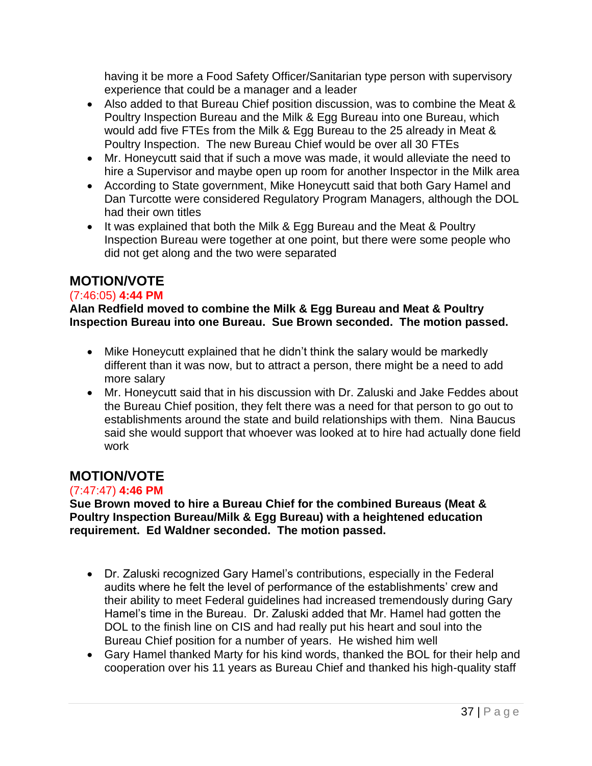having it be more a Food Safety Officer/Sanitarian type person with supervisory experience that could be a manager and a leader

- Also added to that Bureau Chief position discussion, was to combine the Meat & Poultry Inspection Bureau and the Milk & Egg Bureau into one Bureau, which would add five FTEs from the Milk & Egg Bureau to the 25 already in Meat & Poultry Inspection. The new Bureau Chief would be over all 30 FTEs
- Mr. Honeycutt said that if such a move was made, it would alleviate the need to hire a Supervisor and maybe open up room for another Inspector in the Milk area
- According to State government, Mike Honeycutt said that both Gary Hamel and Dan Turcotte were considered Regulatory Program Managers, although the DOL had their own titles
- It was explained that both the Milk & Egg Bureau and the Meat & Poultry Inspection Bureau were together at one point, but there were some people who did not get along and the two were separated

## MOTION/VOTE

(7:46:05) **4:44 PM**

**Alan Redfield moved to combine the Milk & Egg Bureau and Meat & Poultry Inspection Bureau into one Bureau. Sue Brown seconded. The motion passed.**

- Mike Honeycutt explained that he didn't think the salary would be markedly different than it was now, but to attract a person, there might be a need to add more salary
- Mr. Honeycutt said that in his discussion with Dr. Zaluski and Jake Feddes about the Bureau Chief position, they felt there was a need for that person to go out to establishments around the state and build relationships with them. Nina Baucus said she would support that whoever was looked at to hire had actually done field work

## MOTION/VOTE

(7:47:47) **4:46 PM**

**Sue Brown moved to hire a Bureau Chief for the combined Bureaus (Meat & Poultry Inspection Bureau/Milk & Egg Bureau) with a heightened education requirement. Ed Waldner seconded. The motion passed.**

- Dr. Zaluski recognized Gary Hamel's contributions, especially in the Federal audits where he felt the level of performance of the establishments' crew and their ability to meet Federal guidelines had increased tremendously during Gary Hamel's time in the Bureau. Dr. Zaluski added that Mr. Hamel had gotten the DOL to the finish line on CIS and had really put his heart and soul into the Bureau Chief position for a number of years. He wished him well
- Gary Hamel thanked Marty for his kind words, thanked the BOL for their help and cooperation over his 11 years as Bureau Chief and thanked his high-quality staff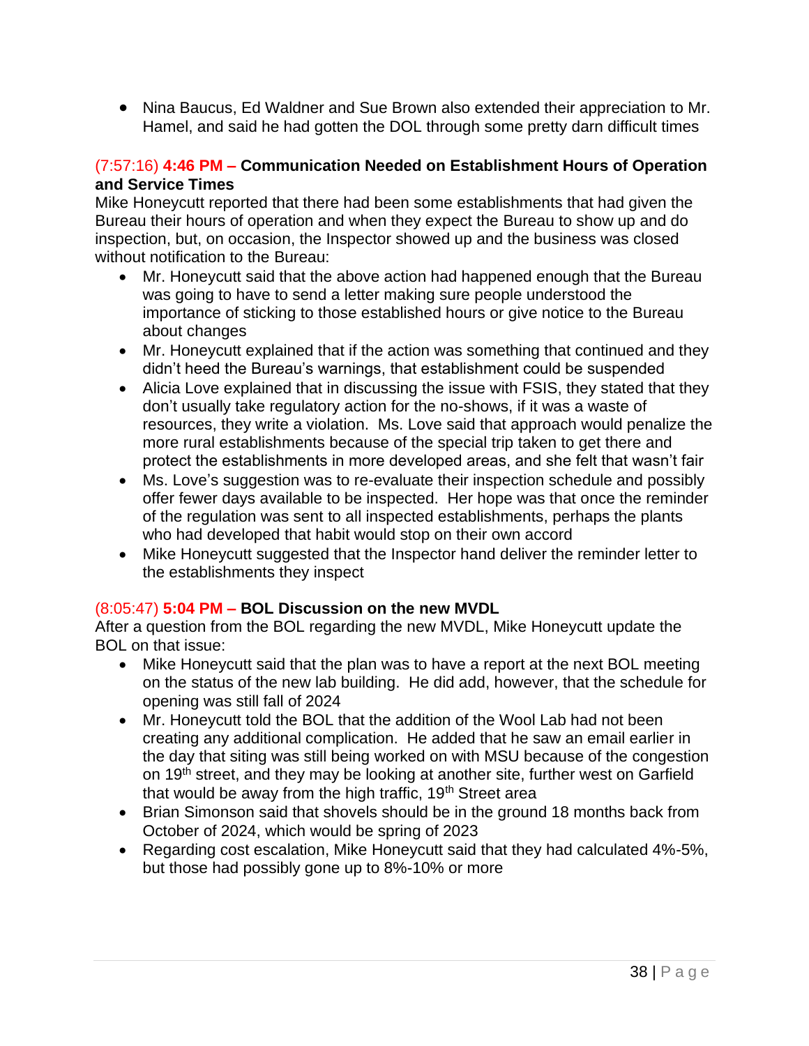- Nina Baucus, Ed Waldner and Sue Brown also extended their appreciation to Mr. Hamel, and said he had gotten the DOL through some pretty darn difficult times

### (7:57:16) 4:46 PM – Communication Needed on Establishment Hours of Operation and Service Times

Mike Honeycutt reported that there had been some establishments that had given the Bureau their hours of operation and when they expect the Bureau to show up and do inspection, but, on occasion, the Inspector showed up and the business was closed without notification to the Bureau:

- Mr. Honeycutt said that the above action had happened enough that the Bureau was going to have to send a letter making sure people understood the importance of sticking to those established hours or give notice to the Bureau about changes
- Mr. Honeycutt explained that if the action was something that continued and they didn't heed the Bureau's warnings, that establishment could be suspended
- Alicia Love explained that in discussing the issue with FSIS, they stated that they don't usually take regulatory action for the no-shows, if it was a waste of resources, they write a violation. Ms. Love said that approach would penalize the more rural establishments because of the special trip taken to get there and protect the establishments in more developed areas, and she felt that wasn't fair
- Ms. Love's suggestion was to re-evaluate their inspection schedule and possibly offer fewer days available to be inspected. Her hope was that once the reminder of the regulation was sent to all inspected establishments, perhaps the plants who had developed that habit would stop on their own accord
- Mike Honeycutt suggested that the Inspector hand deliver the reminder letter to the establishments they inspect

### (8:05:47) 5:04 PM – BOL Discussion on the new MVDL

After a question from the BOL regarding the new MVDL, Mike Honeycutt update the BOL on that issue:

- Mike Honeycutt said that the plan was to have a report at the next BOL meeting on the status of the new lab building. He did add, however, that the schedule for opening was still fall of 2024
- Mr. Honeycutt told the BOL that the addition of the Wool Lab had not been creating any additional complication. He added that he saw an email earlier in the day that siting was still being worked on with MSU because of the congestion on 19th street, and they may be looking at another site, further west on Garfield that would be away from the high traffic, 19th Street area
- Brian Simonson said that shovels should be in the ground 18 months back from October of 2024, which would be spring of 2023
- Regarding cost escalation, Mike Honeycutt said that they had calculated 4%-5%, but those had possibly gone up to 8%-10% or more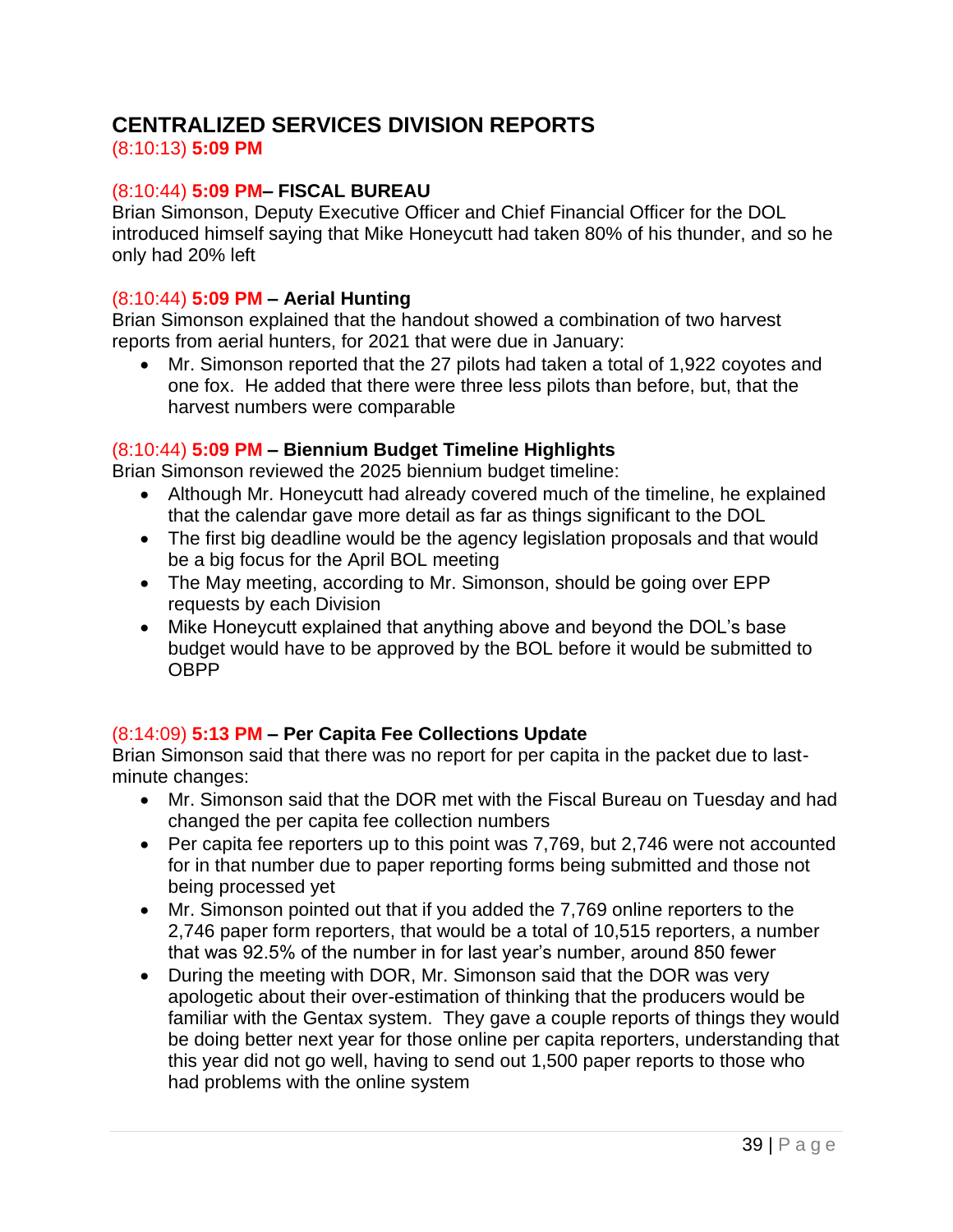## CENTRALIZED SERVICES DIVISION REPORTS

(8:10:13) **5:09 PM**

### (8:10:44) 5:09 PM– FISCAL BUREAU

Brian Simonson, Deputy Executive Officer and Chief Financial Officer for the DOL introduced himself saying that Mike Honeycutt had taken 80% of his thunder, and so he only had 20% left

### (8:10:44) 5:09 PM – Aerial Hunting

Brian Simonson explained that the handout showed a combination of two harvest reports from aerial hunters, for 2021 that were due in January:

- Mr. Simonson reported that the 27 pilots had taken a total of 1,922 coyotes and one fox. He added that there were three less pilots than before, but, that the harvest numbers were comparable

### (8:10:44) 5:09 PM – Biennium Budget Timeline Highlights

Brian Simonson reviewed the 2025 biennium budget timeline:

- Although Mr. Honeycutt had already covered much of the timeline, he explained that the calendar gave more detail as far as things significant to the DOL
- The first big deadline would be the agency legislation proposals and that would be a big focus for the April BOL meeting
- The May meeting, according to Mr. Simonson, should be going over EPP requests by each Division
- Mike Honeycutt explained that anything above and beyond the DOL's base budget would have to be approved by the BOL before it would be submitted to OBPP

### (8:14:09) 5:13 PM – Per Capita Fee Collections Update

Brian Simonson said that there was no report for per capita in the packet due to last-minute changes:

- Mr. Simonson said that the DOR met with the Fiscal Bureau on Tuesday and had changed the per capita fee collection numbers
- Per capita fee reporters up to this point was 7,769, but 2,746 were not accounted for in that number due to paper reporting forms being submitted and those not being processed yet
- Mr. Simonson pointed out that if you added the 7,769 online reporters to the 2,746 paper form reporters, that would be a total of 10,515 reporters, a number that was 92.5% of the number in for last year's number, around 850 fewer
- During the meeting with DOR, Mr. Simonson said that the DOR was very apologetic about their over-estimation of thinking that the producers would be familiar with the Gentax system. They gave a couple reports of things they would be doing better next year for those online per capita reporters, understanding that this year did not go well, having to send out 1,500 paper reports to those who had problems with the online system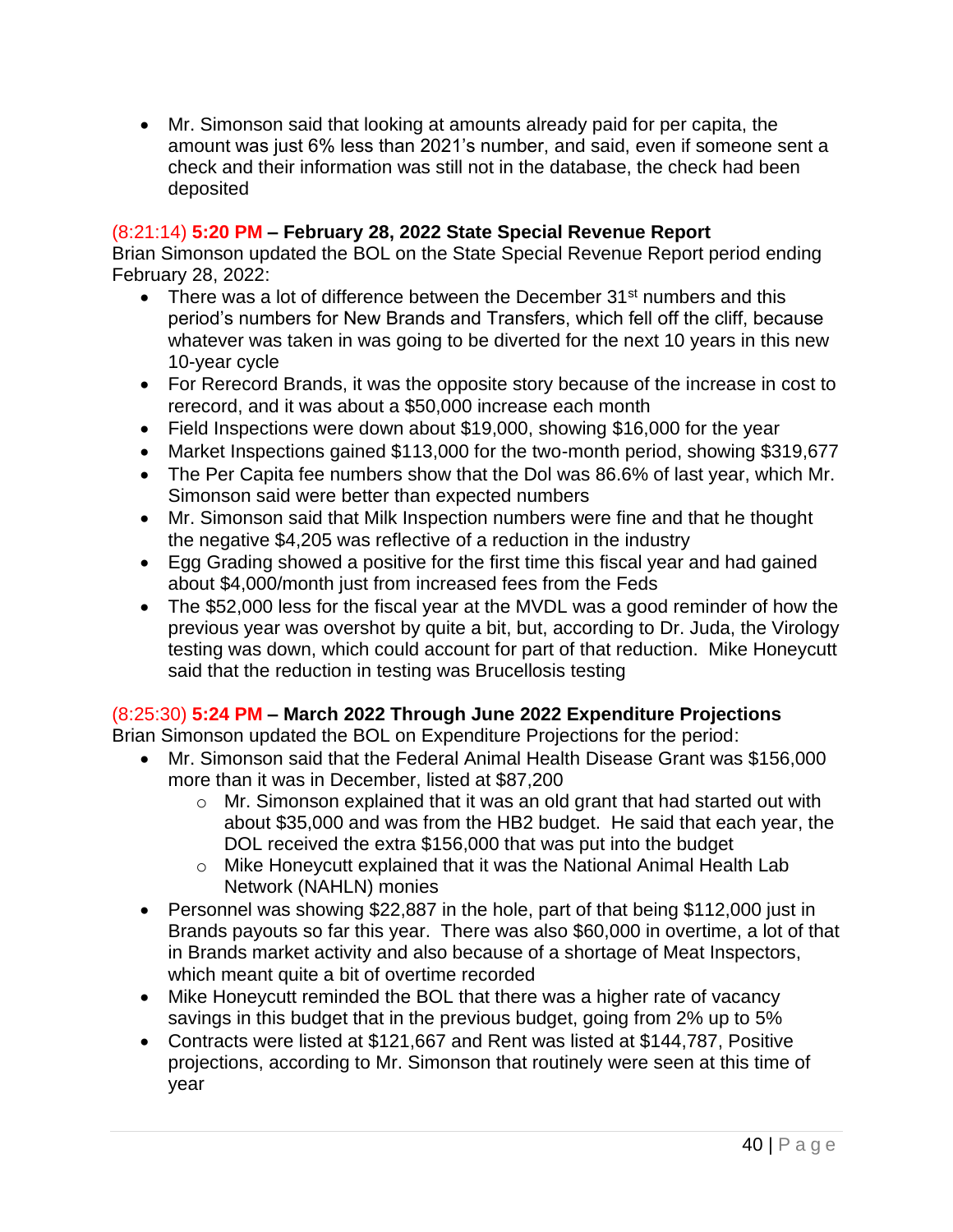- Mr. Simonson said that looking at amounts already paid for per capita, the amount was just 6% less than 2021's number, and said, even if someone sent a check and their information was still not in the database, the check had been deposited

(8:21:14) **5:20 PM – February 28, 2022 State Special Revenue Report**
Brian Simonson updated the BOL on the State Special Revenue Report period ending February 28, 2022:

- There was a lot of difference between the December 31st numbers and this period's numbers for New Brands and Transfers, which fell off the cliff, because whatever was taken in was going to be diverted for the next 10 years in this new 10-year cycle
- For Rerecord Brands, it was the opposite story because of the increase in cost to rerecord, and it was about a $50,000 increase each month
- Field Inspections were down about $19,000, showing $16,000 for the year
- Market Inspections gained $113,000 for the two-month period, showing $319,677
- The Per Capita fee numbers show that the DoI was 86.6% of last year, which Mr. Simonson said were better than expected numbers
- Mr. Simonson said that Milk Inspection numbers were fine and that he thought the negative $4,205 was reflective of a reduction in the industry
- Egg Grading showed a positive for the first time this fiscal year and had gained about $4,000/month just from increased fees from the Feds
- The $52,000 less for the fiscal year at the MVDL was a good reminder of how the previous year was overshot by quite a bit, but, according to Dr. Juda, the Virology testing was down, which could account for part of that reduction. Mike Honeycutt said that the reduction in testing was Brucellosis testing

(8:25:30) **5:24 PM – March 2022 Through June 2022 Expenditure Projections**
Brian Simonson updated the BOL on Expenditure Projections for the period:

- Mr. Simonson said that the Federal Animal Health Disease Grant was $156,000 more than it was in December, listed at $87,200
  - Mr. Simonson explained that it was an old grant that had started out with about $35,000 and was from the HB2 budget. He said that each year, the DOL received the extra $156,000 that was put into the budget
  - Mike Honeycutt explained that it was the National Animal Health Lab Network (NAHLN) monies
- Personnel was showing $22,887 in the hole, part of that being $112,000 just in Brands payouts so far this year. There was also $60,000 in overtime, a lot of that in Brands market activity and also because of a shortage of Meat Inspectors, which meant quite a bit of overtime recorded
- Mike Honeycutt reminded the BOL that there was a higher rate of vacancy savings in this budget that in the previous budget, going from 2% up to 5%
- Contracts were listed at $121,667 and Rent was listed at $144,787, Positive projections, according to Mr. Simonson that routinely were seen at this time of year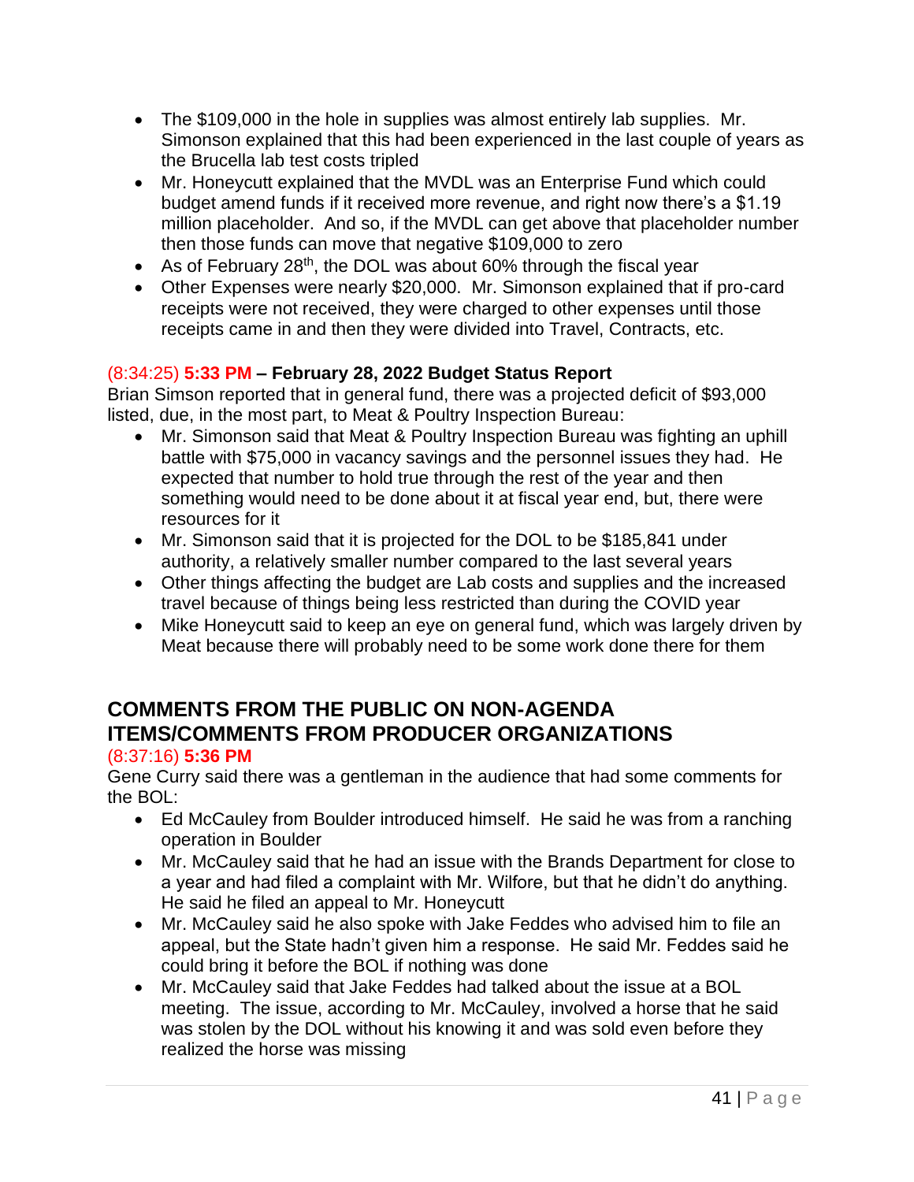- The $109,000 in the hole in supplies was almost entirely lab supplies. Mr. Simonson explained that this had been experienced in the last couple of years as the Brucella lab test costs tripled
- Mr. Honeycutt explained that the MVDL was an Enterprise Fund which could budget amend funds if it received more revenue, and right now there's a $1.19 million placeholder. And so, if the MVDL can get above that placeholder number then those funds can move that negative $109,000 to zero
- As of February 28th, the DOL was about 60% through the fiscal year
- Other Expenses were nearly $20,000. Mr. Simonson explained that if pro-card receipts were not received, they were charged to other expenses until those receipts came in and then they were divided into Travel, Contracts, etc.

(8:34:25) **5:33 PM – February 28, 2022 Budget Status Report**

Brian Simson reported that in general fund, there was a projected deficit of $93,000 listed, due, in the most part, to Meat & Poultry Inspection Bureau:

- Mr. Simonson said that Meat & Poultry Inspection Bureau was fighting an uphill battle with $75,000 in vacancy savings and the personnel issues they had. He expected that number to hold true through the rest of the year and then something would need to be done about it at fiscal year end, but, there were resources for it
- Mr. Simonson said that it is projected for the DOL to be $185,841 under authority, a relatively smaller number compared to the last several years
- Other things affecting the budget are Lab costs and supplies and the increased travel because of things being less restricted than during the COVID year
- Mike Honeycutt said to keep an eye on general fund, which was largely driven by Meat because there will probably need to be some work done there for them

## COMMENTS FROM THE PUBLIC ON NON-AGENDA ITEMS/COMMENTS FROM PRODUCER ORGANIZATIONS

(8:37:16) **5:36 PM**

Gene Curry said there was a gentleman in the audience that had some comments for the BOL:

- Ed McCauley from Boulder introduced himself. He said he was from a ranching operation in Boulder
- Mr. McCauley said that he had an issue with the Brands Department for close to a year and had filed a complaint with Mr. Wilfore, but that he didn't do anything. He said he filed an appeal to Mr. Honeycutt
- Mr. McCauley said he also spoke with Jake Feddes who advised him to file an appeal, but the State hadn't given him a response. He said Mr. Feddes said he could bring it before the BOL if nothing was done
- Mr. McCauley said that Jake Feddes had talked about the issue at a BOL meeting. The issue, according to Mr. McCauley, involved a horse that he said was stolen by the DOL without his knowing it and was sold even before they realized the horse was missing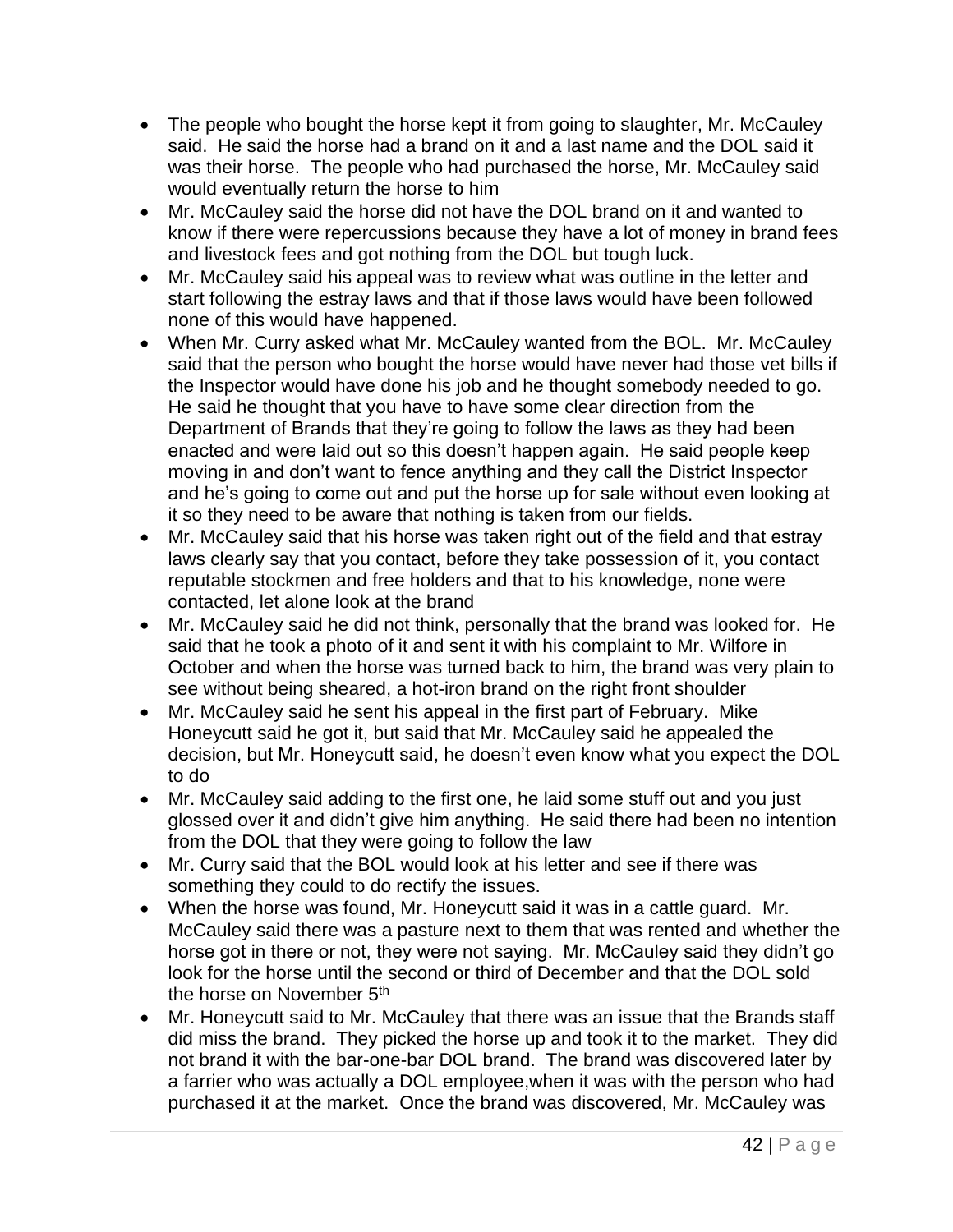- The people who bought the horse kept it from going to slaughter, Mr. McCauley said. He said the horse had a brand on it and a last name and the DOL said it was their horse. The people who had purchased the horse, Mr. McCauley said would eventually return the horse to him
- Mr. McCauley said the horse did not have the DOL brand on it and wanted to know if there were repercussions because they have a lot of money in brand fees and livestock fees and got nothing from the DOL but tough luck.
- Mr. McCauley said his appeal was to review what was outline in the letter and start following the estray laws and that if those laws would have been followed none of this would have happened.
- When Mr. Curry asked what Mr. McCauley wanted from the BOL. Mr. McCauley said that the person who bought the horse would have never had those vet bills if the Inspector would have done his job and he thought somebody needed to go. He said he thought that you have to have some clear direction from the Department of Brands that they're going to follow the laws as they had been enacted and were laid out so this doesn't happen again. He said people keep moving in and don't want to fence anything and they call the District Inspector and he's going to come out and put the horse up for sale without even looking at it so they need to be aware that nothing is taken from our fields.
- Mr. McCauley said that his horse was taken right out of the field and that estray laws clearly say that you contact, before they take possession of it, you contact reputable stockmen and free holders and that to his knowledge, none were contacted, let alone look at the brand
- Mr. McCauley said he did not think, personally that the brand was looked for. He said that he took a photo of it and sent it with his complaint to Mr. Wilfore in October and when the horse was turned back to him, the brand was very plain to see without being sheared, a hot-iron brand on the right front shoulder
- Mr. McCauley said he sent his appeal in the first part of February. Mike Honeycutt said he got it, but said that Mr. McCauley said he appealed the decision, but Mr. Honeycutt said, he doesn't even know what you expect the DOL to do
- Mr. McCauley said adding to the first one, he laid some stuff out and you just glossed over it and didn't give him anything. He said there had been no intention from the DOL that they were going to follow the law
- Mr. Curry said that the BOL would look at his letter and see if there was something they could to do rectify the issues.
- When the horse was found, Mr. Honeycutt said it was in a cattle guard. Mr. McCauley said there was a pasture next to them that was rented and whether the horse got in there or not, they were not saying. Mr. McCauley said they didn't go look for the horse until the second or third of December and that the DOL sold the horse on November 5th
- Mr. Honeycutt said to Mr. McCauley that there was an issue that the Brands staff did miss the brand. They picked the horse up and took it to the market. They did not brand it with the bar-one-bar DOL brand. The brand was discovered later by a farrier who was actually a DOL employee,when it was with the person who had purchased it at the market. Once the brand was discovered, Mr. McCauley was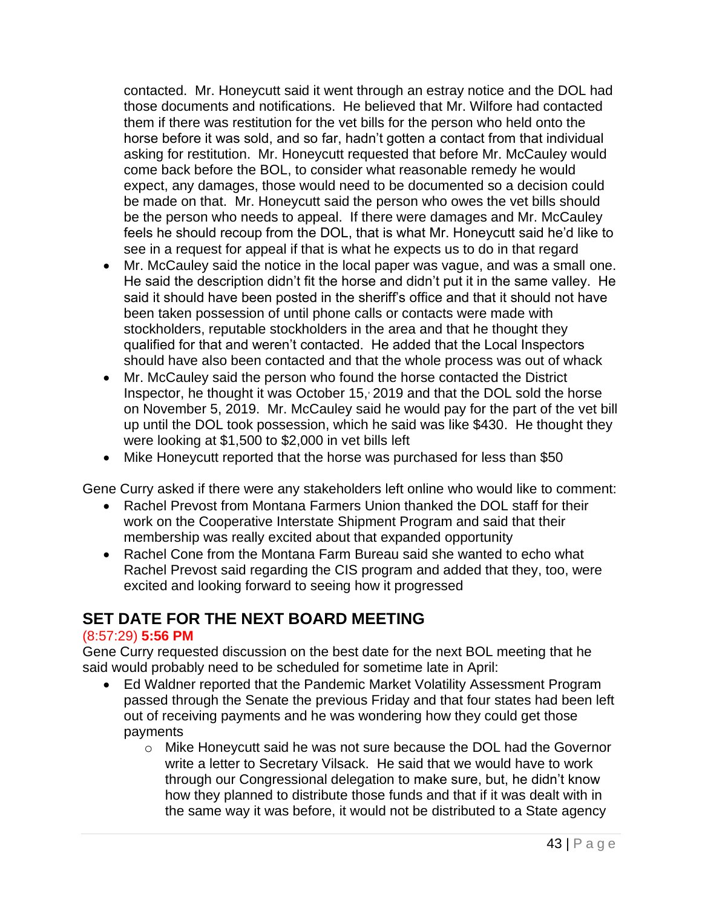contacted. Mr. Honeycutt said it went through an estray notice and the DOL had those documents and notifications. He believed that Mr. Wilfore had contacted them if there was restitution for the vet bills for the person who held onto the horse before it was sold, and so far, hadn't gotten a contact from that individual asking for restitution. Mr. Honeycutt requested that before Mr. McCauley would come back before the BOL, to consider what reasonable remedy he would expect, any damages, those would need to be documented so a decision could be made on that. Mr. Honeycutt said the person who owes the vet bills should be the person who needs to appeal. If there were damages and Mr. McCauley feels he should recoup from the DOL, that is what Mr. Honeycutt said he'd like to see in a request for appeal if that is what he expects us to do in that regard

- Mr. McCauley said the notice in the local paper was vague, and was a small one. He said the description didn't fit the horse and didn't put it in the same valley. He said it should have been posted in the sheriff's office and that it should not have been taken possession of until phone calls or contacts were made with stockholders, reputable stockholders in the area and that he thought they qualified for that and weren't contacted. He added that the Local Inspectors should have also been contacted and that the whole process was out of whack
- Mr. McCauley said the person who found the horse contacted the District Inspector, he thought it was October 15, 2019 and that the DOL sold the horse on November 5, 2019. Mr. McCauley said he would pay for the part of the vet bill up until the DOL took possession, which he said was like $430. He thought they were looking at $1,500 to $2,000 in vet bills left
- Mike Honeycutt reported that the horse was purchased for less than $50

Gene Curry asked if there were any stakeholders left online who would like to comment:

- Rachel Prevost from Montana Farmers Union thanked the DOL staff for their work on the Cooperative Interstate Shipment Program and said that their membership was really excited about that expanded opportunity
- Rachel Cone from the Montana Farm Bureau said she wanted to echo what Rachel Prevost said regarding the CIS program and added that they, too, were excited and looking forward to seeing how it progressed

## SET DATE FOR THE NEXT BOARD MEETING

(8:57:29) **5:56 PM**

Gene Curry requested discussion on the best date for the next BOL meeting that he said would probably need to be scheduled for sometime late in April:

- Ed Waldner reported that the Pandemic Market Volatility Assessment Program passed through the Senate the previous Friday and that four states had been left out of receiving payments and he was wondering how they could get those payments
  - Mike Honeycutt said he was not sure because the DOL had the Governor write a letter to Secretary Vilsack. He said that we would have to work through our Congressional delegation to make sure, but, he didn't know how they planned to distribute those funds and that if it was dealt with in the same way it was before, it would not be distributed to a State agency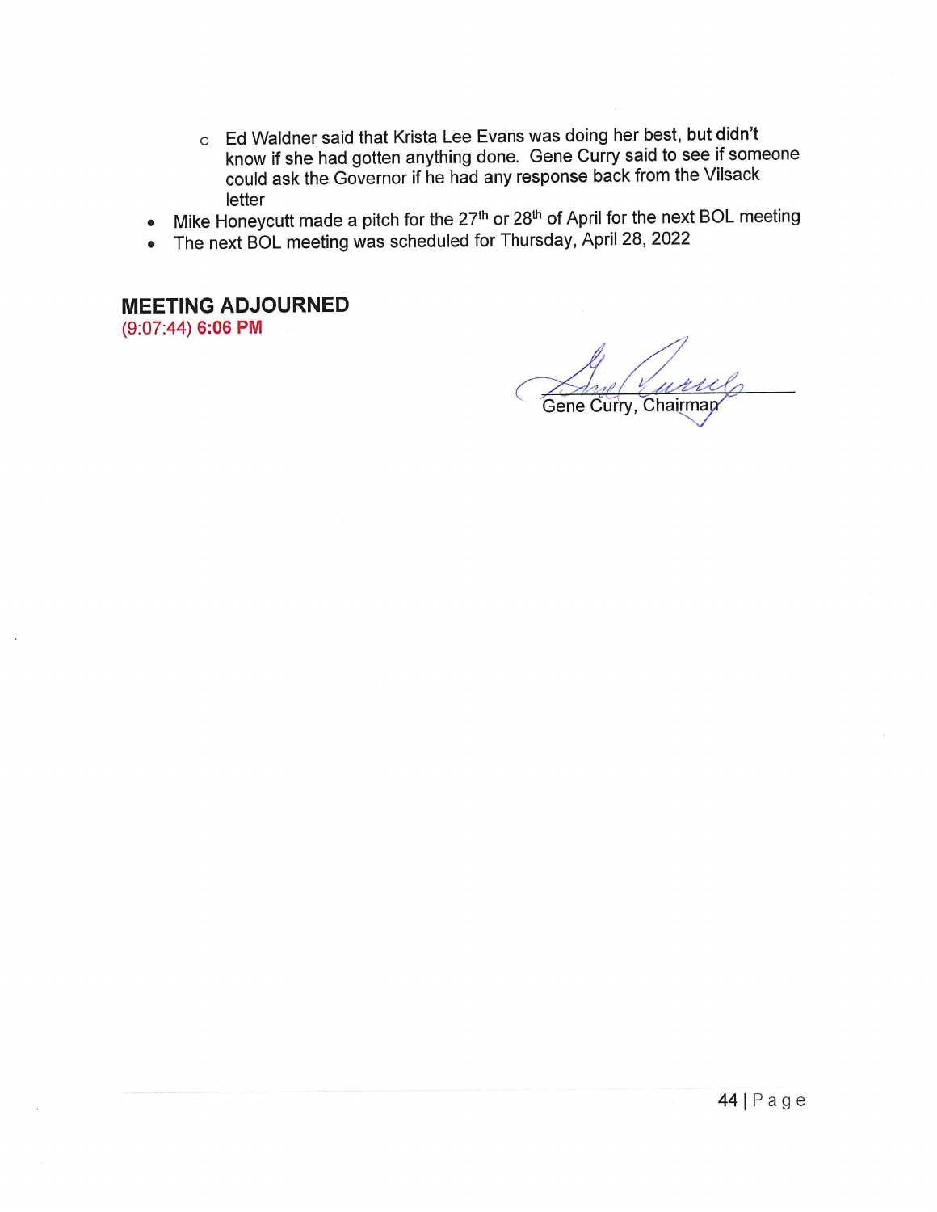- Ed Waldner said that Krista Lee Evans was doing her best, but didn't know if she had gotten anything done. Gene Curry said to see if someone could ask the Governor if he had any response back from the Vilsack letter
- Mike Honeycutt made a pitch for the 27th or 28th of April for the next BOL meeting
- The next BOL meeting was scheduled for Thursday, April 28, 2022

## MEETING ADJOURNED

(9:07:44) **6:06 PM**

Gene Curry, Chairman